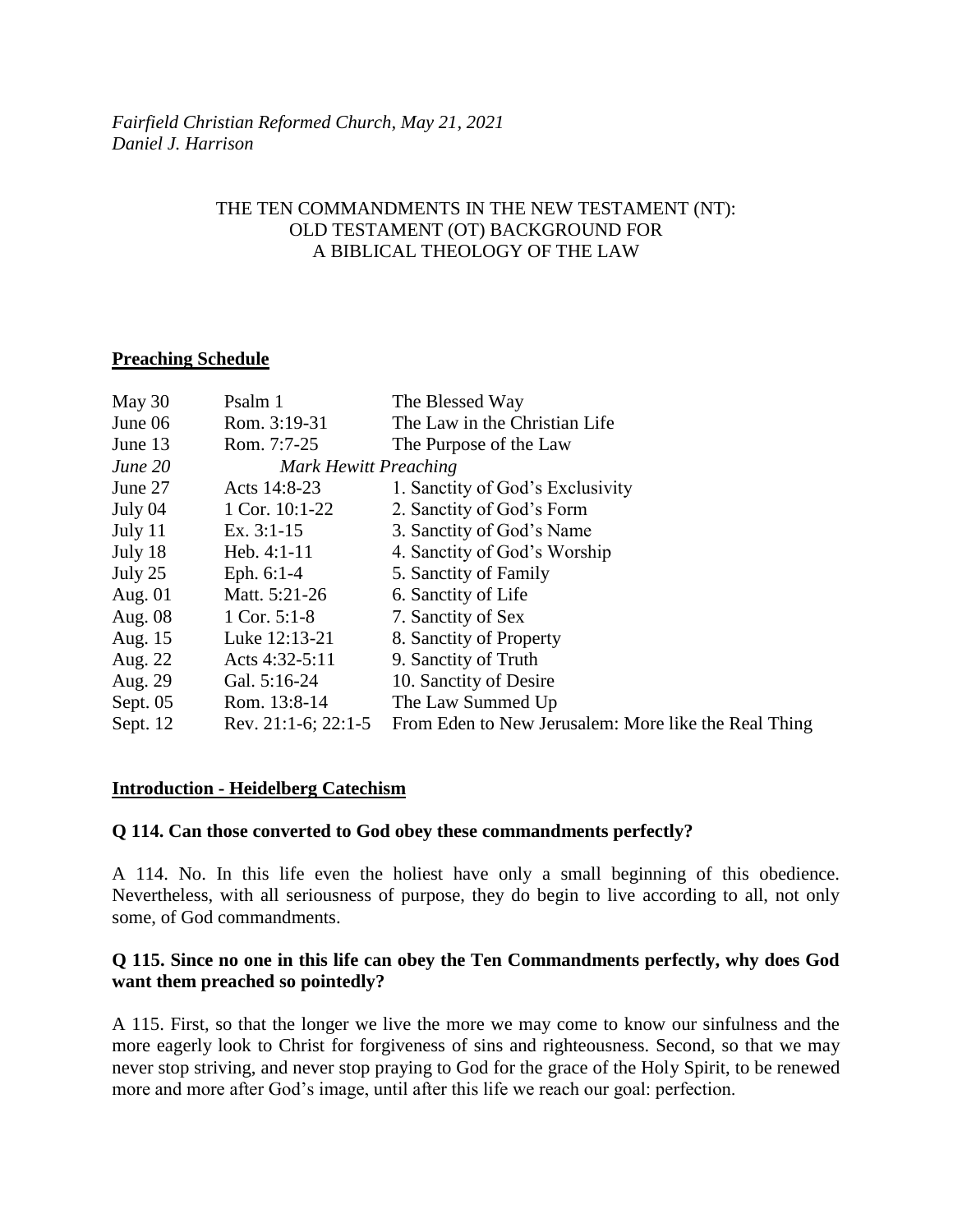*Fairfield Christian Reformed Church, May 21, 2021*
*Daniel J. Harrison*

# THE TEN COMMANDMENTS IN THE NEW TESTAMENT (NT): OLD TESTAMENT (OT) BACKGROUND FOR A BIBLICAL THEOLOGY OF THE LAW

## Preaching Schedule

| | | |
|---|---|---|
| May 30 | Psalm 1 | The Blessed Way |
| June 06 | Rom. 3:19-31 | The Law in the Christian Life |
| June 13 | Rom. 7:7-25 | The Purpose of the Law |
| *June 20* | *Mark Hewitt Preaching* | |
| June 27 | Acts 14:8-23 | 1. Sanctity of God's Exclusivity |
| July 04 | 1 Cor. 10:1-22 | 2. Sanctity of God's Form |
| July 11 | Ex. 3:1-15 | 3. Sanctity of God's Name |
| July 18 | Heb. 4:1-11 | 4. Sanctity of God's Worship |
| July 25 | Eph. 6:1-4 | 5. Sanctity of Family |
| Aug. 01 | Matt. 5:21-26 | 6. Sanctity of Life |
| Aug. 08 | 1 Cor. 5:1-8 | 7. Sanctity of Sex |
| Aug. 15 | Luke 12:13-21 | 8. Sanctity of Property |
| Aug. 22 | Acts 4:32-5:11 | 9. Sanctity of Truth |
| Aug. 29 | Gal. 5:16-24 | 10. Sanctity of Desire |
| Sept. 05 | Rom. 13:8-14 | The Law Summed Up |
| Sept. 12 | Rev. 21:1-6; 22:1-5 | From Eden to New Jerusalem: More like the Real Thing |

## Introduction - Heidelberg Catechism

**Q 114. Can those converted to God obey these commandments perfectly?**

A 114. No. In this life even the holiest have only a small beginning of this obedience. Nevertheless, with all seriousness of purpose, they do begin to live according to all, not only some, of God commandments.

**Q 115. Since no one in this life can obey the Ten Commandments perfectly, why does God want them preached so pointedly?**

A 115. First, so that the longer we live the more we may come to know our sinfulness and the more eagerly look to Christ for forgiveness of sins and righteousness. Second, so that we may never stop striving, and never stop praying to God for the grace of the Holy Spirit, to be renewed more and more after God's image, until after this life we reach our goal: perfection.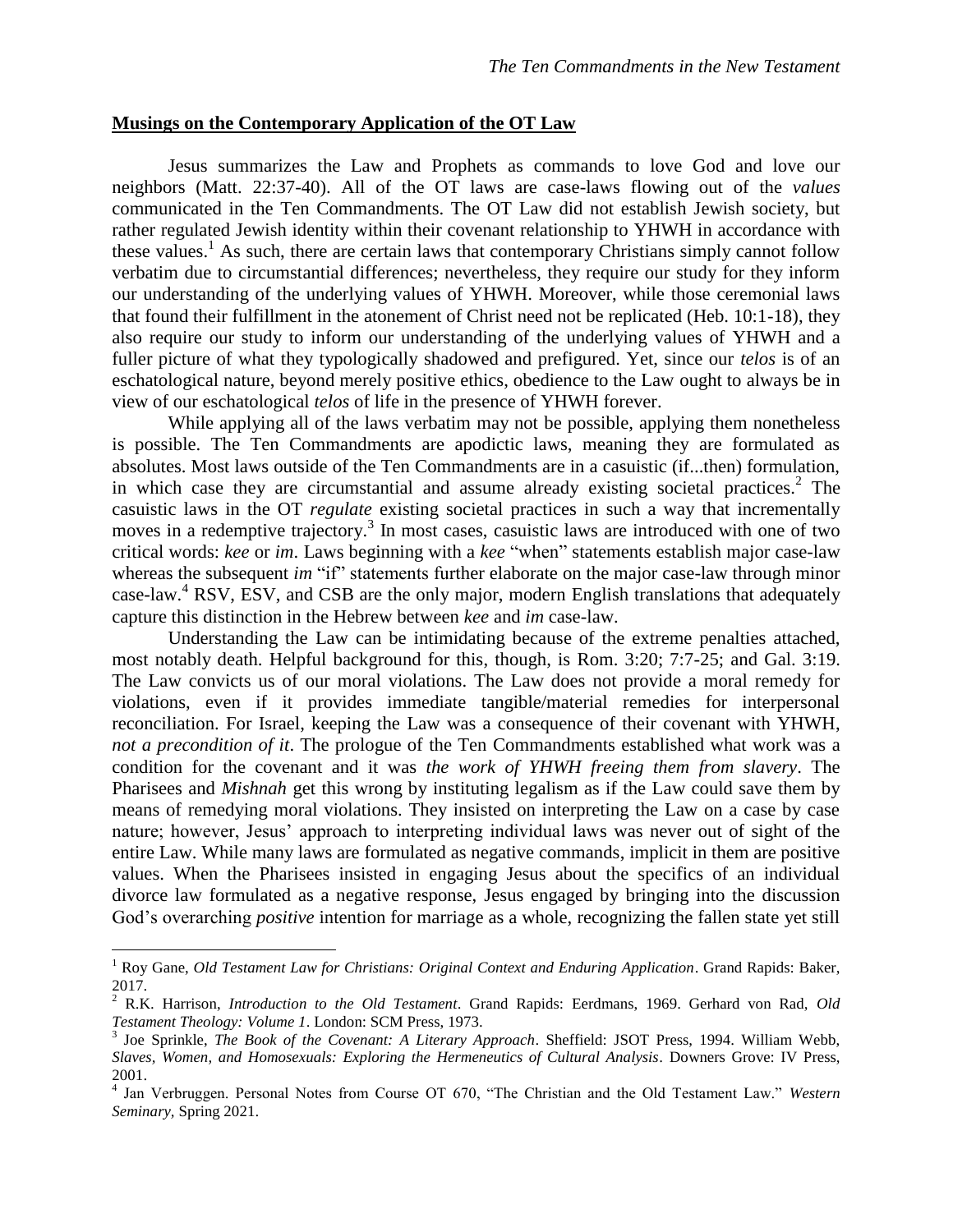## **Musings on the Contemporary Application of the OT Law**

Jesus summarizes the Law and Prophets as commands to love God and love our neighbors (Matt. 22:37-40). All of the OT laws are case-laws flowing out of the *values* communicated in the Ten Commandments. The OT Law did not establish Jewish society, but rather regulated Jewish identity within their covenant relationship to YHWH in accordance with these values.[1] As such, there are certain laws that contemporary Christians simply cannot follow verbatim due to circumstantial differences; nevertheless, they require our study for they inform our understanding of the underlying values of YHWH. Moreover, while those ceremonial laws that found their fulfillment in the atonement of Christ need not be replicated (Heb. 10:1-18), they also require our study to inform our understanding of the underlying values of YHWH and a fuller picture of what they typologically shadowed and prefigured. Yet, since our *telos* is of an eschatological nature, beyond merely positive ethics, obedience to the Law ought to always be in view of our eschatological *telos* of life in the presence of YHWH forever.

While applying all of the laws verbatim may not be possible, applying them nonetheless is possible. The Ten Commandments are apodictic laws, meaning they are formulated as absolutes. Most laws outside of the Ten Commandments are in a casuistic (if...then) formulation, in which case they are circumstantial and assume already existing societal practices.[2] The casuistic laws in the OT *regulate* existing societal practices in such a way that incrementally moves in a redemptive trajectory.[3] In most cases, casuistic laws are introduced with one of two critical words: *kee* or *im*. Laws beginning with a *kee* "when" statements establish major case-law whereas the subsequent *im* "if" statements further elaborate on the major case-law through minor case-law.[4] RSV, ESV, and CSB are the only major, modern English translations that adequately capture this distinction in the Hebrew between *kee* and *im* case-law.

Understanding the Law can be intimidating because of the extreme penalties attached, most notably death. Helpful background for this, though, is Rom. 3:20; 7:7-25; and Gal. 3:19. The Law convicts us of our moral violations. The Law does not provide a moral remedy for violations, even if it provides immediate tangible/material remedies for interpersonal reconciliation. For Israel, keeping the Law was a consequence of their covenant with YHWH, *not a precondition of it*. The prologue of the Ten Commandments established what work was a condition for the covenant and it was *the work of YHWH freeing them from slavery*. The Pharisees and *Mishnah* get this wrong by instituting legalism as if the Law could save them by means of remedying moral violations. They insisted on interpreting the Law on a case by case nature; however, Jesus' approach to interpreting individual laws was never out of sight of the entire Law. While many laws are formulated as negative commands, implicit in them are positive values. When the Pharisees insisted in engaging Jesus about the specifics of an individual divorce law formulated as a negative response, Jesus engaged by bringing into the discussion God's overarching *positive* intention for marriage as a whole, recognizing the fallen state yet still

---

[1] Roy Gane, *Old Testament Law for Christians: Original Context and Enduring Application*. Grand Rapids: Baker, 2017.

[2] R.K. Harrison, *Introduction to the Old Testament*. Grand Rapids: Eerdmans, 1969. Gerhard von Rad, *Old Testament Theology: Volume 1*. London: SCM Press, 1973.

[3] Joe Sprinkle, *The Book of the Covenant: A Literary Approach*. Sheffield: JSOT Press, 1994. William Webb, *Slaves, Women, and Homosexuals: Exploring the Hermeneutics of Cultural Analysis*. Downers Grove: IV Press, 2001.

[4] Jan Verbruggen. Personal Notes from Course OT 670, "The Christian and the Old Testament Law." *Western Seminary*, Spring 2021.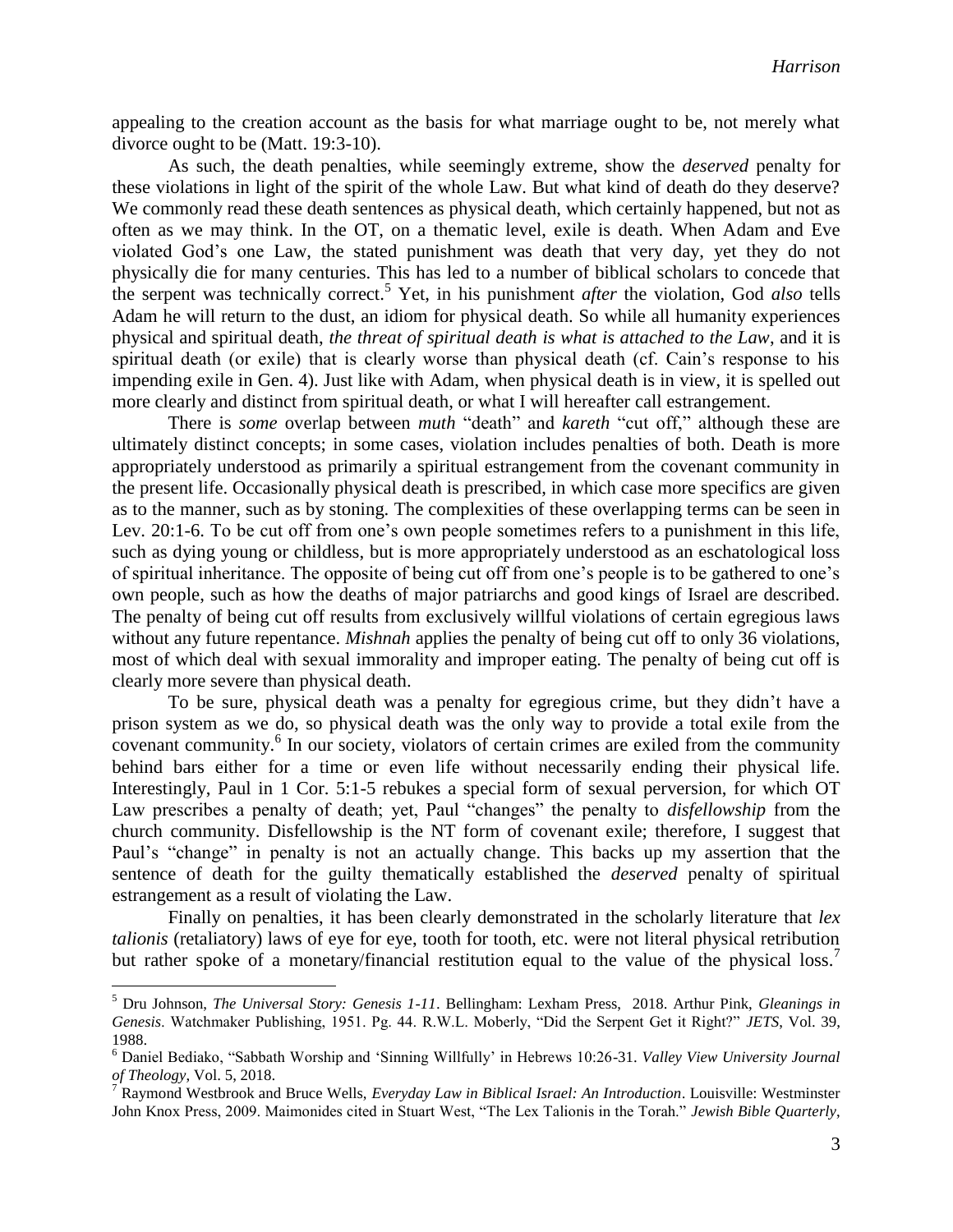appealing to the creation account as the basis for what marriage ought to be, not merely what divorce ought to be (Matt. 19:3-10).

As such, the death penalties, while seemingly extreme, show the *deserved* penalty for these violations in light of the spirit of the whole Law. But what kind of death do they deserve? We commonly read these death sentences as physical death, which certainly happened, but not as often as we may think. In the OT, on a thematic level, exile is death. When Adam and Eve violated God's one Law, the stated punishment was death that very day, yet they do not physically die for many centuries. This has led to a number of biblical scholars to concede that the serpent was technically correct.[5] Yet, in his punishment *after* the violation, God *also* tells Adam he will return to the dust, an idiom for physical death. So while all humanity experiences physical and spiritual death, *the threat of spiritual death is what is attached to the Law*, and it is spiritual death (or exile) that is clearly worse than physical death (cf. Cain's response to his impending exile in Gen. 4). Just like with Adam, when physical death is in view, it is spelled out more clearly and distinct from spiritual death, or what I will hereafter call estrangement.

There is *some* overlap between *muth* "death" and *kareth* "cut off," although these are ultimately distinct concepts; in some cases, violation includes penalties of both. Death is more appropriately understood as primarily a spiritual estrangement from the covenant community in the present life. Occasionally physical death is prescribed, in which case more specifics are given as to the manner, such as by stoning. The complexities of these overlapping terms can be seen in Lev. 20:1-6. To be cut off from one's own people sometimes refers to a punishment in this life, such as dying young or childless, but is more appropriately understood as an eschatological loss of spiritual inheritance. The opposite of being cut off from one's people is to be gathered to one's own people, such as how the deaths of major patriarchs and good kings of Israel are described. The penalty of being cut off results from exclusively willful violations of certain egregious laws without any future repentance. *Mishnah* applies the penalty of being cut off to only 36 violations, most of which deal with sexual immorality and improper eating. The penalty of being cut off is clearly more severe than physical death.

To be sure, physical death was a penalty for egregious crime, but they didn't have a prison system as we do, so physical death was the only way to provide a total exile from the covenant community.[6] In our society, violators of certain crimes are exiled from the community behind bars either for a time or even life without necessarily ending their physical life. Interestingly, Paul in 1 Cor. 5:1-5 rebukes a special form of sexual perversion, for which OT Law prescribes a penalty of death; yet, Paul "changes" the penalty to *disfellowship* from the church community. Disfellowship is the NT form of covenant exile; therefore, I suggest that Paul's "change" in penalty is not an actually change. This backs up my assertion that the sentence of death for the guilty thematically established the *deserved* penalty of spiritual estrangement as a result of violating the Law.

Finally on penalties, it has been clearly demonstrated in the scholarly literature that *lex talionis* (retaliatory) laws of eye for eye, tooth for tooth, etc. were not literal physical retribution but rather spoke of a monetary/financial restitution equal to the value of the physical loss.[7]

---

[5] Dru Johnson, *The Universal Story: Genesis 1-11*. Bellingham: Lexham Press, 2018. Arthur Pink, *Gleanings in Genesis*. Watchmaker Publishing, 1951. Pg. 44. R.W.L. Moberly, "Did the Serpent Get it Right?" *JETS*, Vol. 39, 1988.

[6] Daniel Bediako, "Sabbath Worship and 'Sinning Willfully' in Hebrews 10:26-31. *Valley View University Journal of Theology*, Vol. 5, 2018.

[7] Raymond Westbrook and Bruce Wells, *Everyday Law in Biblical Israel: An Introduction*. Louisville: Westminster John Knox Press, 2009. Maimonides cited in Stuart West, "The Lex Talionis in the Torah." *Jewish Bible Quarterly*,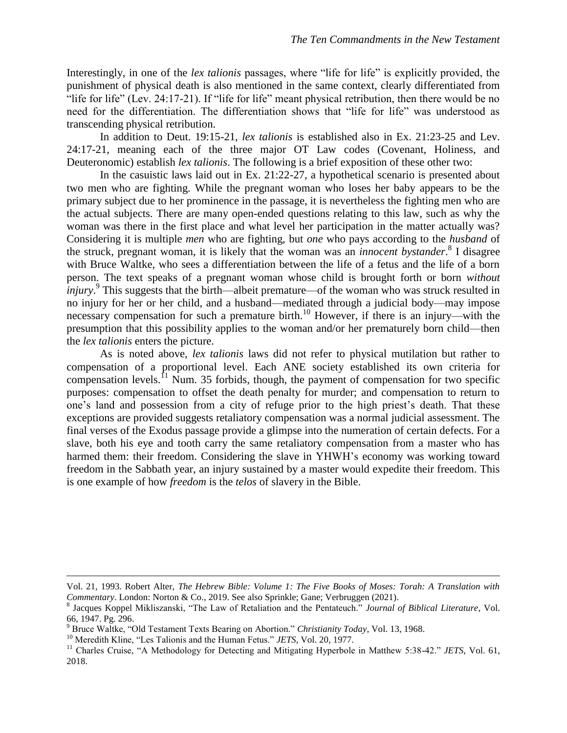Interestingly, in one of the *lex talionis* passages, where "life for life" is explicitly provided, the punishment of physical death is also mentioned in the same context, clearly differentiated from "life for life" (Lev. 24:17-21). If "life for life" meant physical retribution, then there would be no need for the differentiation. The differentiation shows that "life for life" was understood as transcending physical retribution.

In addition to Deut. 19:15-21, *lex talionis* is established also in Ex. 21:23-25 and Lev. 24:17-21, meaning each of the three major OT Law codes (Covenant, Holiness, and Deuteronomic) establish *lex talionis*. The following is a brief exposition of these other two:

In the casuistic laws laid out in Ex. 21:22-27, a hypothetical scenario is presented about two men who are fighting. While the pregnant woman who loses her baby appears to be the primary subject due to her prominence in the passage, it is nevertheless the fighting men who are the actual subjects. There are many open-ended questions relating to this law, such as why the woman was there in the first place and what level her participation in the matter actually was? Considering it is multiple *men* who are fighting, but *one* who pays according to the *husband* of the struck, pregnant woman, it is likely that the woman was an *innocent bystander*.[8] I disagree with Bruce Waltke, who sees a differentiation between the life of a fetus and the life of a born person. The text speaks of a pregnant woman whose child is brought forth or born *without injury*.[9] This suggests that the birth—albeit premature—of the woman who was struck resulted in no injury for her or her child, and a husband—mediated through a judicial body—may impose necessary compensation for such a premature birth.[10] However, if there is an injury—with the presumption that this possibility applies to the woman and/or her prematurely born child—then the *lex talionis* enters the picture.

As is noted above, *lex talionis* laws did not refer to physical mutilation but rather to compensation of a proportional level. Each ANE society established its own criteria for compensation levels.[11] Num. 35 forbids, though, the payment of compensation for two specific purposes: compensation to offset the death penalty for murder; and compensation to return to one's land and possession from a city of refuge prior to the high priest's death. That these exceptions are provided suggests retaliatory compensation was a normal judicial assessment. The final verses of the Exodus passage provide a glimpse into the numeration of certain defects. For a slave, both his eye and tooth carry the same retaliatory compensation from a master who has harmed them: their freedom. Considering the slave in YHWH's economy was working toward freedom in the Sabbath year, an injury sustained by a master would expedite their freedom. This is one example of how *freedom* is the *telos* of slavery in the Bible.

---

Vol. 21, 1993. Robert Alter, *The Hebrew Bible: Volume 1: The Five Books of Moses: Torah: A Translation with Commentary*. London: Norton & Co., 2019. See also Sprinkle; Gane; Verbruggen (2021).

[8] Jacques Koppel Mikliszanski, "The Law of Retaliation and the Pentateuch." *Journal of Biblical Literature*, Vol. 66, 1947. Pg. 296.

[9] Bruce Waltke, "Old Testament Texts Bearing on Abortion." *Christianity Today*, Vol. 13, 1968.

[10] Meredith Kline, "Les Talionis and the Human Fetus." *JETS*, Vol. 20, 1977.

[11] Charles Cruise, "A Methodology for Detecting and Mitigating Hyperbole in Matthew 5:38-42." *JETS*, Vol. 61, 2018.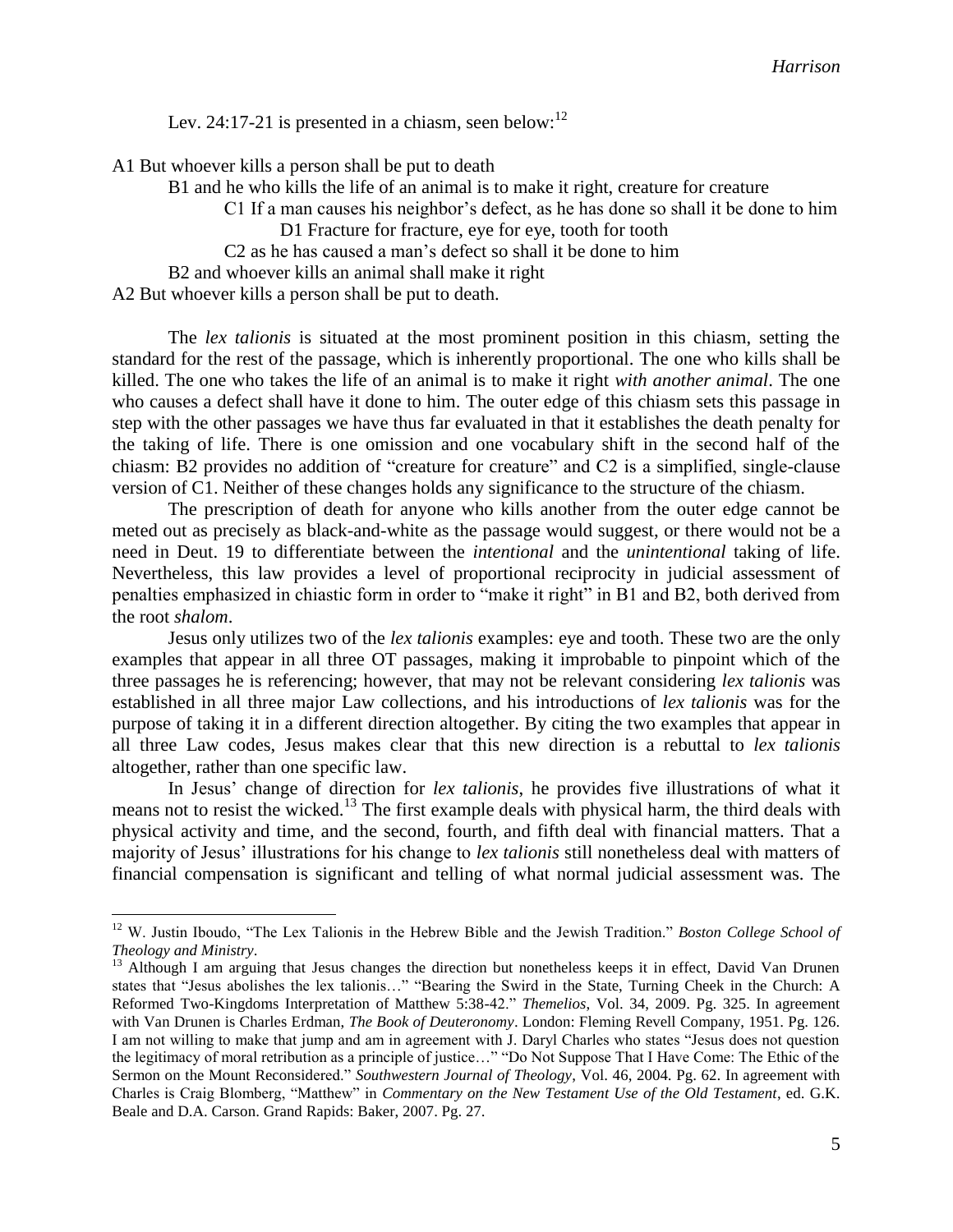Lev. 24:17-21 is presented in a chiasm, seen below:[12]

A1 But whoever kills a person shall be put to death

  B1 and he who kills the life of an animal is to make it right, creature for creature

    C1 If a man causes his neighbor's defect, as he has done so shall it be done to him

      D1 Fracture for fracture, eye for eye, tooth for tooth

    C2 as he has caused a man's defect so shall it be done to him

  B2 and whoever kills an animal shall make it right

A2 But whoever kills a person shall be put to death.

The *lex talionis* is situated at the most prominent position in this chiasm, setting the standard for the rest of the passage, which is inherently proportional. The one who kills shall be killed. The one who takes the life of an animal is to make it right *with another animal*. The one who causes a defect shall have it done to him. The outer edge of this chiasm sets this passage in step with the other passages we have thus far evaluated in that it establishes the death penalty for the taking of life. There is one omission and one vocabulary shift in the second half of the chiasm: B2 provides no addition of "creature for creature" and C2 is a simplified, single-clause version of C1. Neither of these changes holds any significance to the structure of the chiasm.

The prescription of death for anyone who kills another from the outer edge cannot be meted out as precisely as black-and-white as the passage would suggest, or there would not be a need in Deut. 19 to differentiate between the *intentional* and the *unintentional* taking of life. Nevertheless, this law provides a level of proportional reciprocity in judicial assessment of penalties emphasized in chiastic form in order to "make it right" in B1 and B2, both derived from the root *shalom*.

Jesus only utilizes two of the *lex talionis* examples: eye and tooth. These two are the only examples that appear in all three OT passages, making it improbable to pinpoint which of the three passages he is referencing; however, that may not be relevant considering *lex talionis* was established in all three major Law collections, and his introductions of *lex talionis* was for the purpose of taking it in a different direction altogether. By citing the two examples that appear in all three Law codes, Jesus makes clear that this new direction is a rebuttal to *lex talionis* altogether, rather than one specific law.

In Jesus' change of direction for *lex talionis*, he provides five illustrations of what it means not to resist the wicked.[13] The first example deals with physical harm, the third deals with physical activity and time, and the second, fourth, and fifth deal with financial matters. That a majority of Jesus' illustrations for his change to *lex talionis* still nonetheless deal with matters of financial compensation is significant and telling of what normal judicial assessment was. The

---

[12] W. Justin Iboudo, "The Lex Talionis in the Hebrew Bible and the Jewish Tradition." *Boston College School of Theology and Ministry*.

[13] Although I am arguing that Jesus changes the direction but nonetheless keeps it in effect, David Van Drunen states that "Jesus abolishes the lex talionis…" "Bearing the Swird in the State, Turning Cheek in the Church: A Reformed Two-Kingdoms Interpretation of Matthew 5:38-42." *Themelios*, Vol. 34, 2009. Pg. 325. In agreement with Van Drunen is Charles Erdman, *The Book of Deuteronomy*. London: Fleming Revell Company, 1951. Pg. 126. I am not willing to make that jump and am in agreement with J. Daryl Charles who states "Jesus does not question the legitimacy of moral retribution as a principle of justice…" "Do Not Suppose That I Have Come: The Ethic of the Sermon on the Mount Reconsidered." *Southwestern Journal of Theology*, Vol. 46, 2004. Pg. 62. In agreement with Charles is Craig Blomberg, "Matthew" in *Commentary on the New Testament Use of the Old Testament*, ed. G.K. Beale and D.A. Carson. Grand Rapids: Baker, 2007. Pg. 27.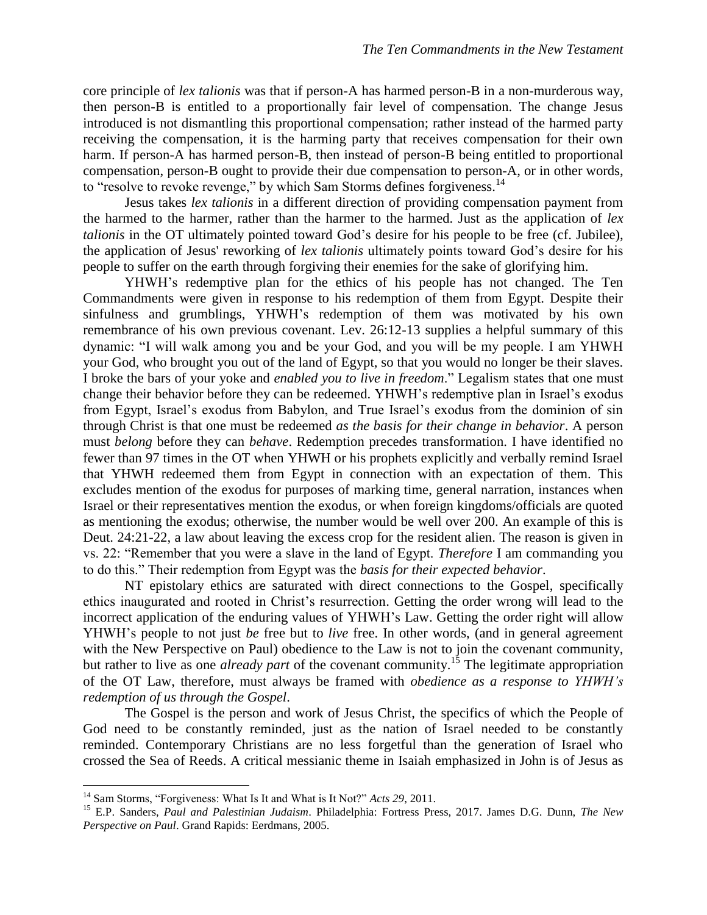core principle of *lex talionis* was that if person-A has harmed person-B in a non-murderous way, then person-B is entitled to a proportionally fair level of compensation. The change Jesus introduced is not dismantling this proportional compensation; rather instead of the harmed party receiving the compensation, it is the harming party that receives compensation for their own harm. If person-A has harmed person-B, then instead of person-B being entitled to proportional compensation, person-B ought to provide their due compensation to person-A, or in other words, to "resolve to revoke revenge," by which Sam Storms defines forgiveness.[14]

Jesus takes *lex talionis* in a different direction of providing compensation payment from the harmed to the harmer, rather than the harmer to the harmed. Just as the application of *lex talionis* in the OT ultimately pointed toward God's desire for his people to be free (cf. Jubilee), the application of Jesus' reworking of *lex talionis* ultimately points toward God's desire for his people to suffer on the earth through forgiving their enemies for the sake of glorifying him.

YHWH's redemptive plan for the ethics of his people has not changed. The Ten Commandments were given in response to his redemption of them from Egypt. Despite their sinfulness and grumblings, YHWH's redemption of them was motivated by his own remembrance of his own previous covenant. Lev. 26:12-13 supplies a helpful summary of this dynamic: "I will walk among you and be your God, and you will be my people. I am YHWH your God, who brought you out of the land of Egypt, so that you would no longer be their slaves. I broke the bars of your yoke and *enabled you to live in freedom*." Legalism states that one must change their behavior before they can be redeemed. YHWH's redemptive plan in Israel's exodus from Egypt, Israel's exodus from Babylon, and True Israel's exodus from the dominion of sin through Christ is that one must be redeemed *as the basis for their change in behavior*. A person must *belong* before they can *behave*. Redemption precedes transformation. I have identified no fewer than 97 times in the OT when YHWH or his prophets explicitly and verbally remind Israel that YHWH redeemed them from Egypt in connection with an expectation of them. This excludes mention of the exodus for purposes of marking time, general narration, instances when Israel or their representatives mention the exodus, or when foreign kingdoms/officials are quoted as mentioning the exodus; otherwise, the number would be well over 200. An example of this is Deut. 24:21-22, a law about leaving the excess crop for the resident alien. The reason is given in vs. 22: "Remember that you were a slave in the land of Egypt. *Therefore* I am commanding you to do this." Their redemption from Egypt was the *basis for their expected behavior*.

NT epistolary ethics are saturated with direct connections to the Gospel, specifically ethics inaugurated and rooted in Christ's resurrection. Getting the order wrong will lead to the incorrect application of the enduring values of YHWH's Law. Getting the order right will allow YHWH's people to not just *be* free but to *live* free. In other words, (and in general agreement with the New Perspective on Paul) obedience to the Law is not to join the covenant community, but rather to live as one *already part* of the covenant community.[15] The legitimate appropriation of the OT Law, therefore, must always be framed with *obedience as a response to YHWH's redemption of us through the Gospel*.

The Gospel is the person and work of Jesus Christ, the specifics of which the People of God need to be constantly reminded, just as the nation of Israel needed to be constantly reminded. Contemporary Christians are no less forgetful than the generation of Israel who crossed the Sea of Reeds. A critical messianic theme in Isaiah emphasized in John is of Jesus as

---

[14] Sam Storms, "Forgiveness: What Is It and What is It Not?" *Acts 29*, 2011.

[15] E.P. Sanders, *Paul and Palestinian Judaism*. Philadelphia: Fortress Press, 2017. James D.G. Dunn, *The New Perspective on Paul*. Grand Rapids: Eerdmans, 2005.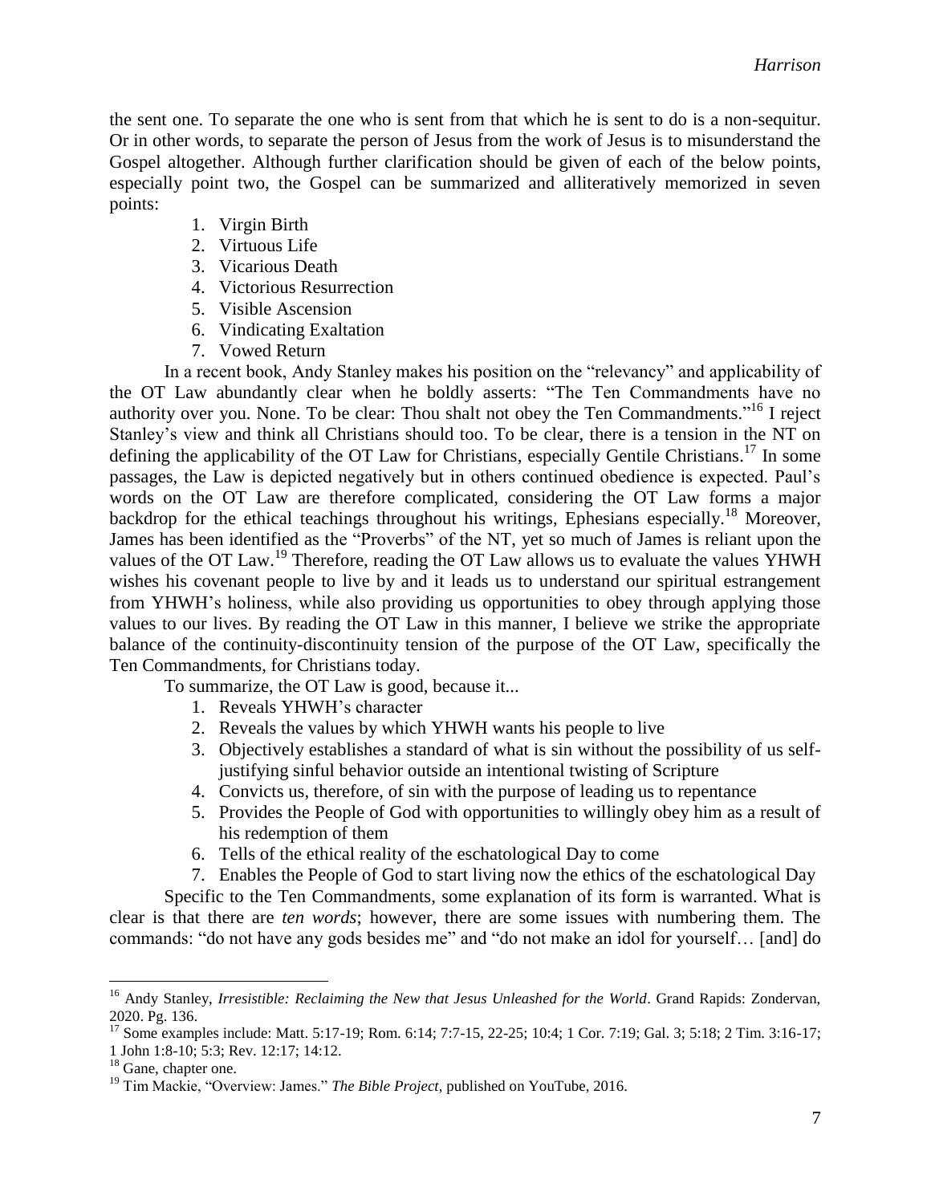the sent one. To separate the one who is sent from that which he is sent to do is a non-sequitur. Or in other words, to separate the person of Jesus from the work of Jesus is to misunderstand the Gospel altogether. Although further clarification should be given of each of the below points, especially point two, the Gospel can be summarized and alliteratively memorized in seven points:

1. Virgin Birth
2. Virtuous Life
3. Vicarious Death
4. Victorious Resurrection
5. Visible Ascension
6. Vindicating Exaltation
7. Vowed Return

In a recent book, Andy Stanley makes his position on the "relevancy" and applicability of the OT Law abundantly clear when he boldly asserts: "The Ten Commandments have no authority over you. None. To be clear: Thou shalt not obey the Ten Commandments."[16] I reject Stanley's view and think all Christians should too. To be clear, there is a tension in the NT on defining the applicability of the OT Law for Christians, especially Gentile Christians.[17] In some passages, the Law is depicted negatively but in others continued obedience is expected. Paul's words on the OT Law are therefore complicated, considering the OT Law forms a major backdrop for the ethical teachings throughout his writings, Ephesians especially.[18] Moreover, James has been identified as the "Proverbs" of the NT, yet so much of James is reliant upon the values of the OT Law.[19] Therefore, reading the OT Law allows us to evaluate the values YHWH wishes his covenant people to live by and it leads us to understand our spiritual estrangement from YHWH's holiness, while also providing us opportunities to obey through applying those values to our lives. By reading the OT Law in this manner, I believe we strike the appropriate balance of the continuity-discontinuity tension of the purpose of the OT Law, specifically the Ten Commandments, for Christians today.

To summarize, the OT Law is good, because it...

1. Reveals YHWH's character
2. Reveals the values by which YHWH wants his people to live
3. Objectively establishes a standard of what is sin without the possibility of us self-justifying sinful behavior outside an intentional twisting of Scripture
4. Convicts us, therefore, of sin with the purpose of leading us to repentance
5. Provides the People of God with opportunities to willingly obey him as a result of his redemption of them
6. Tells of the ethical reality of the eschatological Day to come
7. Enables the People of God to start living now the ethics of the eschatological Day

Specific to the Ten Commandments, some explanation of its form is warranted. What is clear is that there are *ten words*; however, there are some issues with numbering them. The commands: "do not have any gods besides me" and "do not make an idol for yourself… [and] do

---

[16] Andy Stanley, *Irresistible: Reclaiming the New that Jesus Unleashed for the World*. Grand Rapids: Zondervan, 2020. Pg. 136.

[17] Some examples include: Matt. 5:17-19; Rom. 6:14; 7:7-15, 22-25; 10:4; 1 Cor. 7:19; Gal. 3; 5:18; 2 Tim. 3:16-17; 1 John 1:8-10; 5:3; Rev. 12:17; 14:12.

[18] Gane, chapter one.

[19] Tim Mackie, "Overview: James." *The Bible Project*, published on YouTube, 2016.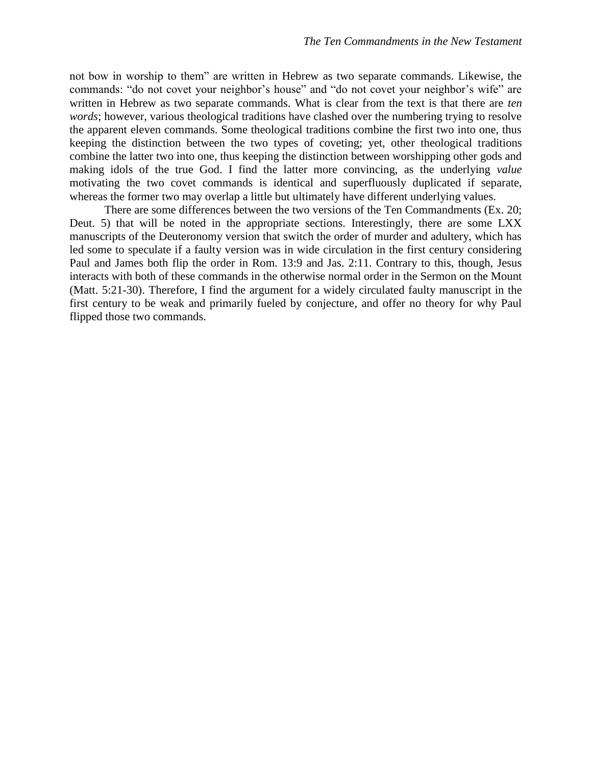not bow in worship to them" are written in Hebrew as two separate commands. Likewise, the commands: "do not covet your neighbor's house" and "do not covet your neighbor's wife" are written in Hebrew as two separate commands. What is clear from the text is that there are *ten words*; however, various theological traditions have clashed over the numbering trying to resolve the apparent eleven commands. Some theological traditions combine the first two into one, thus keeping the distinction between the two types of coveting; yet, other theological traditions combine the latter two into one, thus keeping the distinction between worshipping other gods and making idols of the true God. I find the latter more convincing, as the underlying *value* motivating the two covet commands is identical and superfluously duplicated if separate, whereas the former two may overlap a little but ultimately have different underlying values.

There are some differences between the two versions of the Ten Commandments (Ex. 20; Deut. 5) that will be noted in the appropriate sections. Interestingly, there are some LXX manuscripts of the Deuteronomy version that switch the order of murder and adultery, which has led some to speculate if a faulty version was in wide circulation in the first century considering Paul and James both flip the order in Rom. 13:9 and Jas. 2:11. Contrary to this, though, Jesus interacts with both of these commands in the otherwise normal order in the Sermon on the Mount (Matt. 5:21-30). Therefore, I find the argument for a widely circulated faulty manuscript in the first century to be weak and primarily fueled by conjecture, and offer no theory for why Paul flipped those two commands.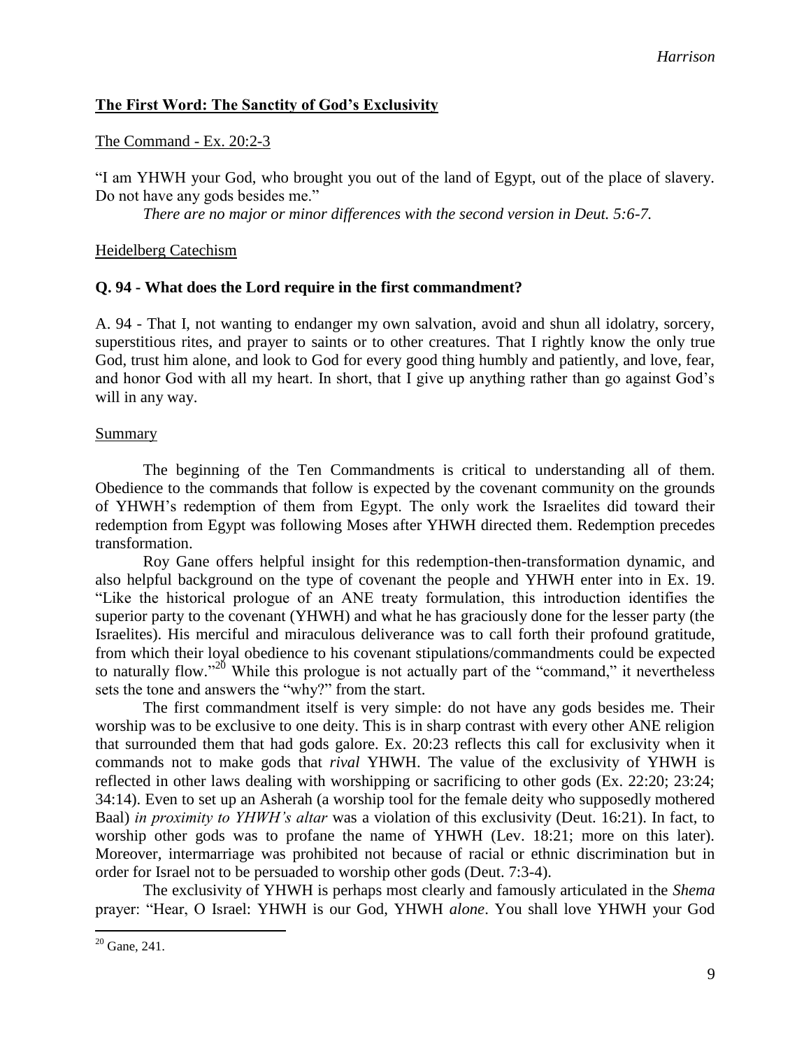## **<u>The First Word: The Sanctity of God's Exclusivity</u>**

<u>The Command - Ex. 20:2-3</u>

"I am YHWH your God, who brought you out of the land of Egypt, out of the place of slavery. Do not have any gods besides me."

*There are no major or minor differences with the second version in Deut. 5:6-7.*

<u>Heidelberg Catechism</u>

**Q. 94 - What does the Lord require in the first commandment?**

A. 94 - That I, not wanting to endanger my own salvation, avoid and shun all idolatry, sorcery, superstitious rites, and prayer to saints or to other creatures. That I rightly know the only true God, trust him alone, and look to God for every good thing humbly and patiently, and love, fear, and honor God with all my heart. In short, that I give up anything rather than go against God's will in any way.

<u>Summary</u>

The beginning of the Ten Commandments is critical to understanding all of them. Obedience to the commands that follow is expected by the covenant community on the grounds of YHWH's redemption of them from Egypt. The only work the Israelites did toward their redemption from Egypt was following Moses after YHWH directed them. Redemption precedes transformation.

Roy Gane offers helpful insight for this redemption-then-transformation dynamic, and also helpful background on the type of covenant the people and YHWH enter into in Ex. 19. "Like the historical prologue of an ANE treaty formulation, this introduction identifies the superior party to the covenant (YHWH) and what he has graciously done for the lesser party (the Israelites). His merciful and miraculous deliverance was to call forth their profound gratitude, from which their loyal obedience to his covenant stipulations/commandments could be expected to naturally flow."[20] While this prologue is not actually part of the "command," it nevertheless sets the tone and answers the "why?" from the start.

The first commandment itself is very simple: do not have any gods besides me. Their worship was to be exclusive to one deity. This is in sharp contrast with every other ANE religion that surrounded them that had gods galore. Ex. 20:23 reflects this call for exclusivity when it commands not to make gods that *rival* YHWH. The value of the exclusivity of YHWH is reflected in other laws dealing with worshipping or sacrificing to other gods (Ex. 22:20; 23:24; 34:14). Even to set up an Asherah (a worship tool for the female deity who supposedly mothered Baal) *in proximity to YHWH's altar* was a violation of this exclusivity (Deut. 16:21). In fact, to worship other gods was to profane the name of YHWH (Lev. 18:21; more on this later). Moreover, intermarriage was prohibited not because of racial or ethnic discrimination but in order for Israel not to be persuaded to worship other gods (Deut. 7:3-4).

The exclusivity of YHWH is perhaps most clearly and famously articulated in the *Shema* prayer: "Hear, O Israel: YHWH is our God, YHWH *alone*. You shall love YHWH your God

---

[20] Gane, 241.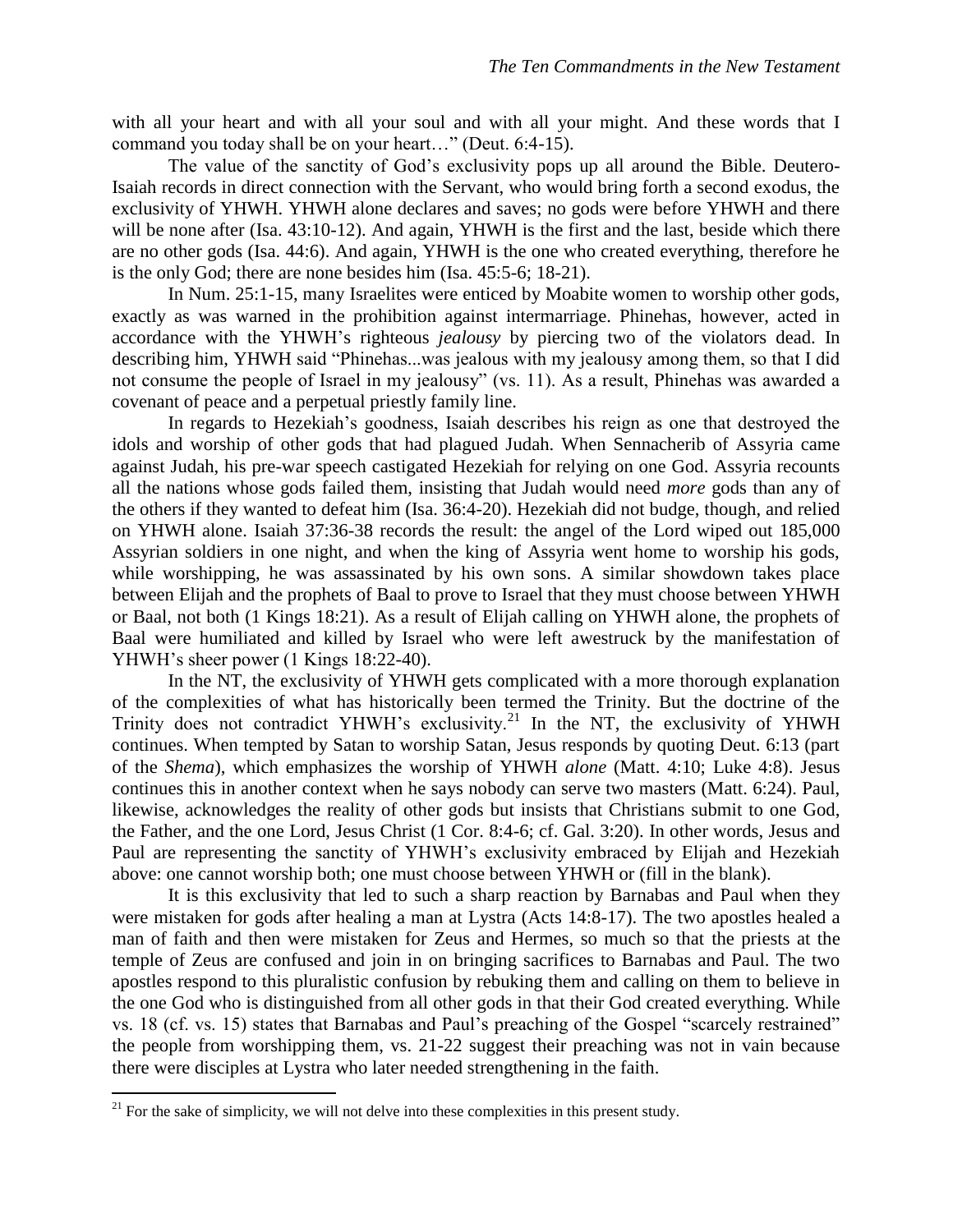with all your heart and with all your soul and with all your might. And these words that I command you today shall be on your heart…" (Deut. 6:4-15).

The value of the sanctity of God's exclusivity pops up all around the Bible. Deutero-Isaiah records in direct connection with the Servant, who would bring forth a second exodus, the exclusivity of YHWH. YHWH alone declares and saves; no gods were before YHWH and there will be none after (Isa. 43:10-12). And again, YHWH is the first and the last, beside which there are no other gods (Isa. 44:6). And again, YHWH is the one who created everything, therefore he is the only God; there are none besides him (Isa. 45:5-6; 18-21).

In Num. 25:1-15, many Israelites were enticed by Moabite women to worship other gods, exactly as was warned in the prohibition against intermarriage. Phinehas, however, acted in accordance with the YHWH's righteous *jealousy* by piercing two of the violators dead. In describing him, YHWH said "Phinehas...was jealous with my jealousy among them, so that I did not consume the people of Israel in my jealousy" (vs. 11). As a result, Phinehas was awarded a covenant of peace and a perpetual priestly family line.

In regards to Hezekiah's goodness, Isaiah describes his reign as one that destroyed the idols and worship of other gods that had plagued Judah. When Sennacherib of Assyria came against Judah, his pre-war speech castigated Hezekiah for relying on one God. Assyria recounts all the nations whose gods failed them, insisting that Judah would need *more* gods than any of the others if they wanted to defeat him (Isa. 36:4-20). Hezekiah did not budge, though, and relied on YHWH alone. Isaiah 37:36-38 records the result: the angel of the Lord wiped out 185,000 Assyrian soldiers in one night, and when the king of Assyria went home to worship his gods, while worshipping, he was assassinated by his own sons. A similar showdown takes place between Elijah and the prophets of Baal to prove to Israel that they must choose between YHWH or Baal, not both (1 Kings 18:21). As a result of Elijah calling on YHWH alone, the prophets of Baal were humiliated and killed by Israel who were left awestruck by the manifestation of YHWH's sheer power (1 Kings 18:22-40).

In the NT, the exclusivity of YHWH gets complicated with a more thorough explanation of the complexities of what has historically been termed the Trinity. But the doctrine of the Trinity does not contradict YHWH's exclusivity.[21] In the NT, the exclusivity of YHWH continues. When tempted by Satan to worship Satan, Jesus responds by quoting Deut. 6:13 (part of the *Shema*), which emphasizes the worship of YHWH *alone* (Matt. 4:10; Luke 4:8). Jesus continues this in another context when he says nobody can serve two masters (Matt. 6:24). Paul, likewise, acknowledges the reality of other gods but insists that Christians submit to one God, the Father, and the one Lord, Jesus Christ (1 Cor. 8:4-6; cf. Gal. 3:20). In other words, Jesus and Paul are representing the sanctity of YHWH's exclusivity embraced by Elijah and Hezekiah above: one cannot worship both; one must choose between YHWH or (fill in the blank).

It is this exclusivity that led to such a sharp reaction by Barnabas and Paul when they were mistaken for gods after healing a man at Lystra (Acts 14:8-17). The two apostles healed a man of faith and then were mistaken for Zeus and Hermes, so much so that the priests at the temple of Zeus are confused and join in on bringing sacrifices to Barnabas and Paul. The two apostles respond to this pluralistic confusion by rebuking them and calling on them to believe in the one God who is distinguished from all other gods in that their God created everything. While vs. 18 (cf. vs. 15) states that Barnabas and Paul's preaching of the Gospel "scarcely restrained" the people from worshipping them, vs. 21-22 suggest their preaching was not in vain because there were disciples at Lystra who later needed strengthening in the faith.

[21] For the sake of simplicity, we will not delve into these complexities in this present study.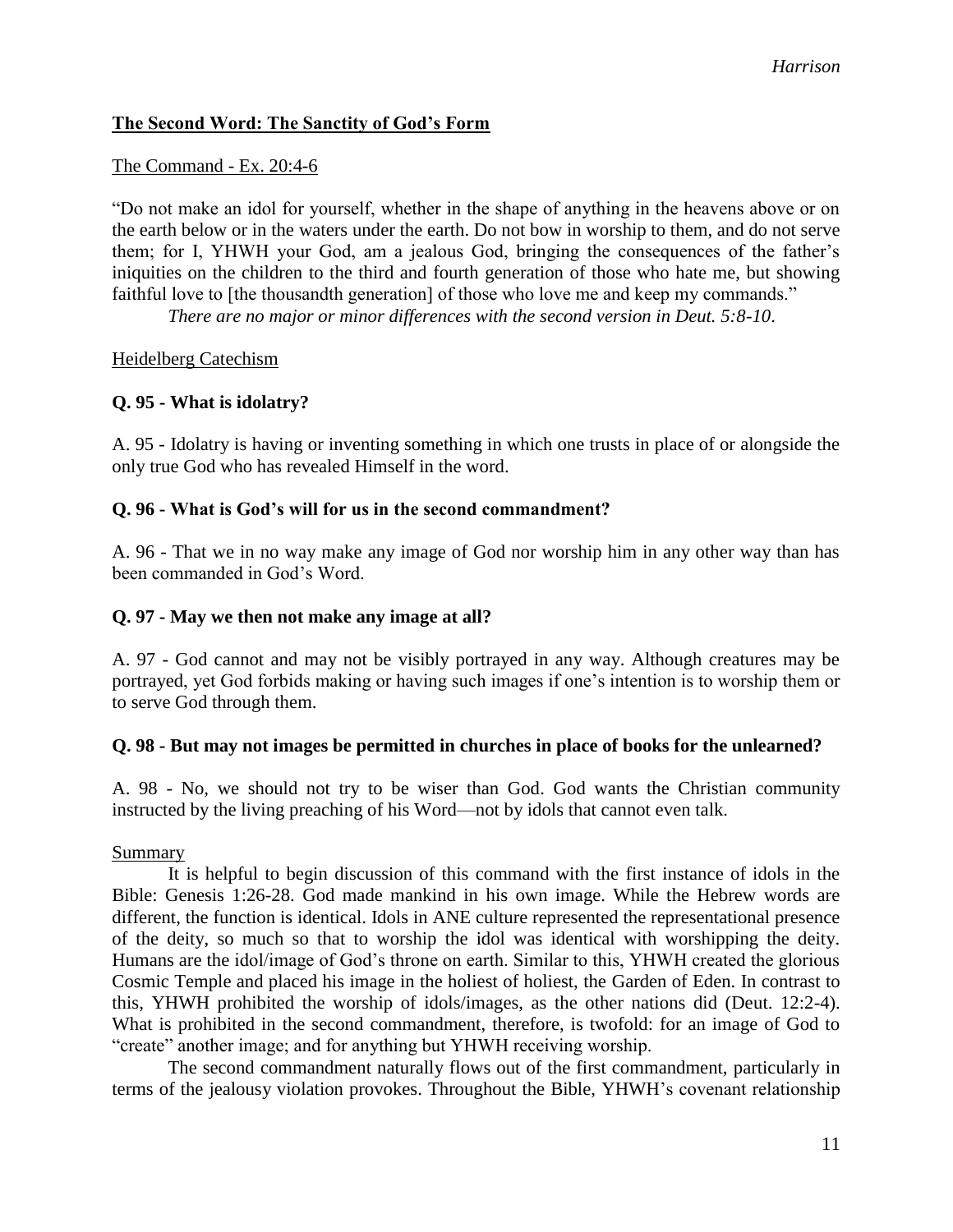## The Second Word: The Sanctity of God's Form

### The Command - Ex. 20:4-6

"Do not make an idol for yourself, whether in the shape of anything in the heavens above or on the earth below or in the waters under the earth. Do not bow in worship to them, and do not serve them; for I, YHWH your God, am a jealous God, bringing the consequences of the father's iniquities on the children to the third and fourth generation of those who hate me, but showing faithful love to [the thousandth generation] of those who love me and keep my commands."

*There are no major or minor differences with the second version in Deut. 5:8-10.*

### Heidelberg Catechism

**Q. 95 - What is idolatry?**

A. 95 - Idolatry is having or inventing something in which one trusts in place of or alongside the only true God who has revealed Himself in the word.

**Q. 96 - What is God's will for us in the second commandment?**

A. 96 - That we in no way make any image of God nor worship him in any other way than has been commanded in God's Word.

**Q. 97 - May we then not make any image at all?**

A. 97 - God cannot and may not be visibly portrayed in any way. Although creatures may be portrayed, yet God forbids making or having such images if one's intention is to worship them or to serve God through them.

**Q. 98 - But may not images be permitted in churches in place of books for the unlearned?**

A. 98 - No, we should not try to be wiser than God. God wants the Christian community instructed by the living preaching of his Word—not by idols that cannot even talk.

### Summary

It is helpful to begin discussion of this command with the first instance of idols in the Bible: Genesis 1:26-28. God made mankind in his own image. While the Hebrew words are different, the function is identical. Idols in ANE culture represented the representational presence of the deity, so much so that to worship the idol was identical with worshipping the deity. Humans are the idol/image of God's throne on earth. Similar to this, YHWH created the glorious Cosmic Temple and placed his image in the holiest of holiest, the Garden of Eden. In contrast to this, YHWH prohibited the worship of idols/images, as the other nations did (Deut. 12:2-4). What is prohibited in the second commandment, therefore, is twofold: for an image of God to "create" another image; and for anything but YHWH receiving worship.

The second commandment naturally flows out of the first commandment, particularly in terms of the jealousy violation provokes. Throughout the Bible, YHWH's covenant relationship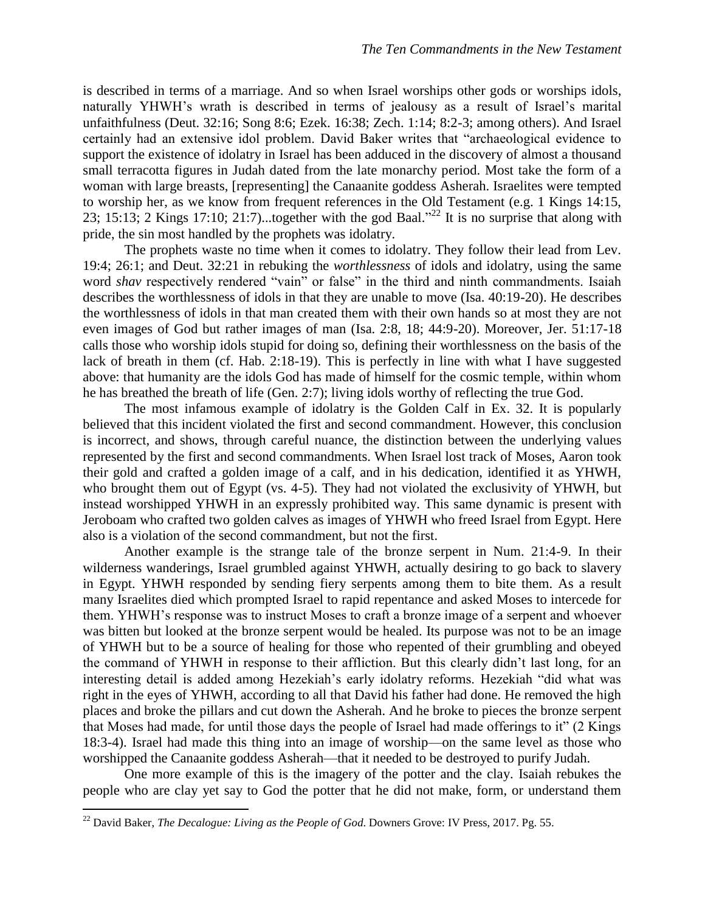is described in terms of a marriage. And so when Israel worships other gods or worships idols, naturally YHWH's wrath is described in terms of jealousy as a result of Israel's marital unfaithfulness (Deut. 32:16; Song 8:6; Ezek. 16:38; Zech. 1:14; 8:2-3; among others). And Israel certainly had an extensive idol problem. David Baker writes that "archaeological evidence to support the existence of idolatry in Israel has been adduced in the discovery of almost a thousand small terracotta figures in Judah dated from the late monarchy period. Most take the form of a woman with large breasts, [representing] the Canaanite goddess Asherah. Israelites were tempted to worship her, as we know from frequent references in the Old Testament (e.g. 1 Kings 14:15, 23; 15:13; 2 Kings 17:10; 21:7)...together with the god Baal."[22] It is no surprise that along with pride, the sin most handled by the prophets was idolatry.

The prophets waste no time when it comes to idolatry. They follow their lead from Lev. 19:4; 26:1; and Deut. 32:21 in rebuking the *worthlessness* of idols and idolatry, using the same word *shav* respectively rendered "vain" or false" in the third and ninth commandments. Isaiah describes the worthlessness of idols in that they are unable to move (Isa. 40:19-20). He describes the worthlessness of idols in that man created them with their own hands so at most they are not even images of God but rather images of man (Isa. 2:8, 18; 44:9-20). Moreover, Jer. 51:17-18 calls those who worship idols stupid for doing so, defining their worthlessness on the basis of the lack of breath in them (cf. Hab. 2:18-19). This is perfectly in line with what I have suggested above: that humanity are the idols God has made of himself for the cosmic temple, within whom he has breathed the breath of life (Gen. 2:7); living idols worthy of reflecting the true God.

The most infamous example of idolatry is the Golden Calf in Ex. 32. It is popularly believed that this incident violated the first and second commandment. However, this conclusion is incorrect, and shows, through careful nuance, the distinction between the underlying values represented by the first and second commandments. When Israel lost track of Moses, Aaron took their gold and crafted a golden image of a calf, and in his dedication, identified it as YHWH, who brought them out of Egypt (vs. 4-5). They had not violated the exclusivity of YHWH, but instead worshipped YHWH in an expressly prohibited way. This same dynamic is present with Jeroboam who crafted two golden calves as images of YHWH who freed Israel from Egypt. Here also is a violation of the second commandment, but not the first.

Another example is the strange tale of the bronze serpent in Num. 21:4-9. In their wilderness wanderings, Israel grumbled against YHWH, actually desiring to go back to slavery in Egypt. YHWH responded by sending fiery serpents among them to bite them. As a result many Israelites died which prompted Israel to rapid repentance and asked Moses to intercede for them. YHWH's response was to instruct Moses to craft a bronze image of a serpent and whoever was bitten but looked at the bronze serpent would be healed. Its purpose was not to be an image of YHWH but to be a source of healing for those who repented of their grumbling and obeyed the command of YHWH in response to their affliction. But this clearly didn't last long, for an interesting detail is added among Hezekiah's early idolatry reforms. Hezekiah "did what was right in the eyes of YHWH, according to all that David his father had done. He removed the high places and broke the pillars and cut down the Asherah. And he broke to pieces the bronze serpent that Moses had made, for until those days the people of Israel had made offerings to it" (2 Kings 18:3-4). Israel had made this thing into an image of worship—on the same level as those who worshipped the Canaanite goddess Asherah—that it needed to be destroyed to purify Judah.

One more example of this is the imagery of the potter and the clay. Isaiah rebukes the people who are clay yet say to God the potter that he did not make, form, or understand them

---

[22] David Baker, *The Decalogue: Living as the People of God*. Downers Grove: IV Press, 2017. Pg. 55.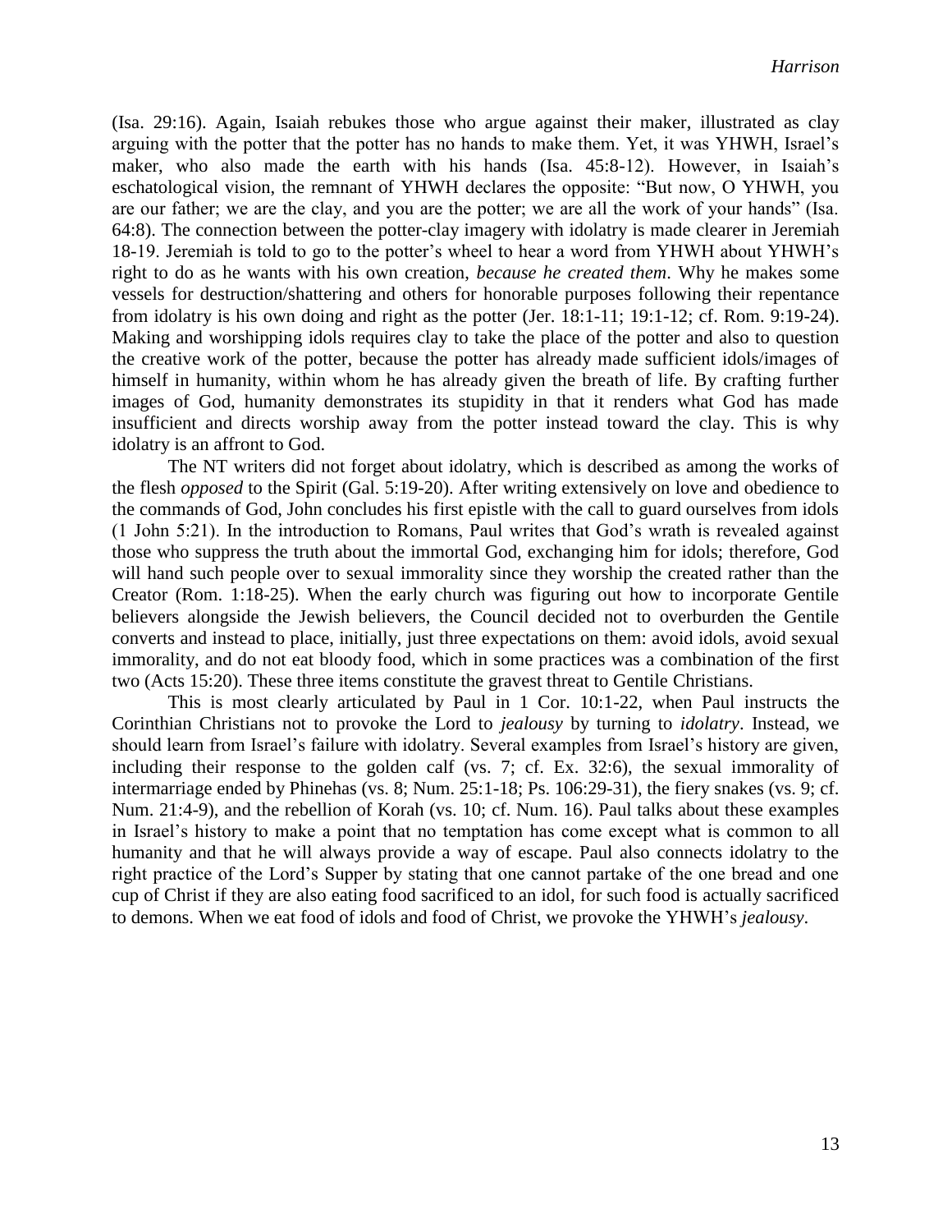(Isa. 29:16). Again, Isaiah rebukes those who argue against their maker, illustrated as clay arguing with the potter that the potter has no hands to make them. Yet, it was YHWH, Israel's maker, who also made the earth with his hands (Isa. 45:8-12). However, in Isaiah's eschatological vision, the remnant of YHWH declares the opposite: "But now, O YHWH, you are our father; we are the clay, and you are the potter; we are all the work of your hands" (Isa. 64:8). The connection between the potter-clay imagery with idolatry is made clearer in Jeremiah 18-19. Jeremiah is told to go to the potter's wheel to hear a word from YHWH about YHWH's right to do as he wants with his own creation, *because he created them*. Why he makes some vessels for destruction/shattering and others for honorable purposes following their repentance from idolatry is his own doing and right as the potter (Jer. 18:1-11; 19:1-12; cf. Rom. 9:19-24). Making and worshipping idols requires clay to take the place of the potter and also to question the creative work of the potter, because the potter has already made sufficient idols/images of himself in humanity, within whom he has already given the breath of life. By crafting further images of God, humanity demonstrates its stupidity in that it renders what God has made insufficient and directs worship away from the potter instead toward the clay. This is why idolatry is an affront to God.

The NT writers did not forget about idolatry, which is described as among the works of the flesh *opposed* to the Spirit (Gal. 5:19-20). After writing extensively on love and obedience to the commands of God, John concludes his first epistle with the call to guard ourselves from idols (1 John 5:21). In the introduction to Romans, Paul writes that God's wrath is revealed against those who suppress the truth about the immortal God, exchanging him for idols; therefore, God will hand such people over to sexual immorality since they worship the created rather than the Creator (Rom. 1:18-25). When the early church was figuring out how to incorporate Gentile believers alongside the Jewish believers, the Council decided not to overburden the Gentile converts and instead to place, initially, just three expectations on them: avoid idols, avoid sexual immorality, and do not eat bloody food, which in some practices was a combination of the first two (Acts 15:20). These three items constitute the gravest threat to Gentile Christians.

This is most clearly articulated by Paul in 1 Cor. 10:1-22, when Paul instructs the Corinthian Christians not to provoke the Lord to *jealousy* by turning to *idolatry*. Instead, we should learn from Israel's failure with idolatry. Several examples from Israel's history are given, including their response to the golden calf (vs. 7; cf. Ex. 32:6), the sexual immorality of intermarriage ended by Phinehas (vs. 8; Num. 25:1-18; Ps. 106:29-31), the fiery snakes (vs. 9; cf. Num. 21:4-9), and the rebellion of Korah (vs. 10; cf. Num. 16). Paul talks about these examples in Israel's history to make a point that no temptation has come except what is common to all humanity and that he will always provide a way of escape. Paul also connects idolatry to the right practice of the Lord's Supper by stating that one cannot partake of the one bread and one cup of Christ if they are also eating food sacrificed to an idol, for such food is actually sacrificed to demons. When we eat food of idols and food of Christ, we provoke the YHWH's *jealousy*.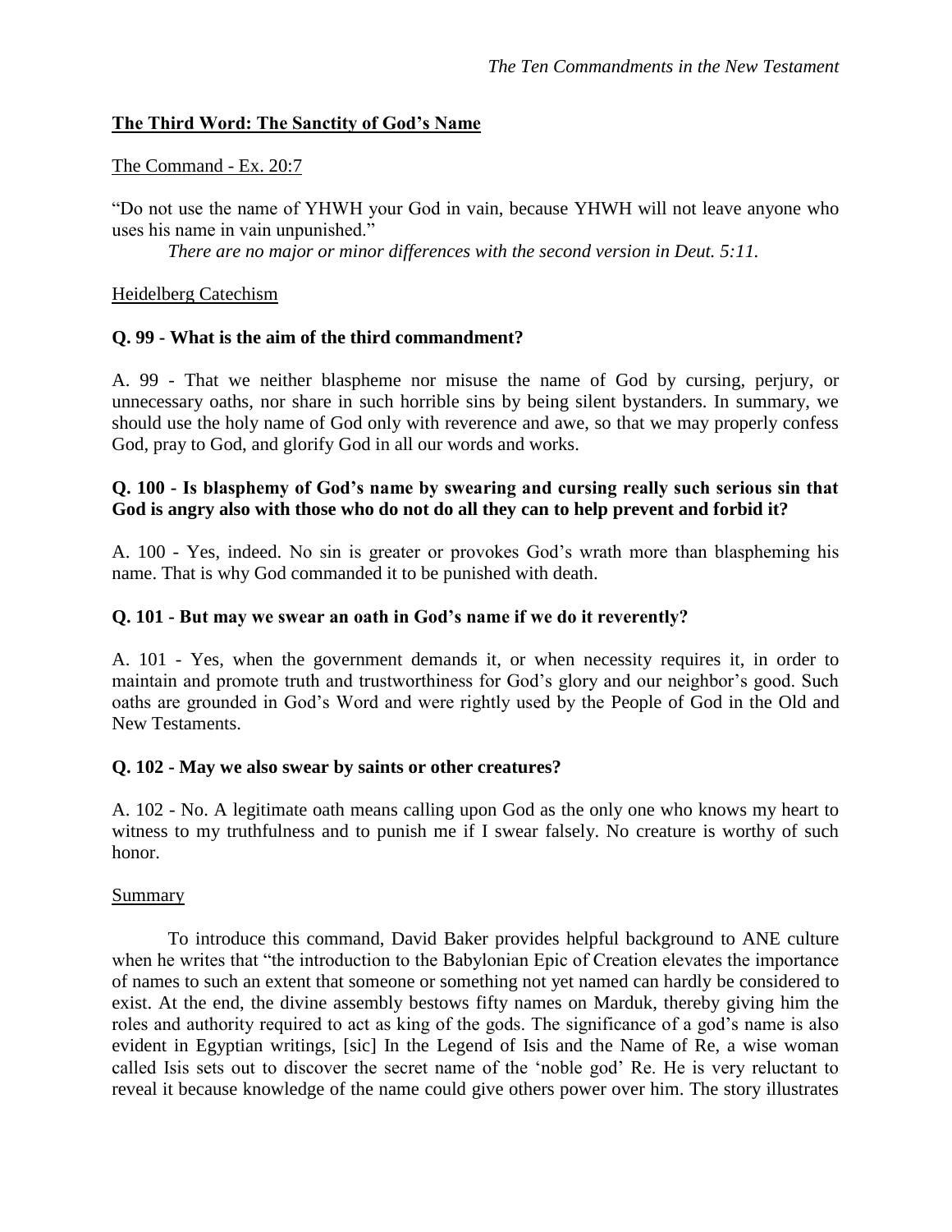## **The Third Word: The Sanctity of God's Name**

The Command - Ex. 20:7

"Do not use the name of YHWH your God in vain, because YHWH will not leave anyone who uses his name in vain unpunished."

*There are no major or minor differences with the second version in Deut. 5:11.*

Heidelberg Catechism

**Q. 99 - What is the aim of the third commandment?**

A. 99 - That we neither blaspheme nor misuse the name of God by cursing, perjury, or unnecessary oaths, nor share in such horrible sins by being silent bystanders. In summary, we should use the holy name of God only with reverence and awe, so that we may properly confess God, pray to God, and glorify God in all our words and works.

**Q. 100 - Is blasphemy of God's name by swearing and cursing really such serious sin that God is angry also with those who do not do all they can to help prevent and forbid it?**

A. 100 - Yes, indeed. No sin is greater or provokes God's wrath more than blaspheming his name. That is why God commanded it to be punished with death.

**Q. 101 - But may we swear an oath in God's name if we do it reverently?**

A. 101 - Yes, when the government demands it, or when necessity requires it, in order to maintain and promote truth and trustworthiness for God's glory and our neighbor's good. Such oaths are grounded in God's Word and were rightly used by the People of God in the Old and New Testaments.

**Q. 102 - May we also swear by saints or other creatures?**

A. 102 - No. A legitimate oath means calling upon God as the only one who knows my heart to witness to my truthfulness and to punish me if I swear falsely. No creature is worthy of such honor.

Summary

To introduce this command, David Baker provides helpful background to ANE culture when he writes that "the introduction to the Babylonian Epic of Creation elevates the importance of names to such an extent that someone or something not yet named can hardly be considered to exist. At the end, the divine assembly bestows fifty names on Marduk, thereby giving him the roles and authority required to act as king of the gods. The significance of a god's name is also evident in Egyptian writings, [sic] In the Legend of Isis and the Name of Re, a wise woman called Isis sets out to discover the secret name of the 'noble god' Re. He is very reluctant to reveal it because knowledge of the name could give others power over him. The story illustrates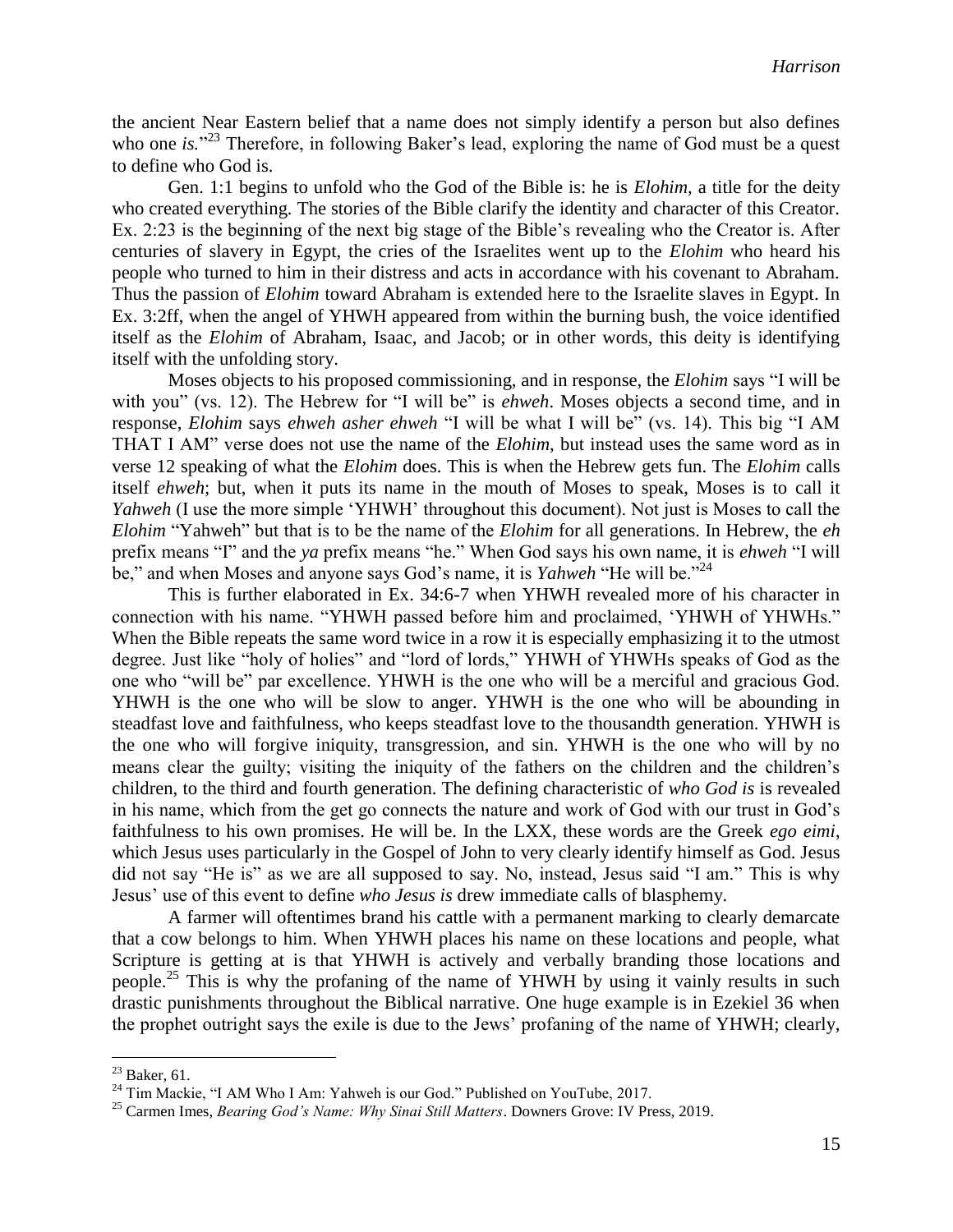the ancient Near Eastern belief that a name does not simply identify a person but also defines who one *is.*"[23] Therefore, in following Baker's lead, exploring the name of God must be a quest to define who God is.

Gen. 1:1 begins to unfold who the God of the Bible is: he is *Elohim*, a title for the deity who created everything. The stories of the Bible clarify the identity and character of this Creator. Ex. 2:23 is the beginning of the next big stage of the Bible's revealing who the Creator is. After centuries of slavery in Egypt, the cries of the Israelites went up to the *Elohim* who heard his people who turned to him in their distress and acts in accordance with his covenant to Abraham. Thus the passion of *Elohim* toward Abraham is extended here to the Israelite slaves in Egypt. In Ex. 3:2ff, when the angel of YHWH appeared from within the burning bush, the voice identified itself as the *Elohim* of Abraham, Isaac, and Jacob; or in other words, this deity is identifying itself with the unfolding story.

Moses objects to his proposed commissioning, and in response, the *Elohim* says "I will be with you" (vs. 12). The Hebrew for "I will be" is *ehweh*. Moses objects a second time, and in response, *Elohim* says *ehweh asher ehweh* "I will be what I will be" (vs. 14). This big "I AM THAT I AM" verse does not use the name of the *Elohim*, but instead uses the same word as in verse 12 speaking of what the *Elohim* does. This is when the Hebrew gets fun. The *Elohim* calls itself *ehweh*; but, when it puts its name in the mouth of Moses to speak, Moses is to call it *Yahweh* (I use the more simple 'YHWH' throughout this document). Not just is Moses to call the *Elohim* "Yahweh" but that is to be the name of the *Elohim* for all generations. In Hebrew, the *eh* prefix means "I" and the *ya* prefix means "he." When God says his own name, it is *ehweh* "I will be," and when Moses and anyone says God's name, it is *Yahweh* "He will be."[24]

This is further elaborated in Ex. 34:6-7 when YHWH revealed more of his character in connection with his name. "YHWH passed before him and proclaimed, 'YHWH of YHWHs." When the Bible repeats the same word twice in a row it is especially emphasizing it to the utmost degree. Just like "holy of holies" and "lord of lords," YHWH of YHWHs speaks of God as the one who "will be" par excellence. YHWH is the one who will be a merciful and gracious God. YHWH is the one who will be slow to anger. YHWH is the one who will be abounding in steadfast love and faithfulness, who keeps steadfast love to the thousandth generation. YHWH is the one who will forgive iniquity, transgression, and sin. YHWH is the one who will by no means clear the guilty; visiting the iniquity of the fathers on the children and the children's children, to the third and fourth generation. The defining characteristic of *who God is* is revealed in his name, which from the get go connects the nature and work of God with our trust in God's faithfulness to his own promises. He will be. In the LXX, these words are the Greek *ego eimi*, which Jesus uses particularly in the Gospel of John to very clearly identify himself as God. Jesus did not say "He is" as we are all supposed to say. No, instead, Jesus said "I am." This is why Jesus' use of this event to define *who Jesus is* drew immediate calls of blasphemy.

A farmer will oftentimes brand his cattle with a permanent marking to clearly demarcate that a cow belongs to him. When YHWH places his name on these locations and people, what Scripture is getting at is that YHWH is actively and verbally branding those locations and people.[25] This is why the profaning of the name of YHWH by using it vainly results in such drastic punishments throughout the Biblical narrative. One huge example is in Ezekiel 36 when the prophet outright says the exile is due to the Jews' profaning of the name of YHWH; clearly,

---

[23] Baker, 61.

[24] Tim Mackie, "I AM Who I Am: Yahweh is our God." Published on YouTube, 2017.

[25] Carmen Imes, *Bearing God's Name: Why Sinai Still Matters*. Downers Grove: IV Press, 2019.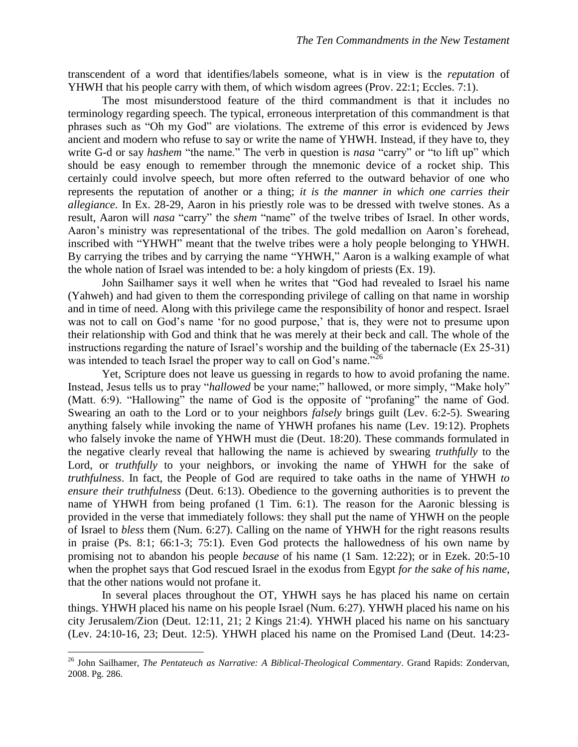transcendent of a word that identifies/labels someone, what is in view is the *reputation* of YHWH that his people carry with them, of which wisdom agrees (Prov. 22:1; Eccles. 7:1).

The most misunderstood feature of the third commandment is that it includes no terminology regarding speech. The typical, erroneous interpretation of this commandment is that phrases such as "Oh my God" are violations. The extreme of this error is evidenced by Jews ancient and modern who refuse to say or write the name of YHWH. Instead, if they have to, they write G-d or say *hashem* "the name." The verb in question is *nasa* "carry" or "to lift up" which should be easy enough to remember through the mnemonic device of a rocket ship. This certainly could involve speech, but more often referred to the outward behavior of one who represents the reputation of another or a thing; *it is the manner in which one carries their allegiance*. In Ex. 28-29, Aaron in his priestly role was to be dressed with twelve stones. As a result, Aaron will *nasa* "carry" the *shem* "name" of the twelve tribes of Israel. In other words, Aaron's ministry was representational of the tribes. The gold medallion on Aaron's forehead, inscribed with "YHWH" meant that the twelve tribes were a holy people belonging to YHWH. By carrying the tribes and by carrying the name "YHWH," Aaron is a walking example of what the whole nation of Israel was intended to be: a holy kingdom of priests (Ex. 19).

John Sailhamer says it well when he writes that "God had revealed to Israel his name (Yahweh) and had given to them the corresponding privilege of calling on that name in worship and in time of need. Along with this privilege came the responsibility of honor and respect. Israel was not to call on God's name 'for no good purpose,' that is, they were not to presume upon their relationship with God and think that he was merely at their beck and call. The whole of the instructions regarding the nature of Israel's worship and the building of the tabernacle (Ex 25-31) was intended to teach Israel the proper way to call on God's name."[26]

Yet, Scripture does not leave us guessing in regards to how to avoid profaning the name. Instead, Jesus tells us to pray "*hallowed* be your name;" hallowed, or more simply, "Make holy" (Matt. 6:9). "Hallowing" the name of God is the opposite of "profaning" the name of God. Swearing an oath to the Lord or to your neighbors *falsely* brings guilt (Lev. 6:2-5). Swearing anything falsely while invoking the name of YHWH profanes his name (Lev. 19:12). Prophets who falsely invoke the name of YHWH must die (Deut. 18:20). These commands formulated in the negative clearly reveal that hallowing the name is achieved by swearing *truthfully* to the Lord, or *truthfully* to your neighbors, or invoking the name of YHWH for the sake of *truthfulness*. In fact, the People of God are required to take oaths in the name of YHWH *to ensure their truthfulness* (Deut. 6:13). Obedience to the governing authorities is to prevent the name of YHWH from being profaned (1 Tim. 6:1). The reason for the Aaronic blessing is provided in the verse that immediately follows: they shall put the name of YHWH on the people of Israel to *bless* them (Num. 6:27). Calling on the name of YHWH for the right reasons results in praise (Ps. 8:1; 66:1-3; 75:1). Even God protects the hallowedness of his own name by promising not to abandon his people *because* of his name (1 Sam. 12:22); or in Ezek. 20:5-10 when the prophet says that God rescued Israel in the exodus from Egypt *for the sake of his name*, that the other nations would not profane it.

In several places throughout the OT, YHWH says he has placed his name on certain things. YHWH placed his name on his people Israel (Num. 6:27). YHWH placed his name on his city Jerusalem/Zion (Deut. 12:11, 21; 2 Kings 21:4). YHWH placed his name on his sanctuary (Lev. 24:10-16, 23; Deut. 12:5). YHWH placed his name on the Promised Land (Deut. 14:23-

[26] John Sailhamer, *The Pentateuch as Narrative: A Biblical-Theological Commentary*. Grand Rapids: Zondervan, 2008. Pg. 286.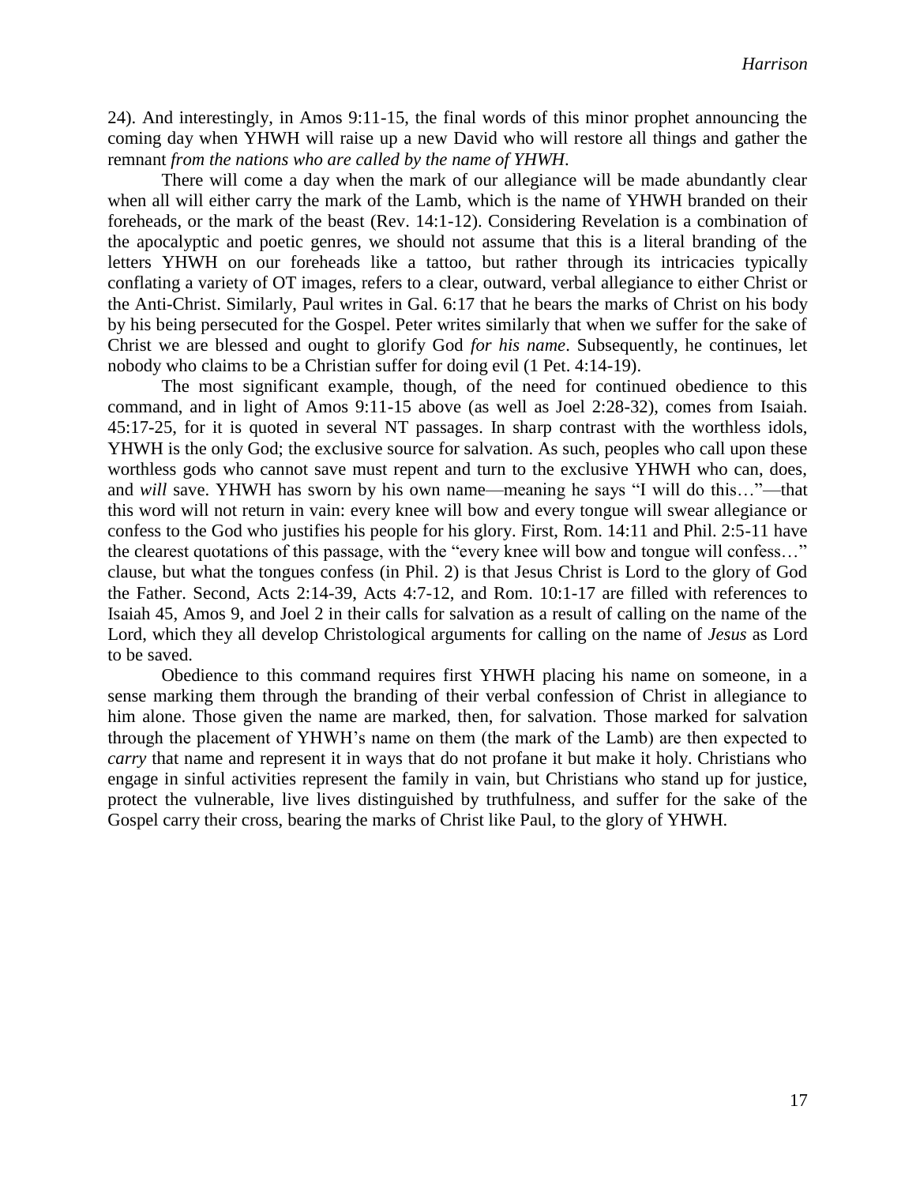24). And interestingly, in Amos 9:11-15, the final words of this minor prophet announcing the coming day when YHWH will raise up a new David who will restore all things and gather the remnant *from the nations who are called by the name of YHWH*.

There will come a day when the mark of our allegiance will be made abundantly clear when all will either carry the mark of the Lamb, which is the name of YHWH branded on their foreheads, or the mark of the beast (Rev. 14:1-12). Considering Revelation is a combination of the apocalyptic and poetic genres, we should not assume that this is a literal branding of the letters YHWH on our foreheads like a tattoo, but rather through its intricacies typically conflating a variety of OT images, refers to a clear, outward, verbal allegiance to either Christ or the Anti-Christ. Similarly, Paul writes in Gal. 6:17 that he bears the marks of Christ on his body by his being persecuted for the Gospel. Peter writes similarly that when we suffer for the sake of Christ we are blessed and ought to glorify God *for his name*. Subsequently, he continues, let nobody who claims to be a Christian suffer for doing evil (1 Pet. 4:14-19).

The most significant example, though, of the need for continued obedience to this command, and in light of Amos 9:11-15 above (as well as Joel 2:28-32), comes from Isaiah. 45:17-25, for it is quoted in several NT passages. In sharp contrast with the worthless idols, YHWH is the only God; the exclusive source for salvation. As such, peoples who call upon these worthless gods who cannot save must repent and turn to the exclusive YHWH who can, does, and *will* save. YHWH has sworn by his own name—meaning he says "I will do this…"—that this word will not return in vain: every knee will bow and every tongue will swear allegiance or confess to the God who justifies his people for his glory. First, Rom. 14:11 and Phil. 2:5-11 have the clearest quotations of this passage, with the "every knee will bow and tongue will confess…" clause, but what the tongues confess (in Phil. 2) is that Jesus Christ is Lord to the glory of God the Father. Second, Acts 2:14-39, Acts 4:7-12, and Rom. 10:1-17 are filled with references to Isaiah 45, Amos 9, and Joel 2 in their calls for salvation as a result of calling on the name of the Lord, which they all develop Christological arguments for calling on the name of *Jesus* as Lord to be saved.

Obedience to this command requires first YHWH placing his name on someone, in a sense marking them through the branding of their verbal confession of Christ in allegiance to him alone. Those given the name are marked, then, for salvation. Those marked for salvation through the placement of YHWH's name on them (the mark of the Lamb) are then expected to *carry* that name and represent it in ways that do not profane it but make it holy. Christians who engage in sinful activities represent the family in vain, but Christians who stand up for justice, protect the vulnerable, live lives distinguished by truthfulness, and suffer for the sake of the Gospel carry their cross, bearing the marks of Christ like Paul, to the glory of YHWH.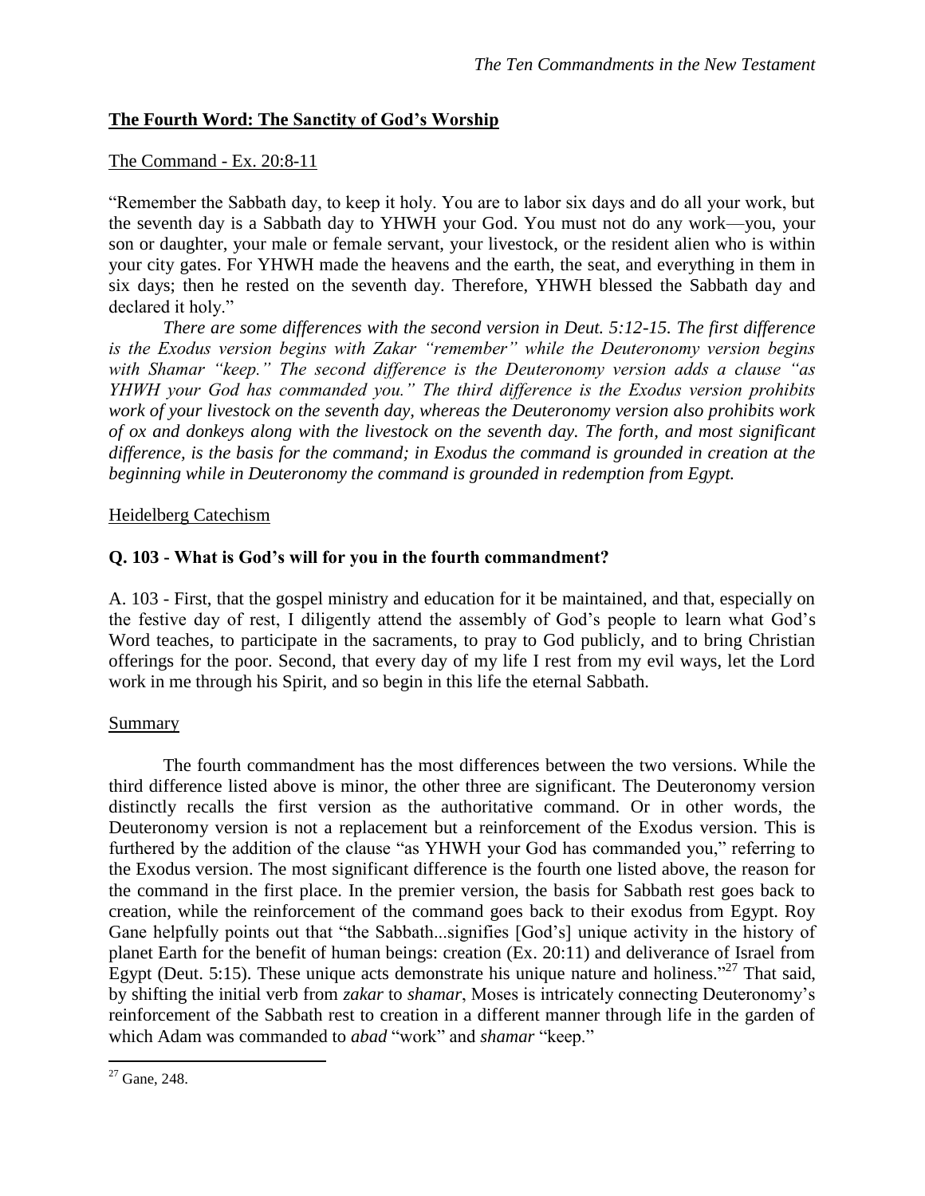## **The Fourth Word: The Sanctity of God's Worship**

The Command - Ex. 20:8-11

"Remember the Sabbath day, to keep it holy. You are to labor six days and do all your work, but the seventh day is a Sabbath day to YHWH your God. You must not do any work—you, your son or daughter, your male or female servant, your livestock, or the resident alien who is within your city gates. For YHWH made the heavens and the earth, the seat, and everything in them in six days; then he rested on the seventh day. Therefore, YHWH blessed the Sabbath day and declared it holy."

*There are some differences with the second version in Deut. 5:12-15. The first difference is the Exodus version begins with Zakar "remember" while the Deuteronomy version begins with Shamar "keep." The second difference is the Deuteronomy version adds a clause "as YHWH your God has commanded you." The third difference is the Exodus version prohibits work of your livestock on the seventh day, whereas the Deuteronomy version also prohibits work of ox and donkeys along with the livestock on the seventh day. The forth, and most significant difference, is the basis for the command; in Exodus the command is grounded in creation at the beginning while in Deuteronomy the command is grounded in redemption from Egypt.*

Heidelberg Catechism

**Q. 103 - What is God's will for you in the fourth commandment?**

A. 103 - First, that the gospel ministry and education for it be maintained, and that, especially on the festive day of rest, I diligently attend the assembly of God's people to learn what God's Word teaches, to participate in the sacraments, to pray to God publicly, and to bring Christian offerings for the poor. Second, that every day of my life I rest from my evil ways, let the Lord work in me through his Spirit, and so begin in this life the eternal Sabbath.

Summary

The fourth commandment has the most differences between the two versions. While the third difference listed above is minor, the other three are significant. The Deuteronomy version distinctly recalls the first version as the authoritative command. Or in other words, the Deuteronomy version is not a replacement but a reinforcement of the Exodus version. This is furthered by the addition of the clause "as YHWH your God has commanded you," referring to the Exodus version. The most significant difference is the fourth one listed above, the reason for the command in the first place. In the premier version, the basis for Sabbath rest goes back to creation, while the reinforcement of the command goes back to their exodus from Egypt. Roy Gane helpfully points out that "the Sabbath...signifies [God's] unique activity in the history of planet Earth for the benefit of human beings: creation (Ex. 20:11) and deliverance of Israel from Egypt (Deut. 5:15). These unique acts demonstrate his unique nature and holiness."[27] That said, by shifting the initial verb from *zakar* to *shamar*, Moses is intricately connecting Deuteronomy's reinforcement of the Sabbath rest to creation in a different manner through life in the garden of which Adam was commanded to *abad* "work" and *shamar* "keep."

[27] Gane, 248.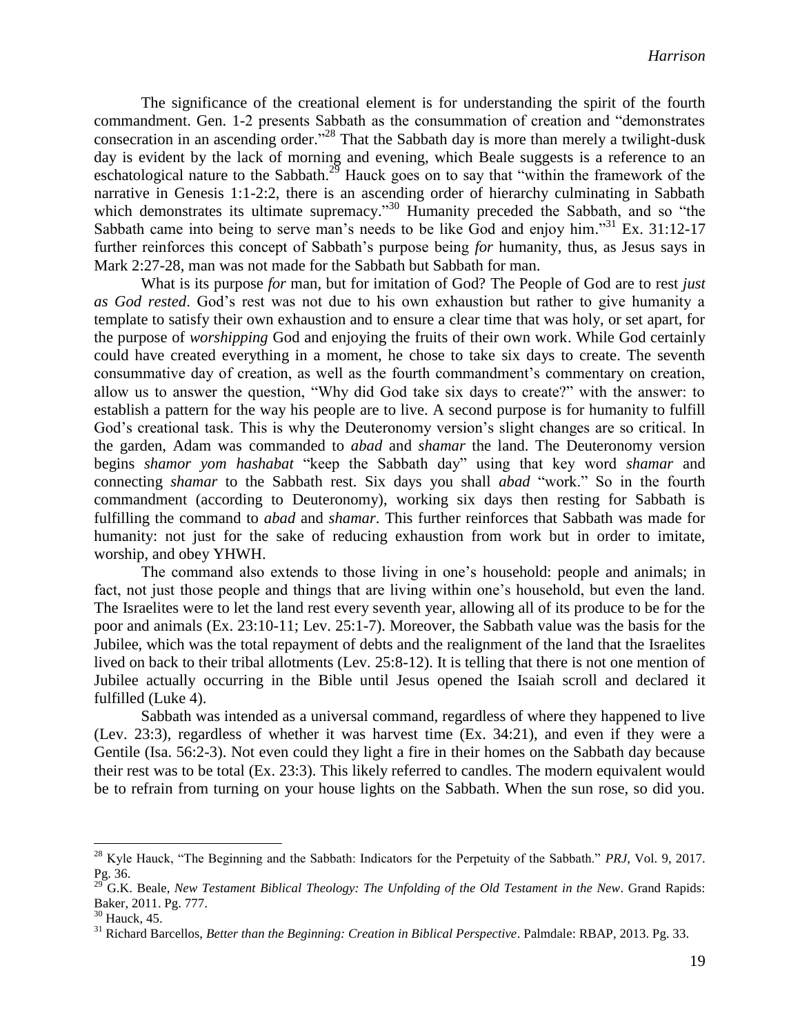The significance of the creational element is for understanding the spirit of the fourth commandment. Gen. 1-2 presents Sabbath as the consummation of creation and "demonstrates consecration in an ascending order."[28] That the Sabbath day is more than merely a twilight-dusk day is evident by the lack of morning and evening, which Beale suggests is a reference to an eschatological nature to the Sabbath.[29] Hauck goes on to say that "within the framework of the narrative in Genesis 1:1-2:2, there is an ascending order of hierarchy culminating in Sabbath which demonstrates its ultimate supremacy."[30] Humanity preceded the Sabbath, and so "the Sabbath came into being to serve man's needs to be like God and enjoy him."[31] Ex. 31:12-17 further reinforces this concept of Sabbath's purpose being *for* humanity, thus, as Jesus says in Mark 2:27-28, man was not made for the Sabbath but Sabbath for man.

What is its purpose *for* man, but for imitation of God? The People of God are to rest *just as God rested*. God's rest was not due to his own exhaustion but rather to give humanity a template to satisfy their own exhaustion and to ensure a clear time that was holy, or set apart, for the purpose of *worshipping* God and enjoying the fruits of their own work. While God certainly could have created everything in a moment, he chose to take six days to create. The seventh consummative day of creation, as well as the fourth commandment's commentary on creation, allow us to answer the question, "Why did God take six days to create?" with the answer: to establish a pattern for the way his people are to live. A second purpose is for humanity to fulfill God's creational task. This is why the Deuteronomy version's slight changes are so critical. In the garden, Adam was commanded to *abad* and *shamar* the land. The Deuteronomy version begins *shamor yom hashabat* "keep the Sabbath day" using that key word *shamar* and connecting *shamar* to the Sabbath rest. Six days you shall *abad* "work." So in the fourth commandment (according to Deuteronomy), working six days then resting for Sabbath is fulfilling the command to *abad* and *shamar*. This further reinforces that Sabbath was made for humanity: not just for the sake of reducing exhaustion from work but in order to imitate, worship, and obey YHWH.

The command also extends to those living in one's household: people and animals; in fact, not just those people and things that are living within one's household, but even the land. The Israelites were to let the land rest every seventh year, allowing all of its produce to be for the poor and animals (Ex. 23:10-11; Lev. 25:1-7). Moreover, the Sabbath value was the basis for the Jubilee, which was the total repayment of debts and the realignment of the land that the Israelites lived on back to their tribal allotments (Lev. 25:8-12). It is telling that there is not one mention of Jubilee actually occurring in the Bible until Jesus opened the Isaiah scroll and declared it fulfilled (Luke 4).

Sabbath was intended as a universal command, regardless of where they happened to live (Lev. 23:3), regardless of whether it was harvest time (Ex. 34:21), and even if they were a Gentile (Isa. 56:2-3). Not even could they light a fire in their homes on the Sabbath day because their rest was to be total (Ex. 23:3). This likely referred to candles. The modern equivalent would be to refrain from turning on your house lights on the Sabbath. When the sun rose, so did you.

---

[28] Kyle Hauck, "The Beginning and the Sabbath: Indicators for the Perpetuity of the Sabbath." *PRJ*, Vol. 9, 2017. Pg. 36.

[29] G.K. Beale, *New Testament Biblical Theology: The Unfolding of the Old Testament in the New*. Grand Rapids: Baker, 2011. Pg. 777.

[30] Hauck, 45.

[31] Richard Barcellos, *Better than the Beginning: Creation in Biblical Perspective*. Palmdale: RBAP, 2013. Pg. 33.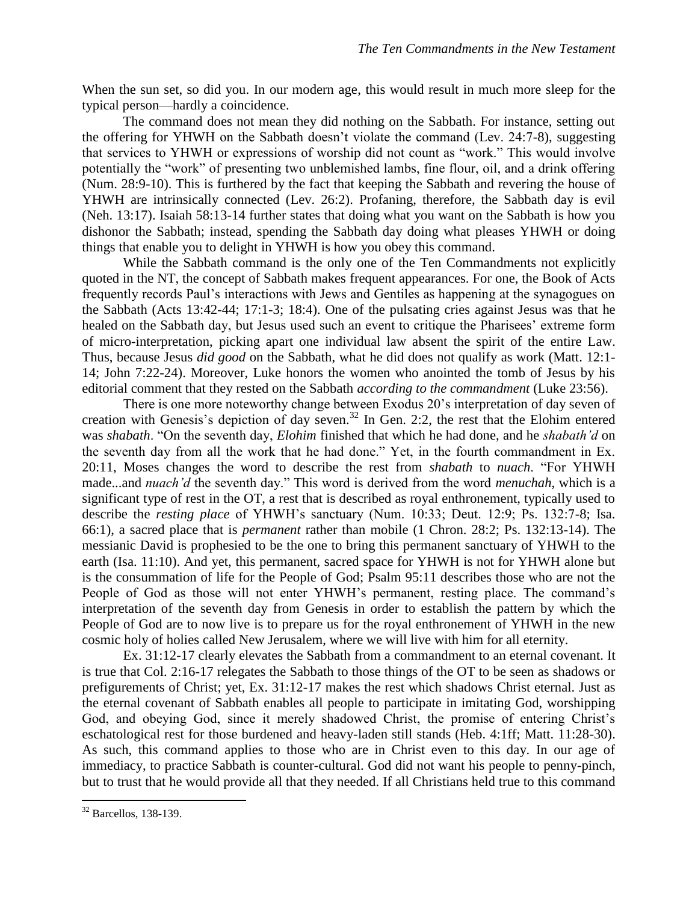When the sun set, so did you. In our modern age, this would result in much more sleep for the typical person—hardly a coincidence.

The command does not mean they did nothing on the Sabbath. For instance, setting out the offering for YHWH on the Sabbath doesn't violate the command (Lev. 24:7-8), suggesting that services to YHWH or expressions of worship did not count as "work." This would involve potentially the "work" of presenting two unblemished lambs, fine flour, oil, and a drink offering (Num. 28:9-10). This is furthered by the fact that keeping the Sabbath and revering the house of YHWH are intrinsically connected (Lev. 26:2). Profaning, therefore, the Sabbath day is evil (Neh. 13:17). Isaiah 58:13-14 further states that doing what you want on the Sabbath is how you dishonor the Sabbath; instead, spending the Sabbath day doing what pleases YHWH or doing things that enable you to delight in YHWH is how you obey this command.

While the Sabbath command is the only one of the Ten Commandments not explicitly quoted in the NT, the concept of Sabbath makes frequent appearances. For one, the Book of Acts frequently records Paul's interactions with Jews and Gentiles as happening at the synagogues on the Sabbath (Acts 13:42-44; 17:1-3; 18:4). One of the pulsating cries against Jesus was that he healed on the Sabbath day, but Jesus used such an event to critique the Pharisees' extreme form of micro-interpretation, picking apart one individual law absent the spirit of the entire Law. Thus, because Jesus *did good* on the Sabbath, what he did does not qualify as work (Matt. 12:1-14; John 7:22-24). Moreover, Luke honors the women who anointed the tomb of Jesus by his editorial comment that they rested on the Sabbath *according to the commandment* (Luke 23:56).

There is one more noteworthy change between Exodus 20's interpretation of day seven of creation with Genesis's depiction of day seven.[32] In Gen. 2:2, the rest that the Elohim entered was *shabath*. "On the seventh day, *Elohim* finished that which he had done, and he *shabath'd* on the seventh day from all the work that he had done." Yet, in the fourth commandment in Ex. 20:11, Moses changes the word to describe the rest from *shabath* to *nuach*. "For YHWH made...and *nuach'd* the seventh day." This word is derived from the word *menuchah*, which is a significant type of rest in the OT, a rest that is described as royal enthronement, typically used to describe the *resting place* of YHWH's sanctuary (Num. 10:33; Deut. 12:9; Ps. 132:7-8; Isa. 66:1), a sacred place that is *permanent* rather than mobile (1 Chron. 28:2; Ps. 132:13-14). The messianic David is prophesied to be the one to bring this permanent sanctuary of YHWH to the earth (Isa. 11:10). And yet, this permanent, sacred space for YHWH is not for YHWH alone but is the consummation of life for the People of God; Psalm 95:11 describes those who are not the People of God as those who will not enter YHWH's permanent, resting place. The command's interpretation of the seventh day from Genesis in order to establish the pattern by which the People of God are to now live is to prepare us for the royal enthronement of YHWH in the new cosmic holy of holies called New Jerusalem, where we will live with him for all eternity.

Ex. 31:12-17 clearly elevates the Sabbath from a commandment to an eternal covenant. It is true that Col. 2:16-17 relegates the Sabbath to those things of the OT to be seen as shadows or prefigurements of Christ; yet, Ex. 31:12-17 makes the rest which shadows Christ eternal. Just as the eternal covenant of Sabbath enables all people to participate in imitating God, worshipping God, and obeying God, since it merely shadowed Christ, the promise of entering Christ's eschatological rest for those burdened and heavy-laden still stands (Heb. 4:1ff; Matt. 11:28-30). As such, this command applies to those who are in Christ even to this day. In our age of immediacy, to practice Sabbath is counter-cultural. God did not want his people to penny-pinch, but to trust that he would provide all that they needed. If all Christians held true to this command

[32] Barcellos, 138-139.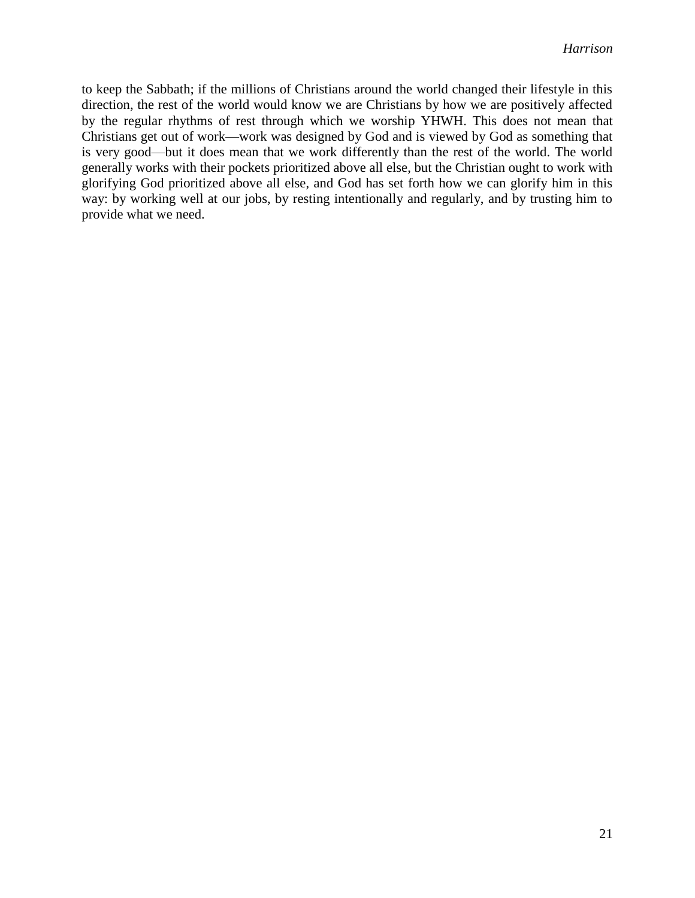to keep the Sabbath; if the millions of Christians around the world changed their lifestyle in this direction, the rest of the world would know we are Christians by how we are positively affected by the regular rhythms of rest through which we worship YHWH. This does not mean that Christians get out of work—work was designed by God and is viewed by God as something that is very good—but it does mean that we work differently than the rest of the world. The world generally works with their pockets prioritized above all else, but the Christian ought to work with glorifying God prioritized above all else, and God has set forth how we can glorify him in this way: by working well at our jobs, by resting intentionally and regularly, and by trusting him to provide what we need.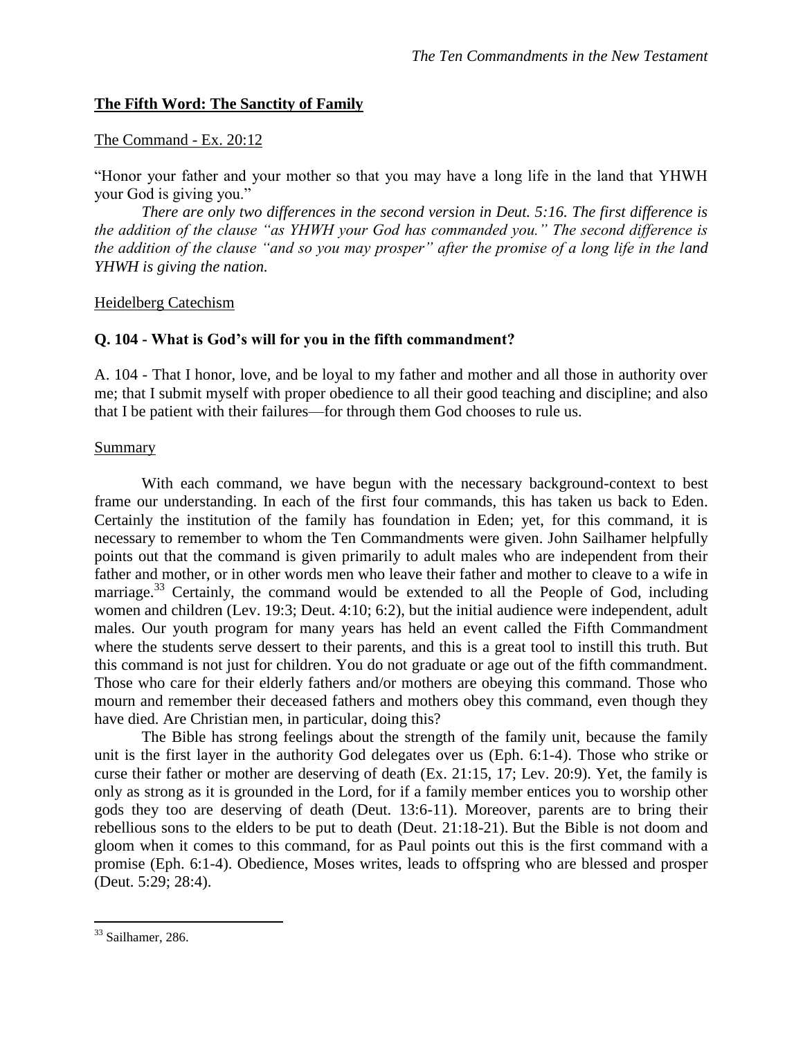## **The Fifth Word: The Sanctity of Family**

The Command - Ex. 20:12

"Honor your father and your mother so that you may have a long life in the land that YHWH your God is giving you."

*There are only two differences in the second version in Deut. 5:16. The first difference is the addition of the clause "as YHWH your God has commanded you." The second difference is the addition of the clause "and so you may prosper" after the promise of a long life in the land YHWH is giving the nation.*

Heidelberg Catechism

**Q. 104 - What is God's will for you in the fifth commandment?**

A. 104 - That I honor, love, and be loyal to my father and mother and all those in authority over me; that I submit myself with proper obedience to all their good teaching and discipline; and also that I be patient with their failures—for through them God chooses to rule us.

Summary

With each command, we have begun with the necessary background-context to best frame our understanding. In each of the first four commands, this has taken us back to Eden. Certainly the institution of the family has foundation in Eden; yet, for this command, it is necessary to remember to whom the Ten Commandments were given. John Sailhamer helpfully points out that the command is given primarily to adult males who are independent from their father and mother, or in other words men who leave their father and mother to cleave to a wife in marriage.[33] Certainly, the command would be extended to all the People of God, including women and children (Lev. 19:3; Deut. 4:10; 6:2), but the initial audience were independent, adult males. Our youth program for many years has held an event called the Fifth Commandment where the students serve dessert to their parents, and this is a great tool to instill this truth. But this command is not just for children. You do not graduate or age out of the fifth commandment. Those who care for their elderly fathers and/or mothers are obeying this command. Those who mourn and remember their deceased fathers and mothers obey this command, even though they have died. Are Christian men, in particular, doing this?

The Bible has strong feelings about the strength of the family unit, because the family unit is the first layer in the authority God delegates over us (Eph. 6:1-4). Those who strike or curse their father or mother are deserving of death (Ex. 21:15, 17; Lev. 20:9). Yet, the family is only as strong as it is grounded in the Lord, for if a family member entices you to worship other gods they too are deserving of death (Deut. 13:6-11). Moreover, parents are to bring their rebellious sons to the elders to be put to death (Deut. 21:18-21). But the Bible is not doom and gloom when it comes to this command, for as Paul points out this is the first command with a promise (Eph. 6:1-4). Obedience, Moses writes, leads to offspring who are blessed and prosper (Deut. 5:29; 28:4).

[33] Sailhamer, 286.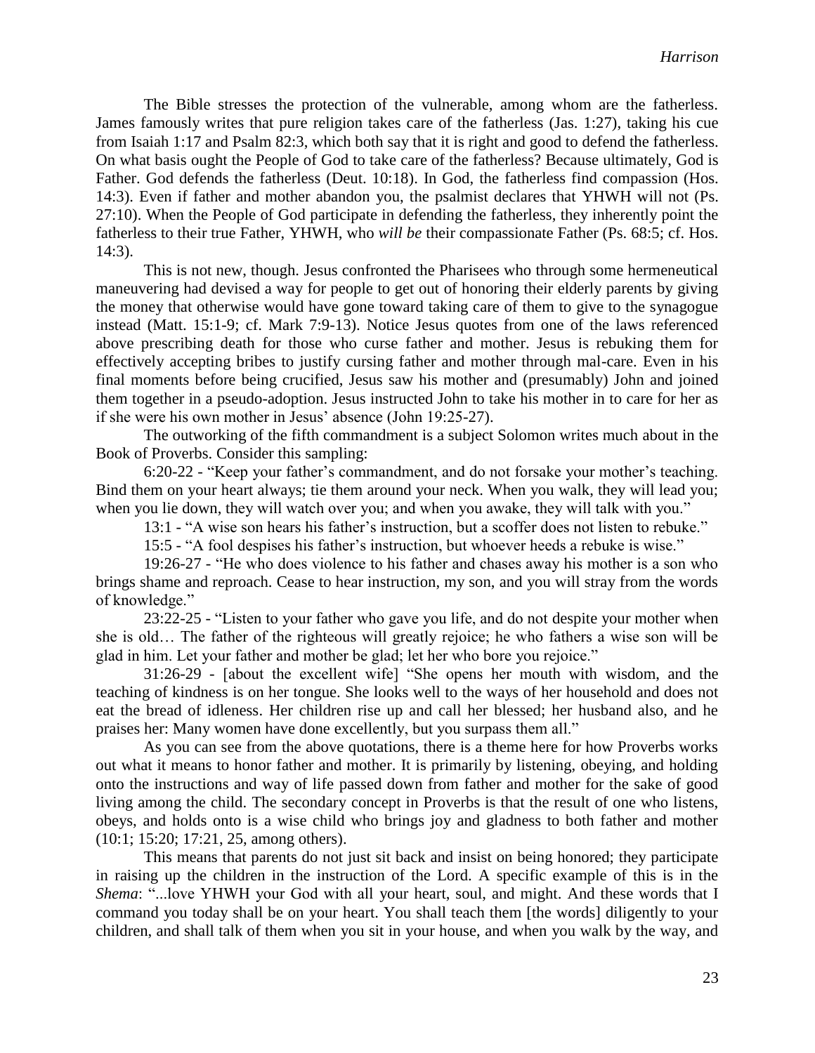The Bible stresses the protection of the vulnerable, among whom are the fatherless. James famously writes that pure religion takes care of the fatherless (Jas. 1:27), taking his cue from Isaiah 1:17 and Psalm 82:3, which both say that it is right and good to defend the fatherless. On what basis ought the People of God to take care of the fatherless? Because ultimately, God is Father. God defends the fatherless (Deut. 10:18). In God, the fatherless find compassion (Hos. 14:3). Even if father and mother abandon you, the psalmist declares that YHWH will not (Ps. 27:10). When the People of God participate in defending the fatherless, they inherently point the fatherless to their true Father, YHWH, who *will be* their compassionate Father (Ps. 68:5; cf. Hos. 14:3).

This is not new, though. Jesus confronted the Pharisees who through some hermeneutical maneuvering had devised a way for people to get out of honoring their elderly parents by giving the money that otherwise would have gone toward taking care of them to give to the synagogue instead (Matt. 15:1-9; cf. Mark 7:9-13). Notice Jesus quotes from one of the laws referenced above prescribing death for those who curse father and mother. Jesus is rebuking them for effectively accepting bribes to justify cursing father and mother through mal-care. Even in his final moments before being crucified, Jesus saw his mother and (presumably) John and joined them together in a pseudo-adoption. Jesus instructed John to take his mother in to care for her as if she were his own mother in Jesus' absence (John 19:25-27).

The outworking of the fifth commandment is a subject Solomon writes much about in the Book of Proverbs. Consider this sampling:

6:20-22 - "Keep your father's commandment, and do not forsake your mother's teaching. Bind them on your heart always; tie them around your neck. When you walk, they will lead you; when you lie down, they will watch over you; and when you awake, they will talk with you."

13:1 - "A wise son hears his father's instruction, but a scoffer does not listen to rebuke."

15:5 - "A fool despises his father's instruction, but whoever heeds a rebuke is wise."

19:26-27 - "He who does violence to his father and chases away his mother is a son who brings shame and reproach. Cease to hear instruction, my son, and you will stray from the words of knowledge."

23:22-25 - "Listen to your father who gave you life, and do not despite your mother when she is old… The father of the righteous will greatly rejoice; he who fathers a wise son will be glad in him. Let your father and mother be glad; let her who bore you rejoice."

31:26-29 - [about the excellent wife] "She opens her mouth with wisdom, and the teaching of kindness is on her tongue. She looks well to the ways of her household and does not eat the bread of idleness. Her children rise up and call her blessed; her husband also, and he praises her: Many women have done excellently, but you surpass them all."

As you can see from the above quotations, there is a theme here for how Proverbs works out what it means to honor father and mother. It is primarily by listening, obeying, and holding onto the instructions and way of life passed down from father and mother for the sake of good living among the child. The secondary concept in Proverbs is that the result of one who listens, obeys, and holds onto is a wise child who brings joy and gladness to both father and mother (10:1; 15:20; 17:21, 25, among others).

This means that parents do not just sit back and insist on being honored; they participate in raising up the children in the instruction of the Lord. A specific example of this is in the *Shema*: "...love YHWH your God with all your heart, soul, and might. And these words that I command you today shall be on your heart. You shall teach them [the words] diligently to your children, and shall talk of them when you sit in your house, and when you walk by the way, and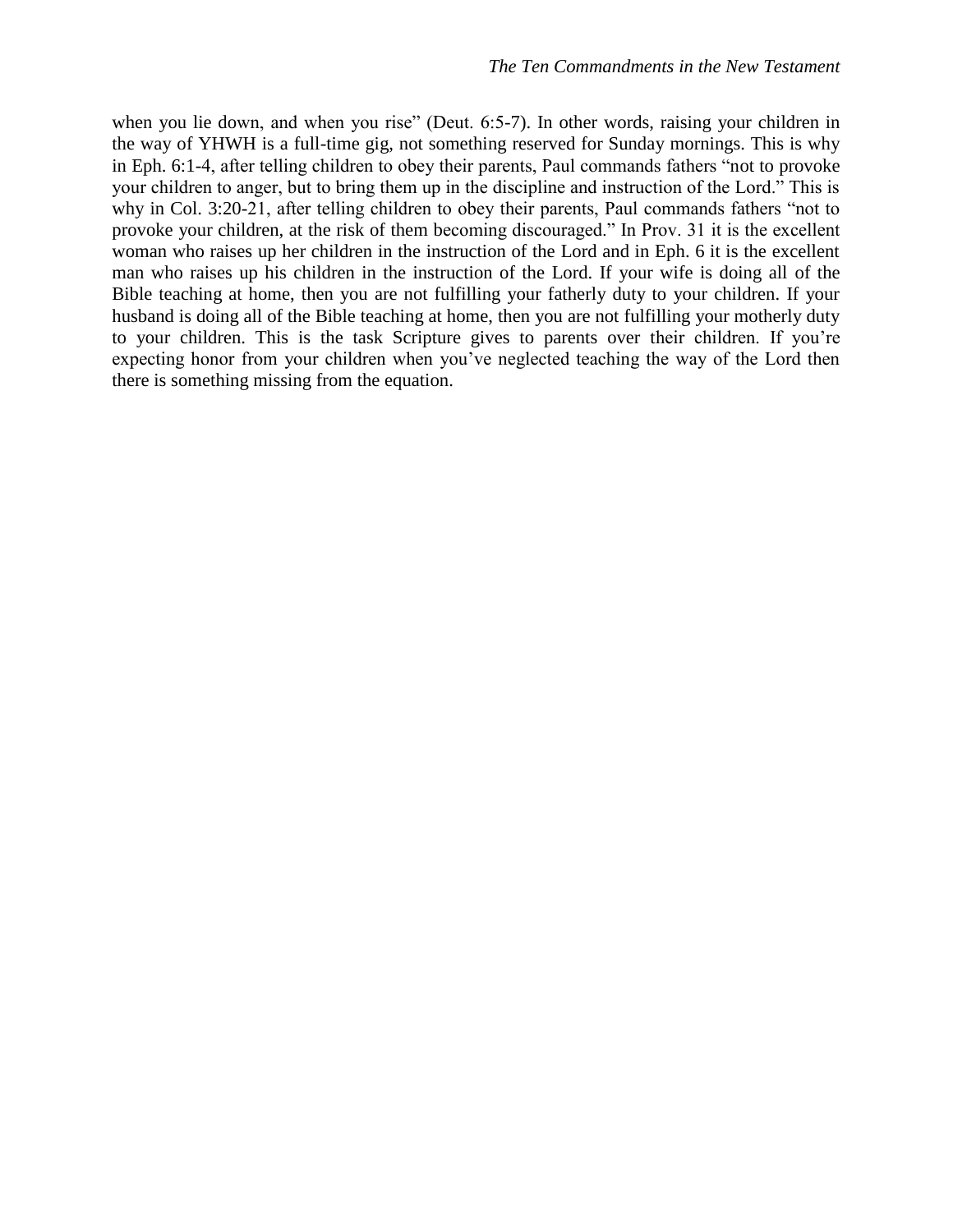when you lie down, and when you rise" (Deut. 6:5-7). In other words, raising your children in the way of YHWH is a full-time gig, not something reserved for Sunday mornings. This is why in Eph. 6:1-4, after telling children to obey their parents, Paul commands fathers "not to provoke your children to anger, but to bring them up in the discipline and instruction of the Lord." This is why in Col. 3:20-21, after telling children to obey their parents, Paul commands fathers "not to provoke your children, at the risk of them becoming discouraged." In Prov. 31 it is the excellent woman who raises up her children in the instruction of the Lord and in Eph. 6 it is the excellent man who raises up his children in the instruction of the Lord. If your wife is doing all of the Bible teaching at home, then you are not fulfilling your fatherly duty to your children. If your husband is doing all of the Bible teaching at home, then you are not fulfilling your motherly duty to your children. This is the task Scripture gives to parents over their children. If you're expecting honor from your children when you've neglected teaching the way of the Lord then there is something missing from the equation.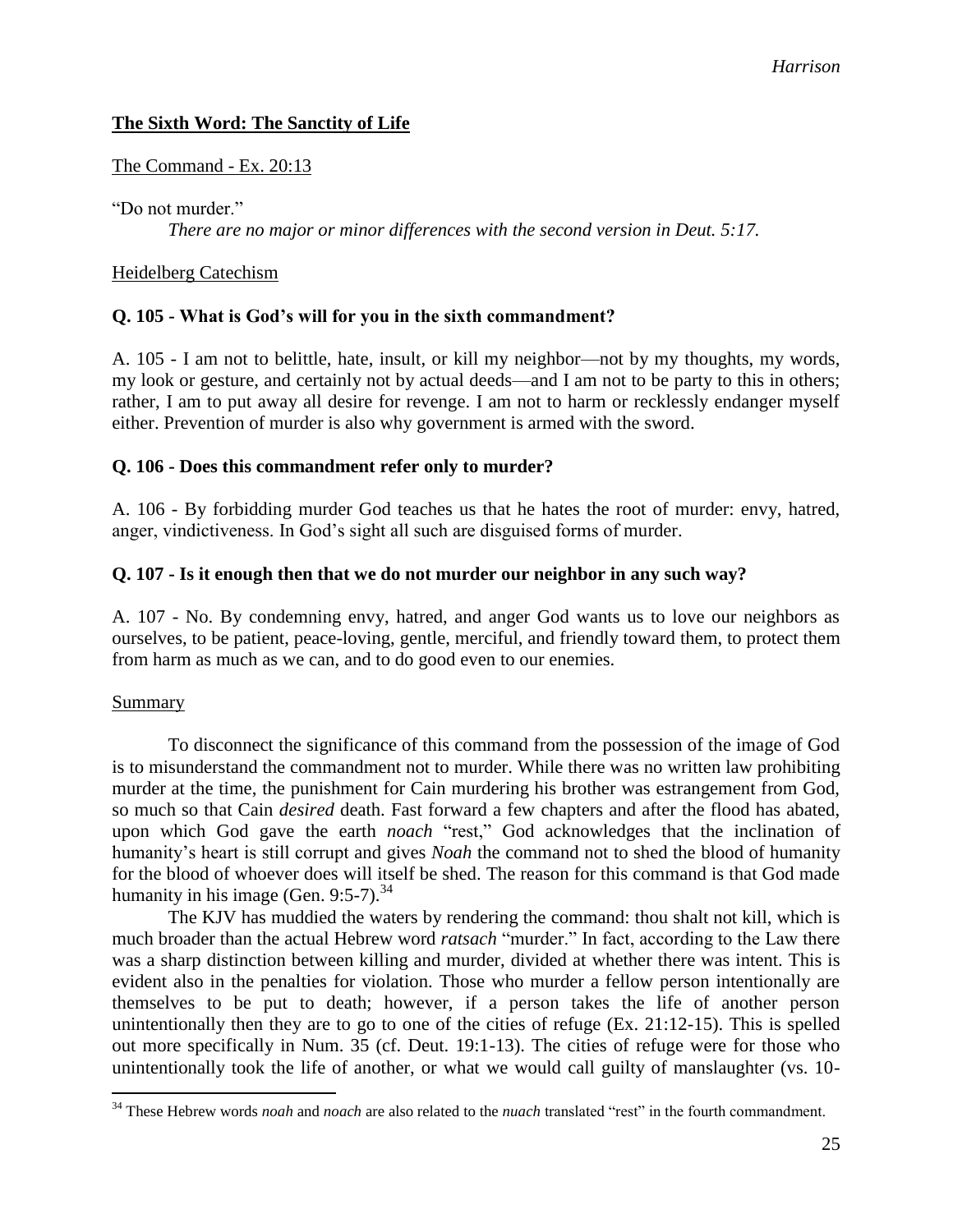## **The Sixth Word: The Sanctity of Life**

The Command - Ex. 20:13

"Do not murder."

*There are no major or minor differences with the second version in Deut. 5:17.*

Heidelberg Catechism

**Q. 105 - What is God's will for you in the sixth commandment?**

A. 105 - I am not to belittle, hate, insult, or kill my neighbor—not by my thoughts, my words, my look or gesture, and certainly not by actual deeds—and I am not to be party to this in others; rather, I am to put away all desire for revenge. I am not to harm or recklessly endanger myself either. Prevention of murder is also why government is armed with the sword.

**Q. 106 - Does this commandment refer only to murder?**

A. 106 - By forbidding murder God teaches us that he hates the root of murder: envy, hatred, anger, vindictiveness. In God's sight all such are disguised forms of murder.

**Q. 107 - Is it enough then that we do not murder our neighbor in any such way?**

A. 107 - No. By condemning envy, hatred, and anger God wants us to love our neighbors as ourselves, to be patient, peace-loving, gentle, merciful, and friendly toward them, to protect them from harm as much as we can, and to do good even to our enemies.

Summary

To disconnect the significance of this command from the possession of the image of God is to misunderstand the commandment not to murder. While there was no written law prohibiting murder at the time, the punishment for Cain murdering his brother was estrangement from God, so much so that Cain *desired* death. Fast forward a few chapters and after the flood has abated, upon which God gave the earth *noach* "rest," God acknowledges that the inclination of humanity's heart is still corrupt and gives *Noah* the command not to shed the blood of humanity for the blood of whoever does will itself be shed. The reason for this command is that God made humanity in his image (Gen. 9:5-7).[34]

The KJV has muddied the waters by rendering the command: thou shalt not kill, which is much broader than the actual Hebrew word *ratsach* "murder." In fact, according to the Law there was a sharp distinction between killing and murder, divided at whether there was intent. This is evident also in the penalties for violation. Those who murder a fellow person intentionally are themselves to be put to death; however, if a person takes the life of another person unintentionally then they are to go to one of the cities of refuge (Ex. 21:12-15). This is spelled out more specifically in Num. 35 (cf. Deut. 19:1-13). The cities of refuge were for those who unintentionally took the life of another, or what we would call guilty of manslaughter (vs. 10-

---

[34] These Hebrew words *noah* and *noach* are also related to the *nuach* translated "rest" in the fourth commandment.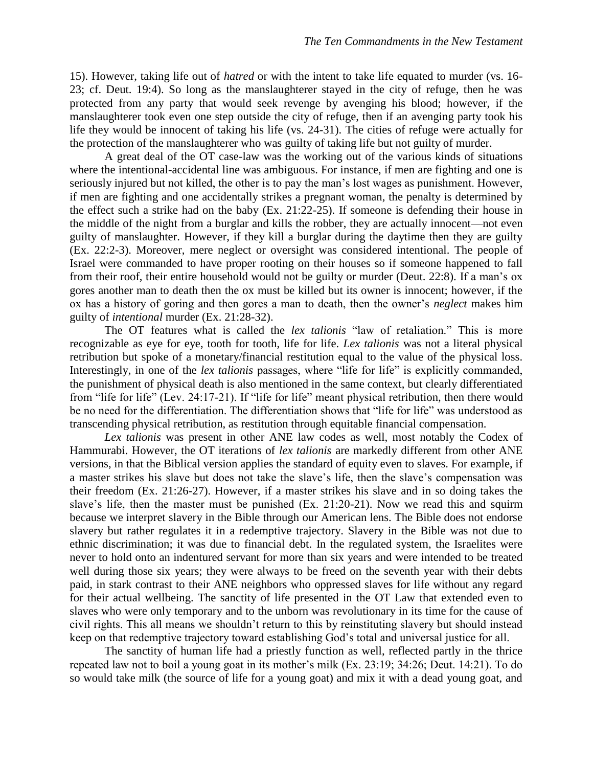15). However, taking life out of *hatred* or with the intent to take life equated to murder (vs. 16-23; cf. Deut. 19:4). So long as the manslaughterer stayed in the city of refuge, then he was protected from any party that would seek revenge by avenging his blood; however, if the manslaughterer took even one step outside the city of refuge, then if an avenging party took his life they would be innocent of taking his life (vs. 24-31). The cities of refuge were actually for the protection of the manslaughterer who was guilty of taking life but not guilty of murder.

A great deal of the OT case-law was the working out of the various kinds of situations where the intentional-accidental line was ambiguous. For instance, if men are fighting and one is seriously injured but not killed, the other is to pay the man's lost wages as punishment. However, if men are fighting and one accidentally strikes a pregnant woman, the penalty is determined by the effect such a strike had on the baby (Ex. 21:22-25). If someone is defending their house in the middle of the night from a burglar and kills the robber, they are actually innocent—not even guilty of manslaughter. However, if they kill a burglar during the daytime then they are guilty (Ex. 22:2-3). Moreover, mere neglect or oversight was considered intentional. The people of Israel were commanded to have proper rooting on their houses so if someone happened to fall from their roof, their entire household would not be guilty or murder (Deut. 22:8). If a man's ox gores another man to death then the ox must be killed but its owner is innocent; however, if the ox has a history of goring and then gores a man to death, then the owner's *neglect* makes him guilty of *intentional* murder (Ex. 21:28-32).

The OT features what is called the *lex talionis* "law of retaliation." This is more recognizable as eye for eye, tooth for tooth, life for life. *Lex talionis* was not a literal physical retribution but spoke of a monetary/financial restitution equal to the value of the physical loss. Interestingly, in one of the *lex talionis* passages, where "life for life" is explicitly commanded, the punishment of physical death is also mentioned in the same context, but clearly differentiated from "life for life" (Lev. 24:17-21). If "life for life" meant physical retribution, then there would be no need for the differentiation. The differentiation shows that "life for life" was understood as transcending physical retribution, as restitution through equitable financial compensation.

*Lex talionis* was present in other ANE law codes as well, most notably the Codex of Hammurabi. However, the OT iterations of *lex talionis* are markedly different from other ANE versions, in that the Biblical version applies the standard of equity even to slaves. For example, if a master strikes his slave but does not take the slave's life, then the slave's compensation was their freedom (Ex. 21:26-27). However, if a master strikes his slave and in so doing takes the slave's life, then the master must be punished (Ex. 21:20-21). Now we read this and squirm because we interpret slavery in the Bible through our American lens. The Bible does not endorse slavery but rather regulates it in a redemptive trajectory. Slavery in the Bible was not due to ethnic discrimination; it was due to financial debt. In the regulated system, the Israelites were never to hold onto an indentured servant for more than six years and were intended to be treated well during those six years; they were always to be freed on the seventh year with their debts paid, in stark contrast to their ANE neighbors who oppressed slaves for life without any regard for their actual wellbeing. The sanctity of life presented in the OT Law that extended even to slaves who were only temporary and to the unborn was revolutionary in its time for the cause of civil rights. This all means we shouldn't return to this by reinstituting slavery but should instead keep on that redemptive trajectory toward establishing God's total and universal justice for all.

The sanctity of human life had a priestly function as well, reflected partly in the thrice repeated law not to boil a young goat in its mother's milk (Ex. 23:19; 34:26; Deut. 14:21). To do so would take milk (the source of life for a young goat) and mix it with a dead young goat, and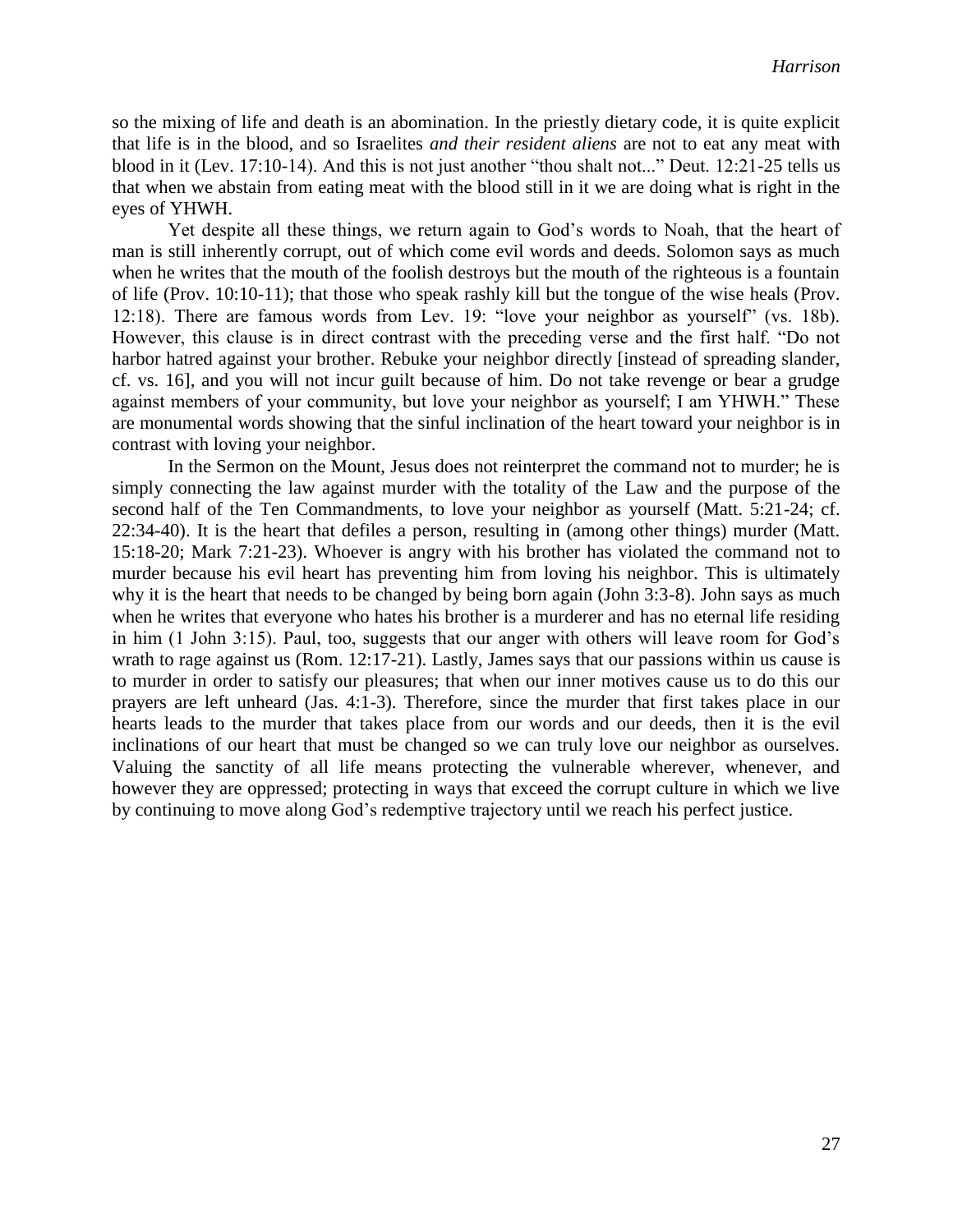so the mixing of life and death is an abomination. In the priestly dietary code, it is quite explicit that life is in the blood, and so Israelites *and their resident aliens* are not to eat any meat with blood in it (Lev. 17:10-14). And this is not just another "thou shalt not..." Deut. 12:21-25 tells us that when we abstain from eating meat with the blood still in it we are doing what is right in the eyes of YHWH.

Yet despite all these things, we return again to God's words to Noah, that the heart of man is still inherently corrupt, out of which come evil words and deeds. Solomon says as much when he writes that the mouth of the foolish destroys but the mouth of the righteous is a fountain of life (Prov. 10:10-11); that those who speak rashly kill but the tongue of the wise heals (Prov. 12:18). There are famous words from Lev. 19: "love your neighbor as yourself" (vs. 18b). However, this clause is in direct contrast with the preceding verse and the first half. "Do not harbor hatred against your brother. Rebuke your neighbor directly [instead of spreading slander, cf. vs. 16], and you will not incur guilt because of him. Do not take revenge or bear a grudge against members of your community, but love your neighbor as yourself; I am YHWH." These are monumental words showing that the sinful inclination of the heart toward your neighbor is in contrast with loving your neighbor.

In the Sermon on the Mount, Jesus does not reinterpret the command not to murder; he is simply connecting the law against murder with the totality of the Law and the purpose of the second half of the Ten Commandments, to love your neighbor as yourself (Matt. 5:21-24; cf. 22:34-40). It is the heart that defiles a person, resulting in (among other things) murder (Matt. 15:18-20; Mark 7:21-23). Whoever is angry with his brother has violated the command not to murder because his evil heart has preventing him from loving his neighbor. This is ultimately why it is the heart that needs to be changed by being born again (John 3:3-8). John says as much when he writes that everyone who hates his brother is a murderer and has no eternal life residing in him (1 John 3:15). Paul, too, suggests that our anger with others will leave room for God's wrath to rage against us (Rom. 12:17-21). Lastly, James says that our passions within us cause is to murder in order to satisfy our pleasures; that when our inner motives cause us to do this our prayers are left unheard (Jas. 4:1-3). Therefore, since the murder that first takes place in our hearts leads to the murder that takes place from our words and our deeds, then it is the evil inclinations of our heart that must be changed so we can truly love our neighbor as ourselves. Valuing the sanctity of all life means protecting the vulnerable wherever, whenever, and however they are oppressed; protecting in ways that exceed the corrupt culture in which we live by continuing to move along God's redemptive trajectory until we reach his perfect justice.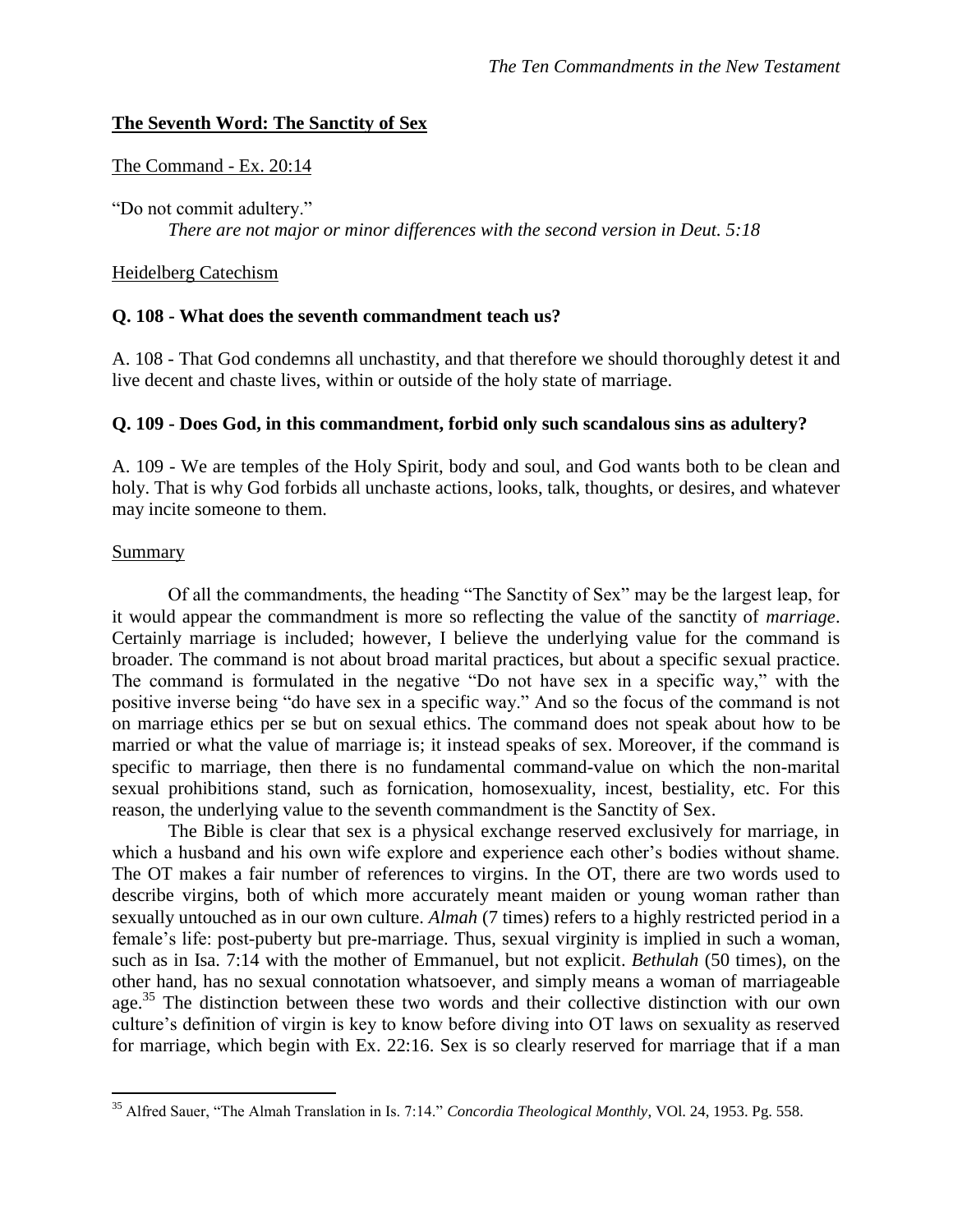## The Seventh Word: The Sanctity of Sex

The Command - Ex. 20:14

"Do not commit adultery."

*There are not major or minor differences with the second version in Deut. 5:18*

Heidelberg Catechism

**Q. 108 - What does the seventh commandment teach us?**

A. 108 - That God condemns all unchastity, and that therefore we should thoroughly detest it and live decent and chaste lives, within or outside of the holy state of marriage.

**Q. 109 - Does God, in this commandment, forbid only such scandalous sins as adultery?**

A. 109 - We are temples of the Holy Spirit, body and soul, and God wants both to be clean and holy. That is why God forbids all unchaste actions, looks, talk, thoughts, or desires, and whatever may incite someone to them.

Summary

Of all the commandments, the heading "The Sanctity of Sex" may be the largest leap, for it would appear the commandment is more so reflecting the value of the sanctity of *marriage*. Certainly marriage is included; however, I believe the underlying value for the command is broader. The command is not about broad marital practices, but about a specific sexual practice. The command is formulated in the negative "Do not have sex in a specific way," with the positive inverse being "do have sex in a specific way." And so the focus of the command is not on marriage ethics per se but on sexual ethics. The command does not speak about how to be married or what the value of marriage is; it instead speaks of sex. Moreover, if the command is specific to marriage, then there is no fundamental command-value on which the non-marital sexual prohibitions stand, such as fornication, homosexuality, incest, bestiality, etc. For this reason, the underlying value to the seventh commandment is the Sanctity of Sex.

The Bible is clear that sex is a physical exchange reserved exclusively for marriage, in which a husband and his own wife explore and experience each other's bodies without shame. The OT makes a fair number of references to virgins. In the OT, there are two words used to describe virgins, both of which more accurately meant maiden or young woman rather than sexually untouched as in our own culture. *Almah* (7 times) refers to a highly restricted period in a female's life: post-puberty but pre-marriage. Thus, sexual virginity is implied in such a woman, such as in Isa. 7:14 with the mother of Emmanuel, but not explicit. *Bethulah* (50 times), on the other hand, has no sexual connotation whatsoever, and simply means a woman of marriageable age.[35] The distinction between these two words and their collective distinction with our own culture's definition of virgin is key to know before diving into OT laws on sexuality as reserved for marriage, which begin with Ex. 22:16. Sex is so clearly reserved for marriage that if a man

---

[35] Alfred Sauer, "The Almah Translation in Is. 7:14." *Concordia Theological Monthly*, VOl. 24, 1953. Pg. 558.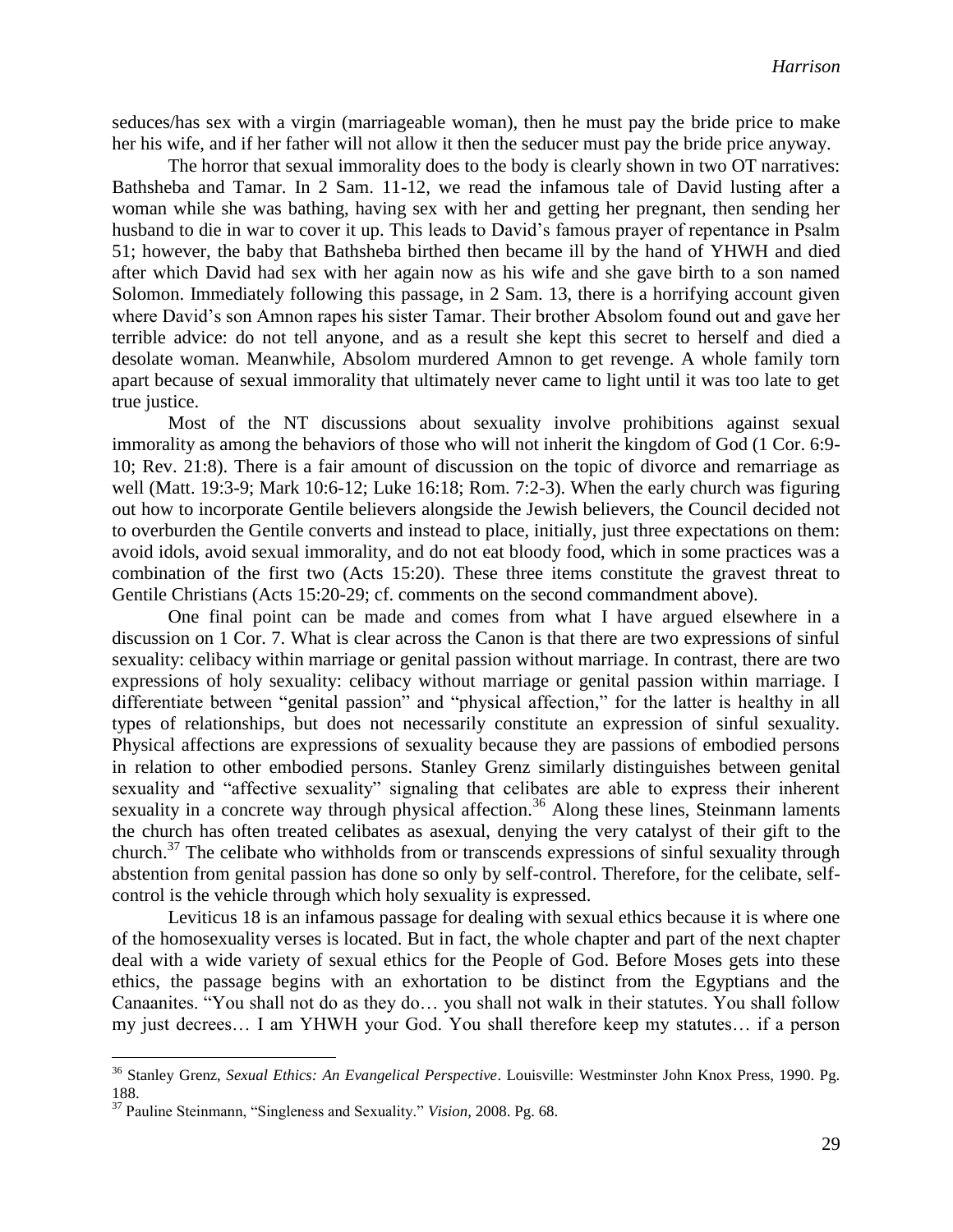seduces/has sex with a virgin (marriageable woman), then he must pay the bride price to make her his wife, and if her father will not allow it then the seducer must pay the bride price anyway.

The horror that sexual immorality does to the body is clearly shown in two OT narratives: Bathsheba and Tamar. In 2 Sam. 11-12, we read the infamous tale of David lusting after a woman while she was bathing, having sex with her and getting her pregnant, then sending her husband to die in war to cover it up. This leads to David's famous prayer of repentance in Psalm 51; however, the baby that Bathsheba birthed then became ill by the hand of YHWH and died after which David had sex with her again now as his wife and she gave birth to a son named Solomon. Immediately following this passage, in 2 Sam. 13, there is a horrifying account given where David's son Amnon rapes his sister Tamar. Their brother Absolom found out and gave her terrible advice: do not tell anyone, and as a result she kept this secret to herself and died a desolate woman. Meanwhile, Absolom murdered Amnon to get revenge. A whole family torn apart because of sexual immorality that ultimately never came to light until it was too late to get true justice.

Most of the NT discussions about sexuality involve prohibitions against sexual immorality as among the behaviors of those who will not inherit the kingdom of God (1 Cor. 6:9-10; Rev. 21:8). There is a fair amount of discussion on the topic of divorce and remarriage as well (Matt. 19:3-9; Mark 10:6-12; Luke 16:18; Rom. 7:2-3). When the early church was figuring out how to incorporate Gentile believers alongside the Jewish believers, the Council decided not to overburden the Gentile converts and instead to place, initially, just three expectations on them: avoid idols, avoid sexual immorality, and do not eat bloody food, which in some practices was a combination of the first two (Acts 15:20). These three items constitute the gravest threat to Gentile Christians (Acts 15:20-29; cf. comments on the second commandment above).

One final point can be made and comes from what I have argued elsewhere in a discussion on 1 Cor. 7. What is clear across the Canon is that there are two expressions of sinful sexuality: celibacy within marriage or genital passion without marriage. In contrast, there are two expressions of holy sexuality: celibacy without marriage or genital passion within marriage. I differentiate between "genital passion" and "physical affection," for the latter is healthy in all types of relationships, but does not necessarily constitute an expression of sinful sexuality. Physical affections are expressions of sexuality because they are passions of embodied persons in relation to other embodied persons. Stanley Grenz similarly distinguishes between genital sexuality and "affective sexuality" signaling that celibates are able to express their inherent sexuality in a concrete way through physical affection.[36] Along these lines, Steinmann laments the church has often treated celibates as asexual, denying the very catalyst of their gift to the church.[37] The celibate who withholds from or transcends expressions of sinful sexuality through abstention from genital passion has done so only by self-control. Therefore, for the celibate, self-control is the vehicle through which holy sexuality is expressed.

Leviticus 18 is an infamous passage for dealing with sexual ethics because it is where one of the homosexuality verses is located. But in fact, the whole chapter and part of the next chapter deal with a wide variety of sexual ethics for the People of God. Before Moses gets into these ethics, the passage begins with an exhortation to be distinct from the Egyptians and the Canaanites. "You shall not do as they do… you shall not walk in their statutes. You shall follow my just decrees… I am YHWH your God. You shall therefore keep my statutes… if a person

---

[36] Stanley Grenz, *Sexual Ethics: An Evangelical Perspective*. Louisville: Westminster John Knox Press, 1990. Pg. 188.

[37] Pauline Steinmann, "Singleness and Sexuality." *Vision*, 2008. Pg. 68.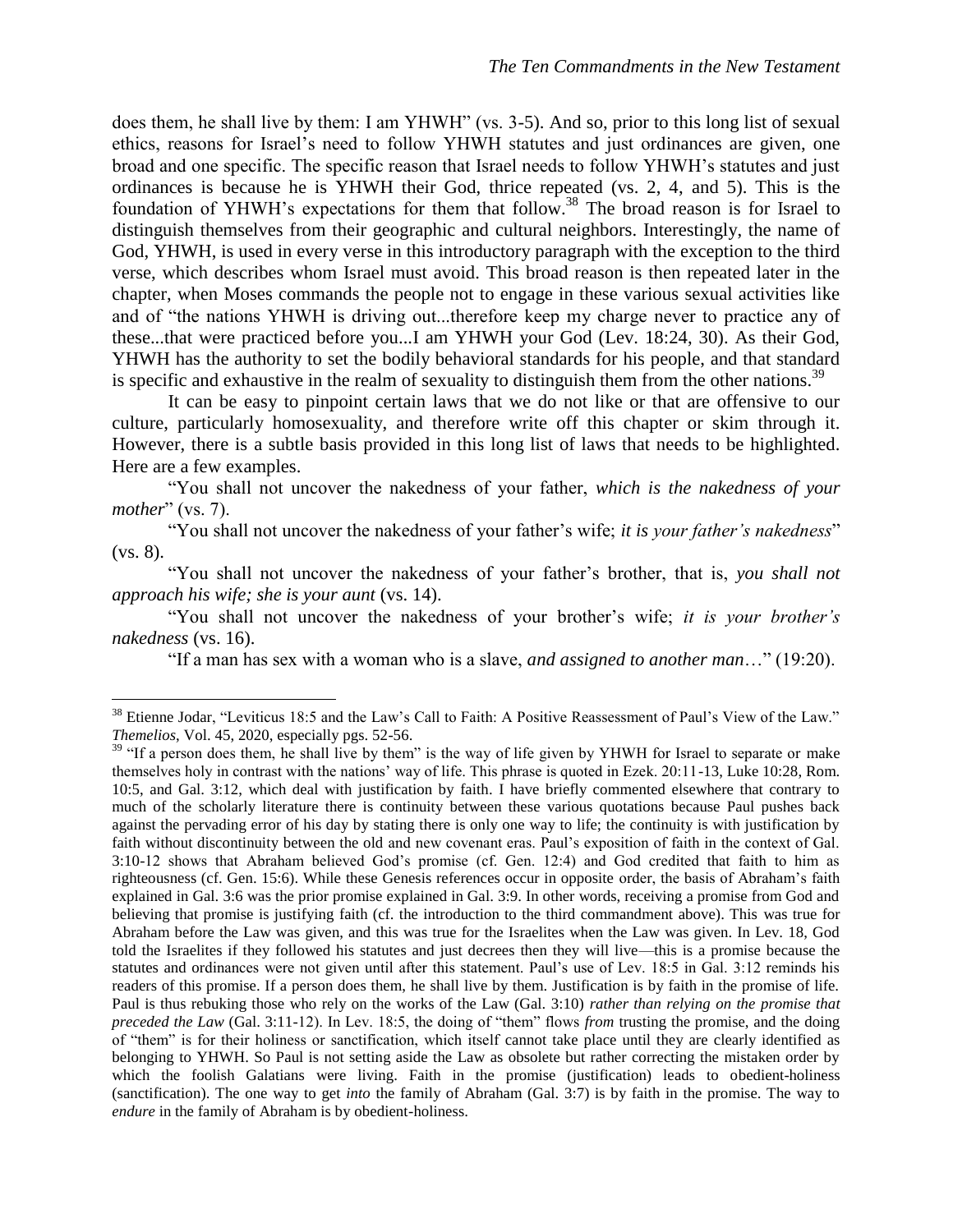does them, he shall live by them: I am YHWH" (vs. 3-5). And so, prior to this long list of sexual ethics, reasons for Israel's need to follow YHWH statutes and just ordinances are given, one broad and one specific. The specific reason that Israel needs to follow YHWH's statutes and just ordinances is because he is YHWH their God, thrice repeated (vs. 2, 4, and 5). This is the foundation of YHWH's expectations for them that follow.[38] The broad reason is for Israel to distinguish themselves from their geographic and cultural neighbors. Interestingly, the name of God, YHWH, is used in every verse in this introductory paragraph with the exception to the third verse, which describes whom Israel must avoid. This broad reason is then repeated later in the chapter, when Moses commands the people not to engage in these various sexual activities like and of "the nations YHWH is driving out...therefore keep my charge never to practice any of these...that were practiced before you...I am YHWH your God (Lev. 18:24, 30). As their God, YHWH has the authority to set the bodily behavioral standards for his people, and that standard is specific and exhaustive in the realm of sexuality to distinguish them from the other nations.[39]

It can be easy to pinpoint certain laws that we do not like or that are offensive to our culture, particularly homosexuality, and therefore write off this chapter or skim through it. However, there is a subtle basis provided in this long list of laws that needs to be highlighted. Here are a few examples.

"You shall not uncover the nakedness of your father, *which is the nakedness of your mother*" (vs. 7).

"You shall not uncover the nakedness of your father's wife; *it is your father's nakedness*" (vs. 8).

"You shall not uncover the nakedness of your father's brother, that is, *you shall not approach his wife; she is your aunt* (vs. 14).

"You shall not uncover the nakedness of your brother's wife; *it is your brother's nakedness* (vs. 16).

"If a man has sex with a woman who is a slave, *and assigned to another man*…" (19:20).

---

[38] Etienne Jodar, "Leviticus 18:5 and the Law's Call to Faith: A Positive Reassessment of Paul's View of the Law." *Themelios*, Vol. 45, 2020, especially pgs. 52-56.

[39] "If a person does them, he shall live by them" is the way of life given by YHWH for Israel to separate or make themselves holy in contrast with the nations' way of life. This phrase is quoted in Ezek. 20:11-13, Luke 10:28, Rom. 10:5, and Gal. 3:12, which deal with justification by faith. I have briefly commented elsewhere that contrary to much of the scholarly literature there is continuity between these various quotations because Paul pushes back against the pervading error of his day by stating there is only one way to life; the continuity is with justification by faith without discontinuity between the old and new covenant eras. Paul's exposition of faith in the context of Gal. 3:10-12 shows that Abraham believed God's promise (cf. Gen. 12:4) and God credited that faith to him as righteousness (cf. Gen. 15:6). While these Genesis references occur in opposite order, the basis of Abraham's faith explained in Gal. 3:6 was the prior promise explained in Gal. 3:9. In other words, receiving a promise from God and believing that promise is justifying faith (cf. the introduction to the third commandment above). This was true for Abraham before the Law was given, and this was true for the Israelites when the Law was given. In Lev. 18, God told the Israelites if they followed his statutes and just decrees then they will live—this is a promise because the statutes and ordinances were not given until after this statement. Paul's use of Lev. 18:5 in Gal. 3:12 reminds his readers of this promise. If a person does them, he shall live by them. Justification is by faith in the promise of life. Paul is thus rebuking those who rely on the works of the Law (Gal. 3:10) *rather than relying on the promise that preceded the Law* (Gal. 3:11-12). In Lev. 18:5, the doing of "them" flows *from* trusting the promise, and the doing of "them" is for their holiness or sanctification, which itself cannot take place until they are clearly identified as belonging to YHWH. So Paul is not setting aside the Law as obsolete but rather correcting the mistaken order by which the foolish Galatians were living. Faith in the promise (justification) leads to obedient-holiness (sanctification). The one way to get *into* the family of Abraham (Gal. 3:7) is by faith in the promise. The way to *endure* in the family of Abraham is by obedient-holiness.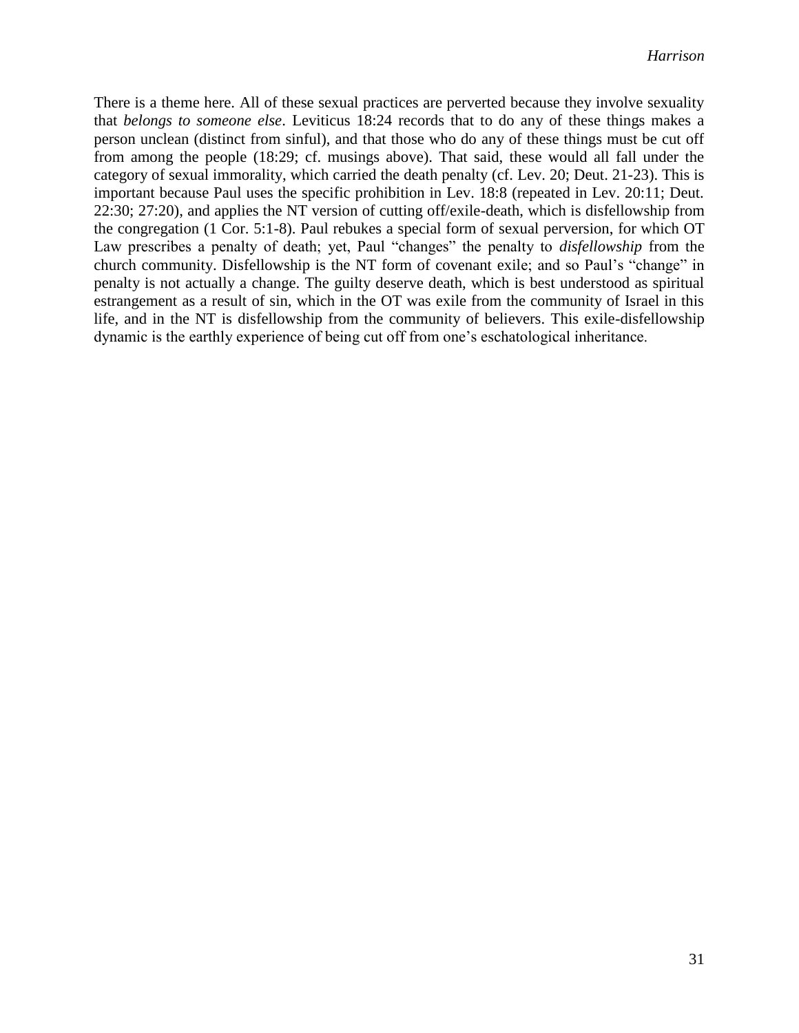There is a theme here. All of these sexual practices are perverted because they involve sexuality that *belongs to someone else*. Leviticus 18:24 records that to do any of these things makes a person unclean (distinct from sinful), and that those who do any of these things must be cut off from among the people (18:29; cf. musings above). That said, these would all fall under the category of sexual immorality, which carried the death penalty (cf. Lev. 20; Deut. 21-23). This is important because Paul uses the specific prohibition in Lev. 18:8 (repeated in Lev. 20:11; Deut. 22:30; 27:20), and applies the NT version of cutting off/exile-death, which is disfellowship from the congregation (1 Cor. 5:1-8). Paul rebukes a special form of sexual perversion, for which OT Law prescribes a penalty of death; yet, Paul "changes" the penalty to *disfellowship* from the church community. Disfellowship is the NT form of covenant exile; and so Paul's "change" in penalty is not actually a change. The guilty deserve death, which is best understood as spiritual estrangement as a result of sin, which in the OT was exile from the community of Israel in this life, and in the NT is disfellowship from the community of believers. This exile-disfellowship dynamic is the earthly experience of being cut off from one's eschatological inheritance.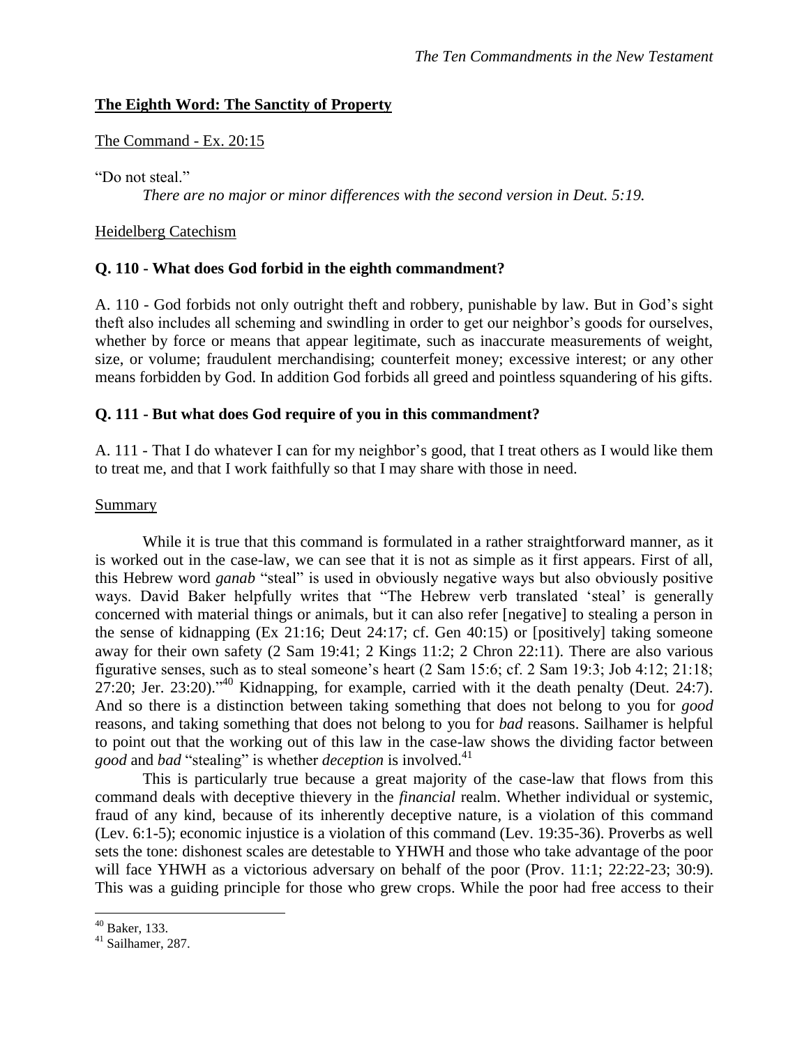## **The Eighth Word: The Sanctity of Property**

The Command - Ex. 20:15

"Do not steal."

*There are no major or minor differences with the second version in Deut. 5:19.*

Heidelberg Catechism

**Q. 110 - What does God forbid in the eighth commandment?**

A. 110 - God forbids not only outright theft and robbery, punishable by law. But in God's sight theft also includes all scheming and swindling in order to get our neighbor's goods for ourselves, whether by force or means that appear legitimate, such as inaccurate measurements of weight, size, or volume; fraudulent merchandising; counterfeit money; excessive interest; or any other means forbidden by God. In addition God forbids all greed and pointless squandering of his gifts.

**Q. 111 - But what does God require of you in this commandment?**

A. 111 - That I do whatever I can for my neighbor's good, that I treat others as I would like them to treat me, and that I work faithfully so that I may share with those in need.

Summary

While it is true that this command is formulated in a rather straightforward manner, as it is worked out in the case-law, we can see that it is not as simple as it first appears. First of all, this Hebrew word *ganab* "steal" is used in obviously negative ways but also obviously positive ways. David Baker helpfully writes that "The Hebrew verb translated 'steal' is generally concerned with material things or animals, but it can also refer [negative] to stealing a person in the sense of kidnapping (Ex 21:16; Deut 24:17; cf. Gen 40:15) or [positively] taking someone away for their own safety (2 Sam 19:41; 2 Kings 11:2; 2 Chron 22:11). There are also various figurative senses, such as to steal someone's heart (2 Sam 15:6; cf. 2 Sam 19:3; Job 4:12; 21:18; 27:20; Jer. 23:20)."[40] Kidnapping, for example, carried with it the death penalty (Deut. 24:7). And so there is a distinction between taking something that does not belong to you for *good* reasons, and taking something that does not belong to you for *bad* reasons. Sailhamer is helpful to point out that the working out of this law in the case-law shows the dividing factor between *good* and *bad* "stealing" is whether *deception* is involved.[41]

This is particularly true because a great majority of the case-law that flows from this command deals with deceptive thievery in the *financial* realm. Whether individual or systemic, fraud of any kind, because of its inherently deceptive nature, is a violation of this command (Lev. 6:1-5); economic injustice is a violation of this command (Lev. 19:35-36). Proverbs as well sets the tone: dishonest scales are detestable to YHWH and those who take advantage of the poor will face YHWH as a victorious adversary on behalf of the poor (Prov. 11:1; 22:22-23; 30:9). This was a guiding principle for those who grew crops. While the poor had free access to their

[40] Baker, 133.

[41] Sailhamer, 287.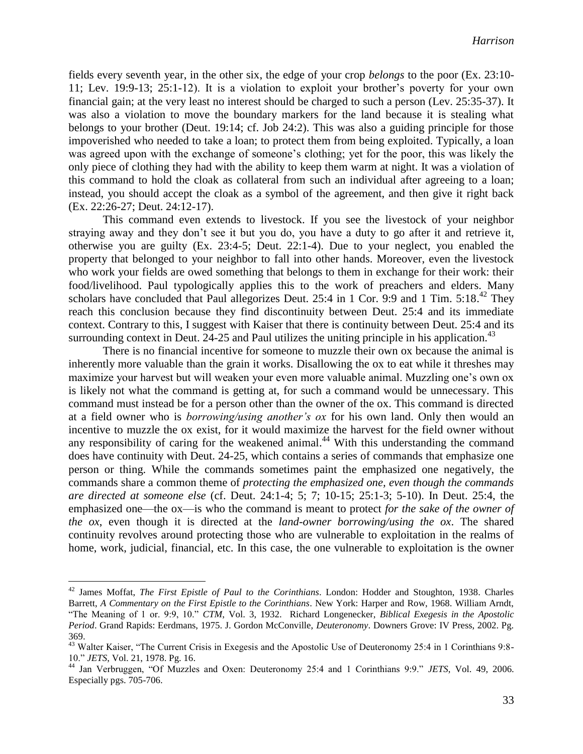fields every seventh year, in the other six, the edge of your crop *belongs* to the poor (Ex. 23:10-11; Lev. 19:9-13; 25:1-12). It is a violation to exploit your brother's poverty for your own financial gain; at the very least no interest should be charged to such a person (Lev. 25:35-37). It was also a violation to move the boundary markers for the land because it is stealing what belongs to your brother (Deut. 19:14; cf. Job 24:2). This was also a guiding principle for those impoverished who needed to take a loan; to protect them from being exploited. Typically, a loan was agreed upon with the exchange of someone's clothing; yet for the poor, this was likely the only piece of clothing they had with the ability to keep them warm at night. It was a violation of this command to hold the cloak as collateral from such an individual after agreeing to a loan; instead, you should accept the cloak as a symbol of the agreement, and then give it right back (Ex. 22:26-27; Deut. 24:12-17).

This command even extends to livestock. If you see the livestock of your neighbor straying away and they don't see it but you do, you have a duty to go after it and retrieve it, otherwise you are guilty (Ex. 23:4-5; Deut. 22:1-4). Due to your neglect, you enabled the property that belonged to your neighbor to fall into other hands. Moreover, even the livestock who work your fields are owed something that belongs to them in exchange for their work: their food/livelihood. Paul typologically applies this to the work of preachers and elders. Many scholars have concluded that Paul allegorizes Deut. 25:4 in 1 Cor. 9:9 and 1 Tim. 5:18.[42] They reach this conclusion because they find discontinuity between Deut. 25:4 and its immediate context. Contrary to this, I suggest with Kaiser that there is continuity between Deut. 25:4 and its surrounding context in Deut. 24-25 and Paul utilizes the uniting principle in his application.[43]

There is no financial incentive for someone to muzzle their own ox because the animal is inherently more valuable than the grain it works. Disallowing the ox to eat while it threshes may maximize your harvest but will weaken your even more valuable animal. Muzzling one's own ox is likely not what the command is getting at, for such a command would be unnecessary. This command must instead be for a person other than the owner of the ox. This command is directed at a field owner who is *borrowing/using another's ox* for his own land. Only then would an incentive to muzzle the ox exist, for it would maximize the harvest for the field owner without any responsibility of caring for the weakened animal.[44] With this understanding the command does have continuity with Deut. 24-25, which contains a series of commands that emphasize one person or thing. While the commands sometimes paint the emphasized one negatively, the commands share a common theme of *protecting the emphasized one, even though the commands are directed at someone else* (cf. Deut. 24:1-4; 5; 7; 10-15; 25:1-3; 5-10). In Deut. 25:4, the emphasized one—the ox—is who the command is meant to protect *for the sake of the owner of the ox*, even though it is directed at the *land-owner borrowing/using the ox*. The shared continuity revolves around protecting those who are vulnerable to exploitation in the realms of home, work, judicial, financial, etc. In this case, the one vulnerable to exploitation is the owner

---

[42] James Moffat, *The First Epistle of Paul to the Corinthians*. London: Hodder and Stoughton, 1938. Charles Barrett, *A Commentary on the First Epistle to the Corinthians*. New York: Harper and Row, 1968. William Arndt, "The Meaning of 1 or. 9:9, 10." *CTM*, Vol. 3, 1932. Richard Longenecker, *Biblical Exegesis in the Apostolic Period*. Grand Rapids: Eerdmans, 1975. J. Gordon McConville, *Deuteronomy*. Downers Grove: IV Press, 2002. Pg. 369.

[43] Walter Kaiser, "The Current Crisis in Exegesis and the Apostolic Use of Deuteronomy 25:4 in 1 Corinthians 9:8-10." *JETS*, Vol. 21, 1978. Pg. 16.

[44] Jan Verbruggen, "Of Muzzles and Oxen: Deuteronomy 25:4 and 1 Corinthians 9:9." *JETS*, Vol. 49, 2006. Especially pgs. 705-706.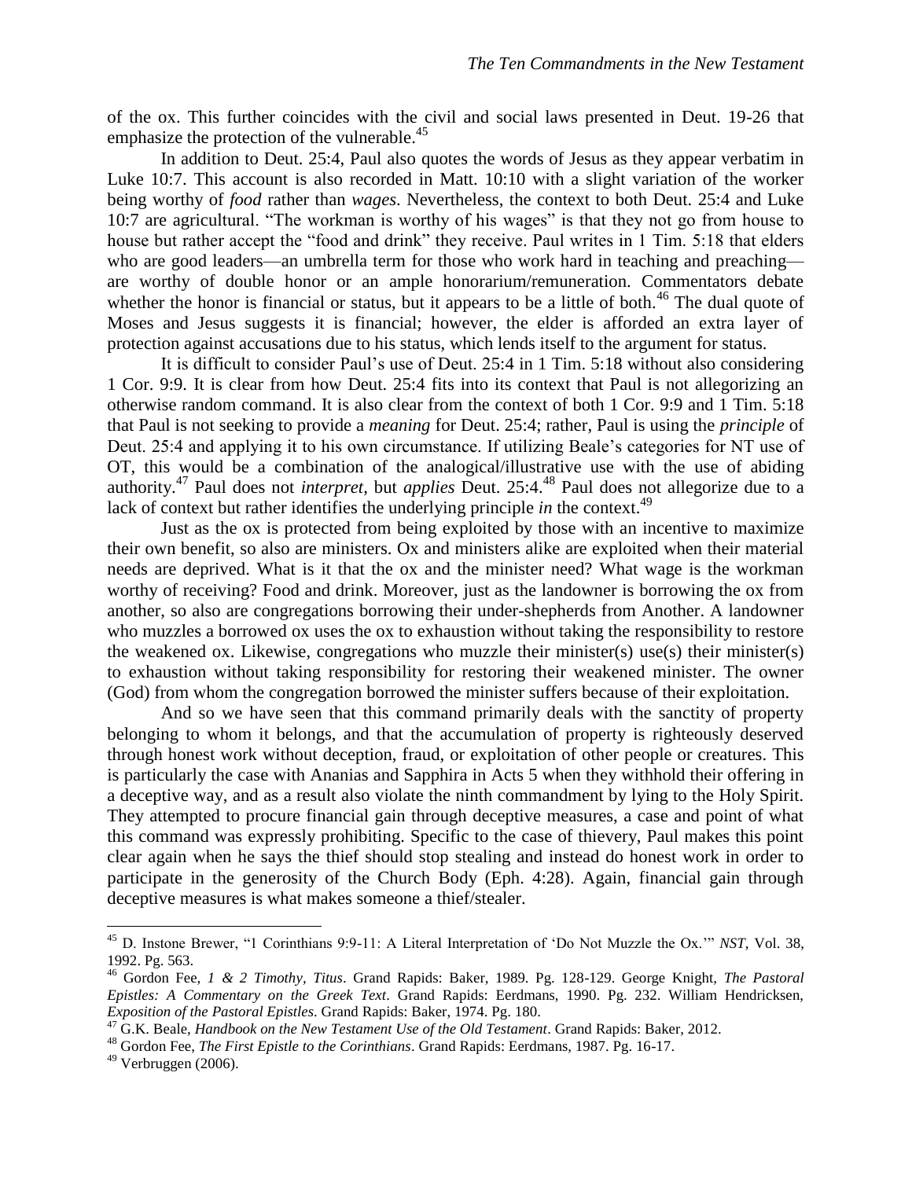of the ox. This further coincides with the civil and social laws presented in Deut. 19-26 that emphasize the protection of the vulnerable.[45]

In addition to Deut. 25:4, Paul also quotes the words of Jesus as they appear verbatim in Luke 10:7. This account is also recorded in Matt. 10:10 with a slight variation of the worker being worthy of *food* rather than *wages*. Nevertheless, the context to both Deut. 25:4 and Luke 10:7 are agricultural. "The workman is worthy of his wages" is that they not go from house to house but rather accept the "food and drink" they receive. Paul writes in 1 Tim. 5:18 that elders who are good leaders—an umbrella term for those who work hard in teaching and preaching—are worthy of double honor or an ample honorarium/remuneration. Commentators debate whether the honor is financial or status, but it appears to be a little of both.[46] The dual quote of Moses and Jesus suggests it is financial; however, the elder is afforded an extra layer of protection against accusations due to his status, which lends itself to the argument for status.

It is difficult to consider Paul's use of Deut. 25:4 in 1 Tim. 5:18 without also considering 1 Cor. 9:9. It is clear from how Deut. 25:4 fits into its context that Paul is not allegorizing an otherwise random command. It is also clear from the context of both 1 Cor. 9:9 and 1 Tim. 5:18 that Paul is not seeking to provide a *meaning* for Deut. 25:4; rather, Paul is using the *principle* of Deut. 25:4 and applying it to his own circumstance. If utilizing Beale's categories for NT use of OT, this would be a combination of the analogical/illustrative use with the use of abiding authority.[47] Paul does not *interpret*, but *applies* Deut. 25:4.[48] Paul does not allegorize due to a lack of context but rather identifies the underlying principle *in* the context.[49]

Just as the ox is protected from being exploited by those with an incentive to maximize their own benefit, so also are ministers. Ox and ministers alike are exploited when their material needs are deprived. What is it that the ox and the minister need? What wage is the workman worthy of receiving? Food and drink. Moreover, just as the landowner is borrowing the ox from another, so also are congregations borrowing their under-shepherds from Another. A landowner who muzzles a borrowed ox uses the ox to exhaustion without taking the responsibility to restore the weakened ox. Likewise, congregations who muzzle their minister(s) use(s) their minister(s) to exhaustion without taking responsibility for restoring their weakened minister. The owner (God) from whom the congregation borrowed the minister suffers because of their exploitation.

And so we have seen that this command primarily deals with the sanctity of property belonging to whom it belongs, and that the accumulation of property is righteously deserved through honest work without deception, fraud, or exploitation of other people or creatures. This is particularly the case with Ananias and Sapphira in Acts 5 when they withhold their offering in a deceptive way, and as a result also violate the ninth commandment by lying to the Holy Spirit. They attempted to procure financial gain through deceptive measures, a case and point of what this command was expressly prohibiting. Specific to the case of thievery, Paul makes this point clear again when he says the thief should stop stealing and instead do honest work in order to participate in the generosity of the Church Body (Eph. 4:28). Again, financial gain through deceptive measures is what makes someone a thief/stealer.

---

[45] D. Instone Brewer, "1 Corinthians 9:9-11: A Literal Interpretation of 'Do Not Muzzle the Ox.'" *NST*, Vol. 38, 1992. Pg. 563.

[46] Gordon Fee, *1 & 2 Timothy, Titus*. Grand Rapids: Baker, 1989. Pg. 128-129. George Knight, *The Pastoral Epistles: A Commentary on the Greek Text*. Grand Rapids: Eerdmans, 1990. Pg. 232. William Hendricksen, *Exposition of the Pastoral Epistles*. Grand Rapids: Baker, 1974. Pg. 180.

[47] G.K. Beale, *Handbook on the New Testament Use of the Old Testament*. Grand Rapids: Baker, 2012.

[48] Gordon Fee, *The First Epistle to the Corinthians*. Grand Rapids: Eerdmans, 1987. Pg. 16-17.

[49] Verbruggen (2006).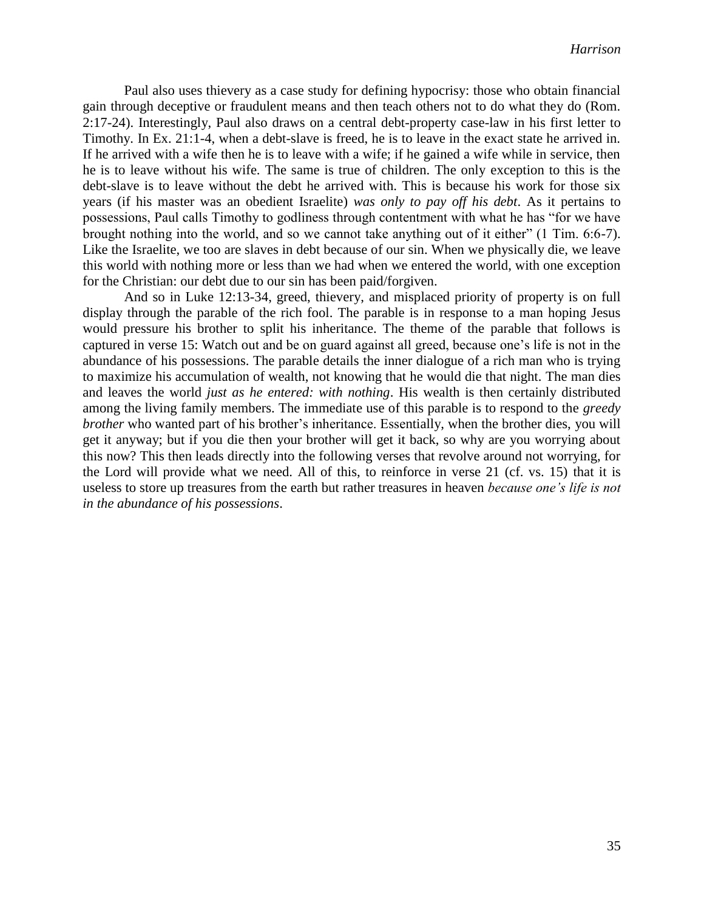Paul also uses thievery as a case study for defining hypocrisy: those who obtain financial gain through deceptive or fraudulent means and then teach others not to do what they do (Rom. 2:17-24). Interestingly, Paul also draws on a central debt-property case-law in his first letter to Timothy. In Ex. 21:1-4, when a debt-slave is freed, he is to leave in the exact state he arrived in. If he arrived with a wife then he is to leave with a wife; if he gained a wife while in service, then he is to leave without his wife. The same is true of children. The only exception to this is the debt-slave is to leave without the debt he arrived with. This is because his work for those six years (if his master was an obedient Israelite) *was only to pay off his debt*. As it pertains to possessions, Paul calls Timothy to godliness through contentment with what he has "for we have brought nothing into the world, and so we cannot take anything out of it either" (1 Tim. 6:6-7). Like the Israelite, we too are slaves in debt because of our sin. When we physically die, we leave this world with nothing more or less than we had when we entered the world, with one exception for the Christian: our debt due to our sin has been paid/forgiven.

And so in Luke 12:13-34, greed, thievery, and misplaced priority of property is on full display through the parable of the rich fool. The parable is in response to a man hoping Jesus would pressure his brother to split his inheritance. The theme of the parable that follows is captured in verse 15: Watch out and be on guard against all greed, because one's life is not in the abundance of his possessions. The parable details the inner dialogue of a rich man who is trying to maximize his accumulation of wealth, not knowing that he would die that night. The man dies and leaves the world *just as he entered: with nothing*. His wealth is then certainly distributed among the living family members. The immediate use of this parable is to respond to the *greedy brother* who wanted part of his brother's inheritance. Essentially, when the brother dies, you will get it anyway; but if you die then your brother will get it back, so why are you worrying about this now? This then leads directly into the following verses that revolve around not worrying, for the Lord will provide what we need. All of this, to reinforce in verse 21 (cf. vs. 15) that it is useless to store up treasures from the earth but rather treasures in heaven *because one's life is not in the abundance of his possessions*.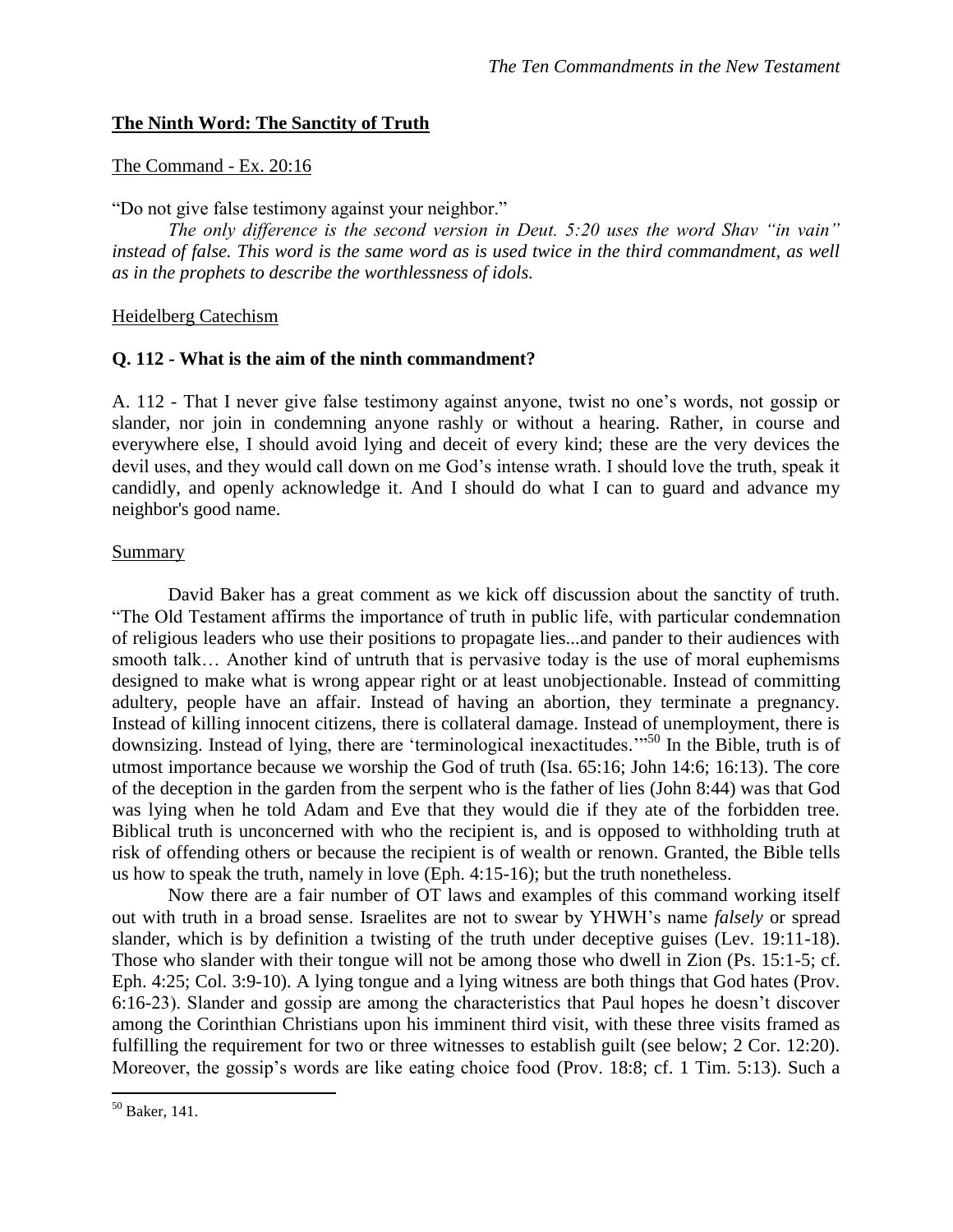## **The Ninth Word: The Sanctity of Truth**

The Command - Ex. 20:16

"Do not give false testimony against your neighbor."

*The only difference is the second version in Deut. 5:20 uses the word Shav "in vain" instead of false. This word is the same word as is used twice in the third commandment, as well as in the prophets to describe the worthlessness of idols.*

Heidelberg Catechism

**Q. 112 - What is the aim of the ninth commandment?**

A. 112 - That I never give false testimony against anyone, twist no one's words, not gossip or slander, nor join in condemning anyone rashly or without a hearing. Rather, in course and everywhere else, I should avoid lying and deceit of every kind; these are the very devices the devil uses, and they would call down on me God's intense wrath. I should love the truth, speak it candidly, and openly acknowledge it. And I should do what I can to guard and advance my neighbor's good name.

Summary

David Baker has a great comment as we kick off discussion about the sanctity of truth. "The Old Testament affirms the importance of truth in public life, with particular condemnation of religious leaders who use their positions to propagate lies...and pander to their audiences with smooth talk… Another kind of untruth that is pervasive today is the use of moral euphemisms designed to make what is wrong appear right or at least unobjectionable. Instead of committing adultery, people have an affair. Instead of having an abortion, they terminate a pregnancy. Instead of killing innocent citizens, there is collateral damage. Instead of unemployment, there is downsizing. Instead of lying, there are 'terminological inexactitudes.'"[50] In the Bible, truth is of utmost importance because we worship the God of truth (Isa. 65:16; John 14:6; 16:13). The core of the deception in the garden from the serpent who is the father of lies (John 8:44) was that God was lying when he told Adam and Eve that they would die if they ate of the forbidden tree. Biblical truth is unconcerned with who the recipient is, and is opposed to withholding truth at risk of offending others or because the recipient is of wealth or renown. Granted, the Bible tells us how to speak the truth, namely in love (Eph. 4:15-16); but the truth nonetheless.

Now there are a fair number of OT laws and examples of this command working itself out with truth in a broad sense. Israelites are not to swear by YHWH's name *falsely* or spread slander, which is by definition a twisting of the truth under deceptive guises (Lev. 19:11-18). Those who slander with their tongue will not be among those who dwell in Zion (Ps. 15:1-5; cf. Eph. 4:25; Col. 3:9-10). A lying tongue and a lying witness are both things that God hates (Prov. 6:16-23). Slander and gossip are among the characteristics that Paul hopes he doesn't discover among the Corinthian Christians upon his imminent third visit, with these three visits framed as fulfilling the requirement for two or three witnesses to establish guilt (see below; 2 Cor. 12:20). Moreover, the gossip's words are like eating choice food (Prov. 18:8; cf. 1 Tim. 5:13). Such a

[50] Baker, 141.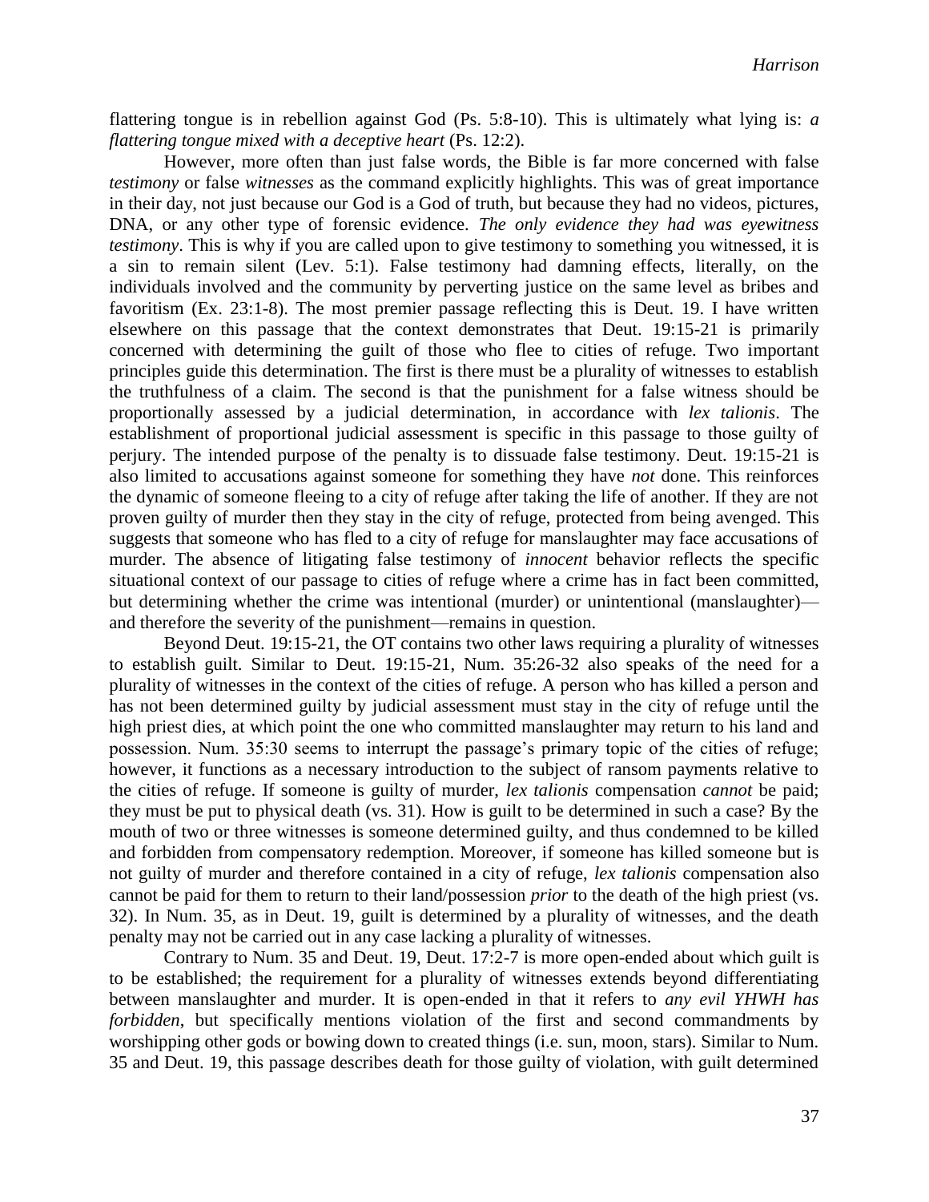flattering tongue is in rebellion against God (Ps. 5:8-10). This is ultimately what lying is: *a flattering tongue mixed with a deceptive heart* (Ps. 12:2).

However, more often than just false words, the Bible is far more concerned with false *testimony* or false *witnesses* as the command explicitly highlights. This was of great importance in their day, not just because our God is a God of truth, but because they had no videos, pictures, DNA, or any other type of forensic evidence. *The only evidence they had was eyewitness testimony*. This is why if you are called upon to give testimony to something you witnessed, it is a sin to remain silent (Lev. 5:1). False testimony had damning effects, literally, on the individuals involved and the community by perverting justice on the same level as bribes and favoritism (Ex. 23:1-8). The most premier passage reflecting this is Deut. 19. I have written elsewhere on this passage that the context demonstrates that Deut. 19:15-21 is primarily concerned with determining the guilt of those who flee to cities of refuge. Two important principles guide this determination. The first is there must be a plurality of witnesses to establish the truthfulness of a claim. The second is that the punishment for a false witness should be proportionally assessed by a judicial determination, in accordance with *lex talionis*. The establishment of proportional judicial assessment is specific in this passage to those guilty of perjury. The intended purpose of the penalty is to dissuade false testimony. Deut. 19:15-21 is also limited to accusations against someone for something they have *not* done. This reinforces the dynamic of someone fleeing to a city of refuge after taking the life of another. If they are not proven guilty of murder then they stay in the city of refuge, protected from being avenged. This suggests that someone who has fled to a city of refuge for manslaughter may face accusations of murder. The absence of litigating false testimony of *innocent* behavior reflects the specific situational context of our passage to cities of refuge where a crime has in fact been committed, but determining whether the crime was intentional (murder) or unintentional (manslaughter)—and therefore the severity of the punishment—remains in question.

Beyond Deut. 19:15-21, the OT contains two other laws requiring a plurality of witnesses to establish guilt. Similar to Deut. 19:15-21, Num. 35:26-32 also speaks of the need for a plurality of witnesses in the context of the cities of refuge. A person who has killed a person and has not been determined guilty by judicial assessment must stay in the city of refuge until the high priest dies, at which point the one who committed manslaughter may return to his land and possession. Num. 35:30 seems to interrupt the passage's primary topic of the cities of refuge; however, it functions as a necessary introduction to the subject of ransom payments relative to the cities of refuge. If someone is guilty of murder, *lex talionis* compensation *cannot* be paid; they must be put to physical death (vs. 31). How is guilt to be determined in such a case? By the mouth of two or three witnesses is someone determined guilty, and thus condemned to be killed and forbidden from compensatory redemption. Moreover, if someone has killed someone but is not guilty of murder and therefore contained in a city of refuge, *lex talionis* compensation also cannot be paid for them to return to their land/possession *prior* to the death of the high priest (vs. 32). In Num. 35, as in Deut. 19, guilt is determined by a plurality of witnesses, and the death penalty may not be carried out in any case lacking a plurality of witnesses.

Contrary to Num. 35 and Deut. 19, Deut. 17:2-7 is more open-ended about which guilt is to be established; the requirement for a plurality of witnesses extends beyond differentiating between manslaughter and murder. It is open-ended in that it refers to *any evil YHWH has forbidden*, but specifically mentions violation of the first and second commandments by worshipping other gods or bowing down to created things (i.e. sun, moon, stars). Similar to Num. 35 and Deut. 19, this passage describes death for those guilty of violation, with guilt determined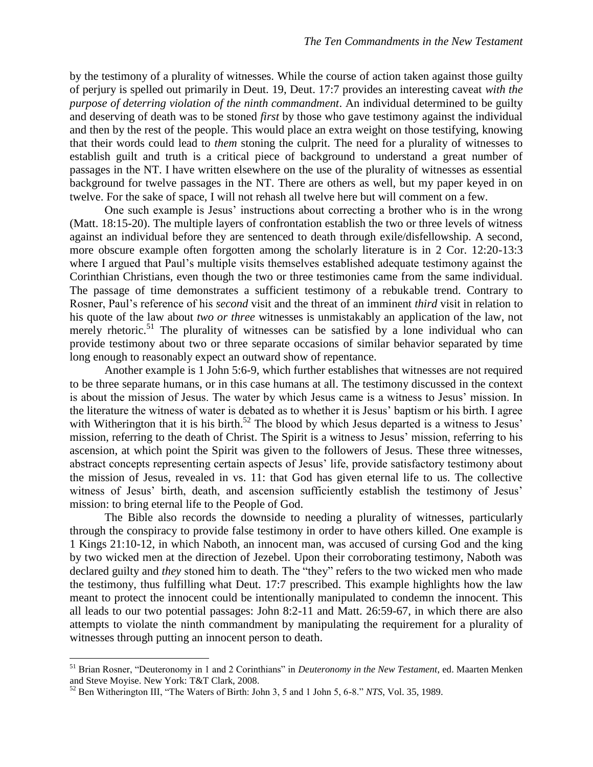by the testimony of a plurality of witnesses. While the course of action taken against those guilty of perjury is spelled out primarily in Deut. 19, Deut. 17:7 provides an interesting caveat *with the purpose of deterring violation of the ninth commandment*. An individual determined to be guilty and deserving of death was to be stoned *first* by those who gave testimony against the individual and then by the rest of the people. This would place an extra weight on those testifying, knowing that their words could lead to *them* stoning the culprit. The need for a plurality of witnesses to establish guilt and truth is a critical piece of background to understand a great number of passages in the NT. I have written elsewhere on the use of the plurality of witnesses as essential background for twelve passages in the NT. There are others as well, but my paper keyed in on twelve. For the sake of space, I will not rehash all twelve here but will comment on a few.

One such example is Jesus' instructions about correcting a brother who is in the wrong (Matt. 18:15-20). The multiple layers of confrontation establish the two or three levels of witness against an individual before they are sentenced to death through exile/disfellowship. A second, more obscure example often forgotten among the scholarly literature is in 2 Cor. 12:20-13:3 where I argued that Paul's multiple visits themselves established adequate testimony against the Corinthian Christians, even though the two or three testimonies came from the same individual. The passage of time demonstrates a sufficient testimony of a rebukable trend. Contrary to Rosner, Paul's reference of his *second* visit and the threat of an imminent *third* visit in relation to his quote of the law about *two or three* witnesses is unmistakably an application of the law, not merely rhetoric.[51] The plurality of witnesses can be satisfied by a lone individual who can provide testimony about two or three separate occasions of similar behavior separated by time long enough to reasonably expect an outward show of repentance.

Another example is 1 John 5:6-9, which further establishes that witnesses are not required to be three separate humans, or in this case humans at all. The testimony discussed in the context is about the mission of Jesus. The water by which Jesus came is a witness to Jesus' mission. In the literature the witness of water is debated as to whether it is Jesus' baptism or his birth. I agree with Witherington that it is his birth.[52] The blood by which Jesus departed is a witness to Jesus' mission, referring to the death of Christ. The Spirit is a witness to Jesus' mission, referring to his ascension, at which point the Spirit was given to the followers of Jesus. These three witnesses, abstract concepts representing certain aspects of Jesus' life, provide satisfactory testimony about the mission of Jesus, revealed in vs. 11: that God has given eternal life to us. The collective witness of Jesus' birth, death, and ascension sufficiently establish the testimony of Jesus' mission: to bring eternal life to the People of God.

The Bible also records the downside to needing a plurality of witnesses, particularly through the conspiracy to provide false testimony in order to have others killed. One example is 1 Kings 21:10-12, in which Naboth, an innocent man, was accused of cursing God and the king by two wicked men at the direction of Jezebel. Upon their corroborating testimony, Naboth was declared guilty and *they* stoned him to death. The "they" refers to the two wicked men who made the testimony, thus fulfilling what Deut. 17:7 prescribed. This example highlights how the law meant to protect the innocent could be intentionally manipulated to condemn the innocent. This all leads to our two potential passages: John 8:2-11 and Matt. 26:59-67, in which there are also attempts to violate the ninth commandment by manipulating the requirement for a plurality of witnesses through putting an innocent person to death.

---

[51] Brian Rosner, "Deuteronomy in 1 and 2 Corinthians" in *Deuteronomy in the New Testament*, ed. Maarten Menken and Steve Moyise. New York: T&T Clark, 2008.

[52] Ben Witherington III, "The Waters of Birth: John 3, 5 and 1 John 5, 6-8." *NTS*, Vol. 35, 1989.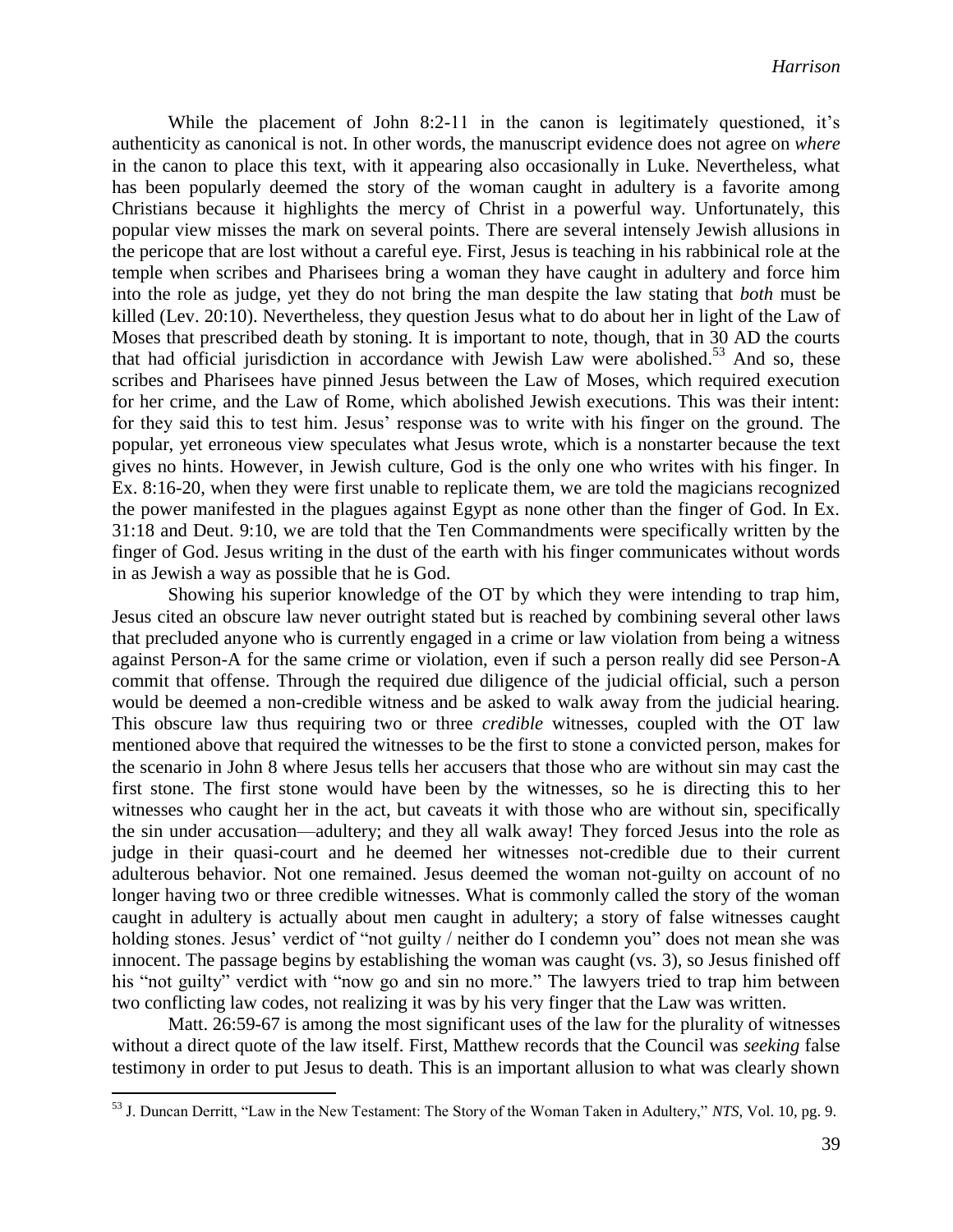While the placement of John 8:2-11 in the canon is legitimately questioned, it's authenticity as canonical is not. In other words, the manuscript evidence does not agree on *where* in the canon to place this text, with it appearing also occasionally in Luke. Nevertheless, what has been popularly deemed the story of the woman caught in adultery is a favorite among Christians because it highlights the mercy of Christ in a powerful way. Unfortunately, this popular view misses the mark on several points. There are several intensely Jewish allusions in the pericope that are lost without a careful eye. First, Jesus is teaching in his rabbinical role at the temple when scribes and Pharisees bring a woman they have caught in adultery and force him into the role as judge, yet they do not bring the man despite the law stating that *both* must be killed (Lev. 20:10). Nevertheless, they question Jesus what to do about her in light of the Law of Moses that prescribed death by stoning. It is important to note, though, that in 30 AD the courts that had official jurisdiction in accordance with Jewish Law were abolished.[53] And so, these scribes and Pharisees have pinned Jesus between the Law of Moses, which required execution for her crime, and the Law of Rome, which abolished Jewish executions. This was their intent: for they said this to test him. Jesus' response was to write with his finger on the ground. The popular, yet erroneous view speculates what Jesus wrote, which is a nonstarter because the text gives no hints. However, in Jewish culture, God is the only one who writes with his finger. In Ex. 8:16-20, when they were first unable to replicate them, we are told the magicians recognized the power manifested in the plagues against Egypt as none other than the finger of God. In Ex. 31:18 and Deut. 9:10, we are told that the Ten Commandments were specifically written by the finger of God. Jesus writing in the dust of the earth with his finger communicates without words in as Jewish a way as possible that he is God.

Showing his superior knowledge of the OT by which they were intending to trap him, Jesus cited an obscure law never outright stated but is reached by combining several other laws that precluded anyone who is currently engaged in a crime or law violation from being a witness against Person-A for the same crime or violation, even if such a person really did see Person-A commit that offense. Through the required due diligence of the judicial official, such a person would be deemed a non-credible witness and be asked to walk away from the judicial hearing. This obscure law thus requiring two or three *credible* witnesses, coupled with the OT law mentioned above that required the witnesses to be the first to stone a convicted person, makes for the scenario in John 8 where Jesus tells her accusers that those who are without sin may cast the first stone. The first stone would have been by the witnesses, so he is directing this to her witnesses who caught her in the act, but caveats it with those who are without sin, specifically the sin under accusation—adultery; and they all walk away! They forced Jesus into the role as judge in their quasi-court and he deemed her witnesses not-credible due to their current adulterous behavior. Not one remained. Jesus deemed the woman not-guilty on account of no longer having two or three credible witnesses. What is commonly called the story of the woman caught in adultery is actually about men caught in adultery; a story of false witnesses caught holding stones. Jesus' verdict of "not guilty / neither do I condemn you" does not mean she was innocent. The passage begins by establishing the woman was caught (vs. 3), so Jesus finished off his "not guilty" verdict with "now go and sin no more." The lawyers tried to trap him between two conflicting law codes, not realizing it was by his very finger that the Law was written.

Matt. 26:59-67 is among the most significant uses of the law for the plurality of witnesses without a direct quote of the law itself. First, Matthew records that the Council was *seeking* false testimony in order to put Jesus to death. This is an important allusion to what was clearly shown

---

[53] J. Duncan Derritt, "Law in the New Testament: The Story of the Woman Taken in Adultery," *NTS*, Vol. 10, pg. 9.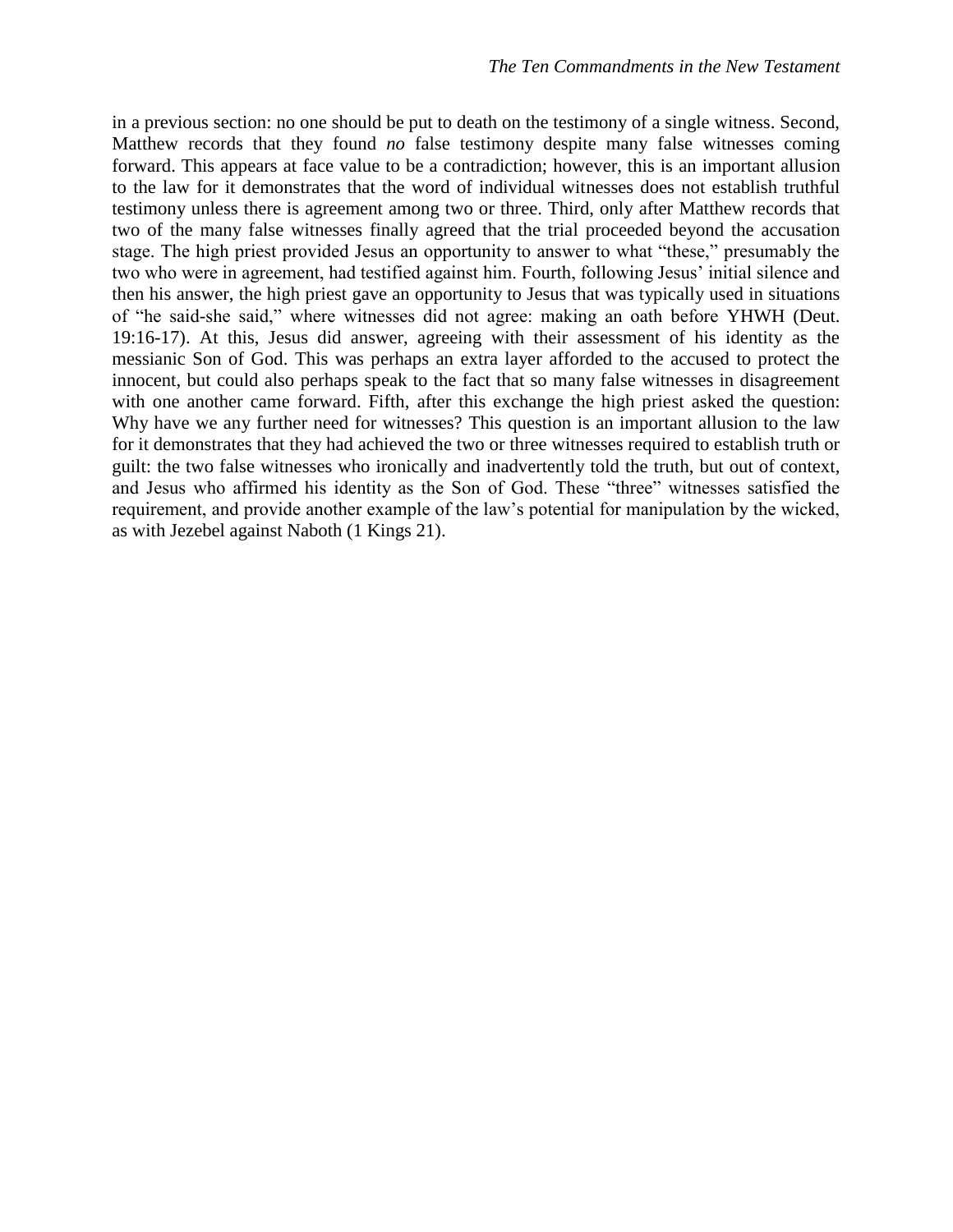in a previous section: no one should be put to death on the testimony of a single witness. Second, Matthew records that they found *no* false testimony despite many false witnesses coming forward. This appears at face value to be a contradiction; however, this is an important allusion to the law for it demonstrates that the word of individual witnesses does not establish truthful testimony unless there is agreement among two or three. Third, only after Matthew records that two of the many false witnesses finally agreed that the trial proceeded beyond the accusation stage. The high priest provided Jesus an opportunity to answer to what "these," presumably the two who were in agreement, had testified against him. Fourth, following Jesus' initial silence and then his answer, the high priest gave an opportunity to Jesus that was typically used in situations of "he said-she said," where witnesses did not agree: making an oath before YHWH (Deut. 19:16-17). At this, Jesus did answer, agreeing with their assessment of his identity as the messianic Son of God. This was perhaps an extra layer afforded to the accused to protect the innocent, but could also perhaps speak to the fact that so many false witnesses in disagreement with one another came forward. Fifth, after this exchange the high priest asked the question: Why have we any further need for witnesses? This question is an important allusion to the law for it demonstrates that they had achieved the two or three witnesses required to establish truth or guilt: the two false witnesses who ironically and inadvertently told the truth, but out of context, and Jesus who affirmed his identity as the Son of God. These "three" witnesses satisfied the requirement, and provide another example of the law's potential for manipulation by the wicked, as with Jezebel against Naboth (1 Kings 21).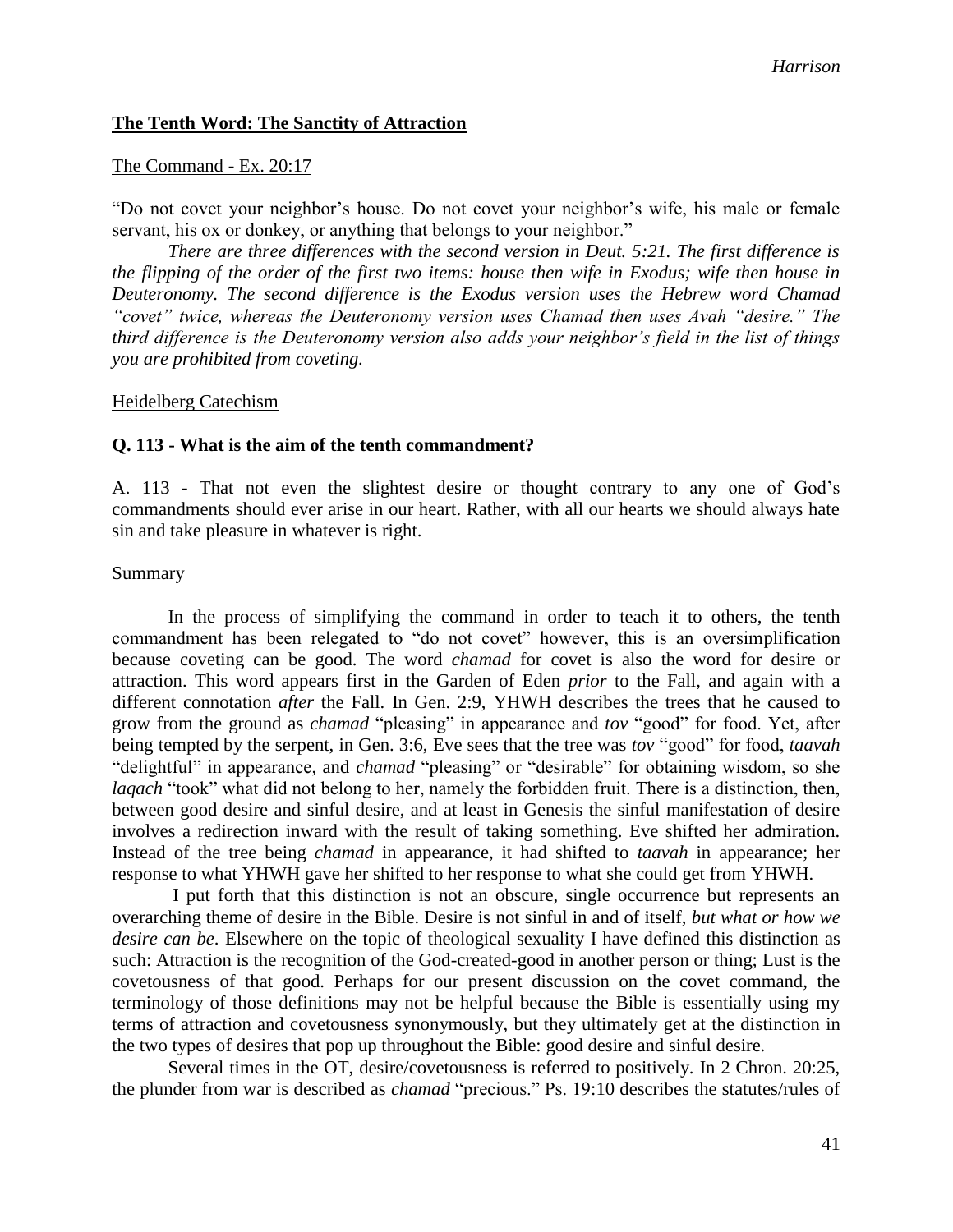**<u>The Tenth Word: The Sanctity of Attraction</u>**

<u>The Command - Ex. 20:17</u>

"Do not covet your neighbor's house. Do not covet your neighbor's wife, his male or female servant, his ox or donkey, or anything that belongs to your neighbor."

*There are three differences with the second version in Deut. 5:21. The first difference is the flipping of the order of the first two items: house then wife in Exodus; wife then house in Deuteronomy. The second difference is the Exodus version uses the Hebrew word Chamad "covet" twice, whereas the Deuteronomy version uses Chamad then uses Avah "desire." The third difference is the Deuteronomy version also adds your neighbor's field in the list of things you are prohibited from coveting.*

<u>Heidelberg Catechism</u>

**Q. 113 - What is the aim of the tenth commandment?**

A. 113 - That not even the slightest desire or thought contrary to any one of God's commandments should ever arise in our heart. Rather, with all our hearts we should always hate sin and take pleasure in whatever is right.

<u>Summary</u>

In the process of simplifying the command in order to teach it to others, the tenth commandment has been relegated to "do not covet" however, this is an oversimplification because coveting can be good. The word *chamad* for covet is also the word for desire or attraction. This word appears first in the Garden of Eden *prior* to the Fall, and again with a different connotation *after* the Fall. In Gen. 2:9, YHWH describes the trees that he caused to grow from the ground as *chamad* "pleasing" in appearance and *tov* "good" for food. Yet, after being tempted by the serpent, in Gen. 3:6, Eve sees that the tree was *tov* "good" for food, *taavah* "delightful" in appearance, and *chamad* "pleasing" or "desirable" for obtaining wisdom, so she *laqach* "took" what did not belong to her, namely the forbidden fruit. There is a distinction, then, between good desire and sinful desire, and at least in Genesis the sinful manifestation of desire involves a redirection inward with the result of taking something. Eve shifted her admiration. Instead of the tree being *chamad* in appearance, it had shifted to *taavah* in appearance; her response to what YHWH gave her shifted to her response to what she could get from YHWH.

I put forth that this distinction is not an obscure, single occurrence but represents an overarching theme of desire in the Bible. Desire is not sinful in and of itself, *but what or how we desire can be*. Elsewhere on the topic of theological sexuality I have defined this distinction as such: Attraction is the recognition of the God-created-good in another person or thing; Lust is the covetousness of that good. Perhaps for our present discussion on the covet command, the terminology of those definitions may not be helpful because the Bible is essentially using my terms of attraction and covetousness synonymously, but they ultimately get at the distinction in the two types of desires that pop up throughout the Bible: good desire and sinful desire.

Several times in the OT, desire/covetousness is referred to positively. In 2 Chron. 20:25, the plunder from war is described as *chamad* "precious." Ps. 19:10 describes the statutes/rules of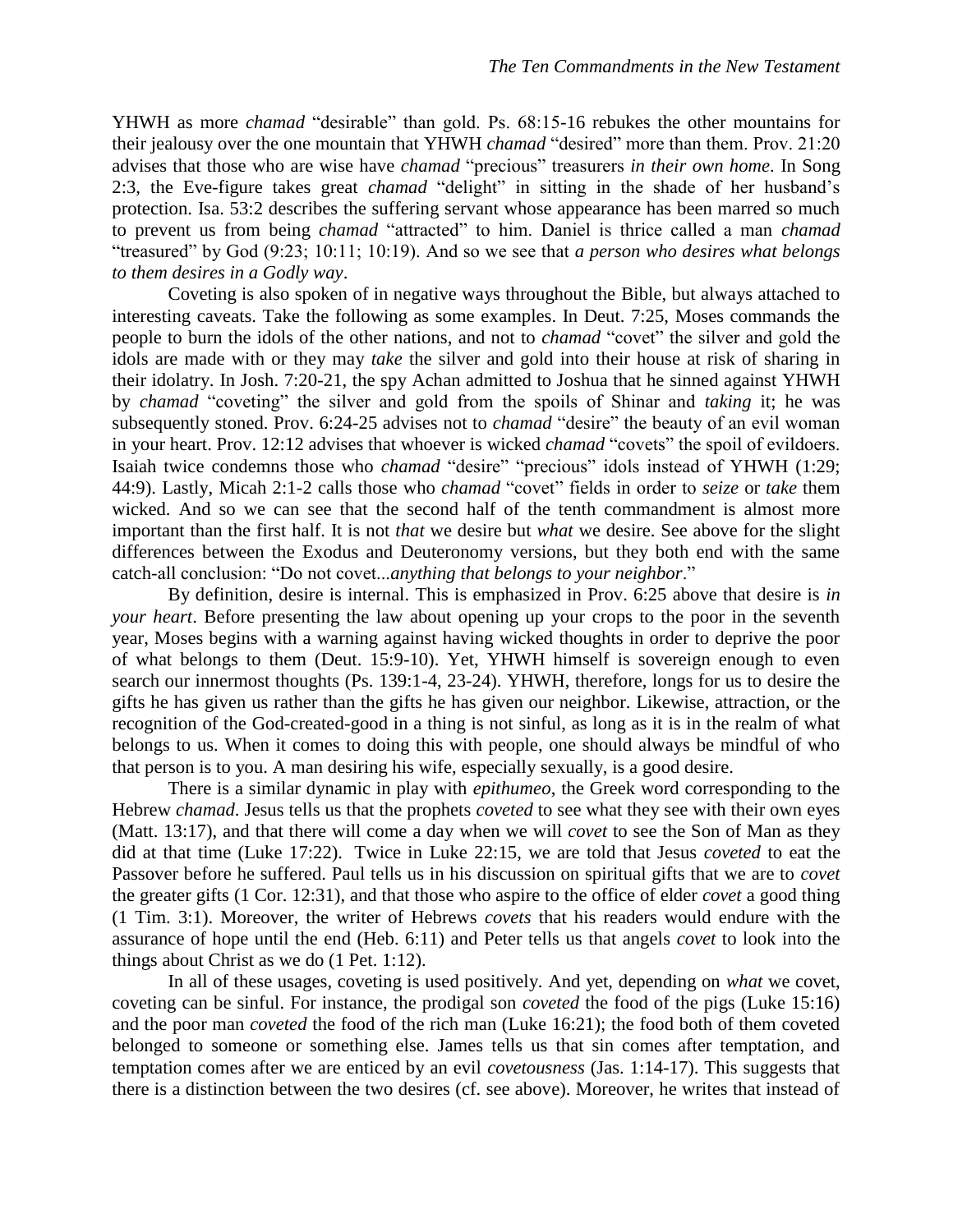YHWH as more *chamad* "desirable" than gold. Ps. 68:15-16 rebukes the other mountains for their jealousy over the one mountain that YHWH *chamad* "desired" more than them. Prov. 21:20 advises that those who are wise have *chamad* "precious" treasurers *in their own home*. In Song 2:3, the Eve-figure takes great *chamad* "delight" in sitting in the shade of her husband's protection. Isa. 53:2 describes the suffering servant whose appearance has been marred so much to prevent us from being *chamad* "attracted" to him. Daniel is thrice called a man *chamad* "treasured" by God (9:23; 10:11; 10:19). And so we see that *a person who desires what belongs to them desires in a Godly way*.

Coveting is also spoken of in negative ways throughout the Bible, but always attached to interesting caveats. Take the following as some examples. In Deut. 7:25, Moses commands the people to burn the idols of the other nations, and not to *chamad* "covet" the silver and gold the idols are made with or they may *take* the silver and gold into their house at risk of sharing in their idolatry. In Josh. 7:20-21, the spy Achan admitted to Joshua that he sinned against YHWH by *chamad* "coveting" the silver and gold from the spoils of Shinar and *taking* it; he was subsequently stoned. Prov. 6:24-25 advises not to *chamad* "desire" the beauty of an evil woman in your heart. Prov. 12:12 advises that whoever is wicked *chamad* "covets" the spoil of evildoers. Isaiah twice condemns those who *chamad* "desire" "precious" idols instead of YHWH (1:29; 44:9). Lastly, Micah 2:1-2 calls those who *chamad* "covet" fields in order to *seize* or *take* them wicked. And so we can see that the second half of the tenth commandment is almost more important than the first half. It is not *that* we desire but *what* we desire. See above for the slight differences between the Exodus and Deuteronomy versions, but they both end with the same catch-all conclusion: "Do not covet...*anything that belongs to your neighbor*."

By definition, desire is internal. This is emphasized in Prov. 6:25 above that desire is *in your heart*. Before presenting the law about opening up your crops to the poor in the seventh year, Moses begins with a warning against having wicked thoughts in order to deprive the poor of what belongs to them (Deut. 15:9-10). Yet, YHWH himself is sovereign enough to even search our innermost thoughts (Ps. 139:1-4, 23-24). YHWH, therefore, longs for us to desire the gifts he has given us rather than the gifts he has given our neighbor. Likewise, attraction, or the recognition of the God-created-good in a thing is not sinful, as long as it is in the realm of what belongs to us. When it comes to doing this with people, one should always be mindful of who that person is to you. A man desiring his wife, especially sexually, is a good desire.

There is a similar dynamic in play with *epithumeo*, the Greek word corresponding to the Hebrew *chamad*. Jesus tells us that the prophets *coveted* to see what they see with their own eyes (Matt. 13:17), and that there will come a day when we will *covet* to see the Son of Man as they did at that time (Luke 17:22). Twice in Luke 22:15, we are told that Jesus *coveted* to eat the Passover before he suffered. Paul tells us in his discussion on spiritual gifts that we are to *covet* the greater gifts (1 Cor. 12:31), and that those who aspire to the office of elder *covet* a good thing (1 Tim. 3:1). Moreover, the writer of Hebrews *covets* that his readers would endure with the assurance of hope until the end (Heb. 6:11) and Peter tells us that angels *covet* to look into the things about Christ as we do (1 Pet. 1:12).

In all of these usages, coveting is used positively. And yet, depending on *what* we covet, coveting can be sinful. For instance, the prodigal son *coveted* the food of the pigs (Luke 15:16) and the poor man *coveted* the food of the rich man (Luke 16:21); the food both of them coveted belonged to someone or something else. James tells us that sin comes after temptation, and temptation comes after we are enticed by an evil *covetousness* (Jas. 1:14-17). This suggests that there is a distinction between the two desires (cf. see above). Moreover, he writes that instead of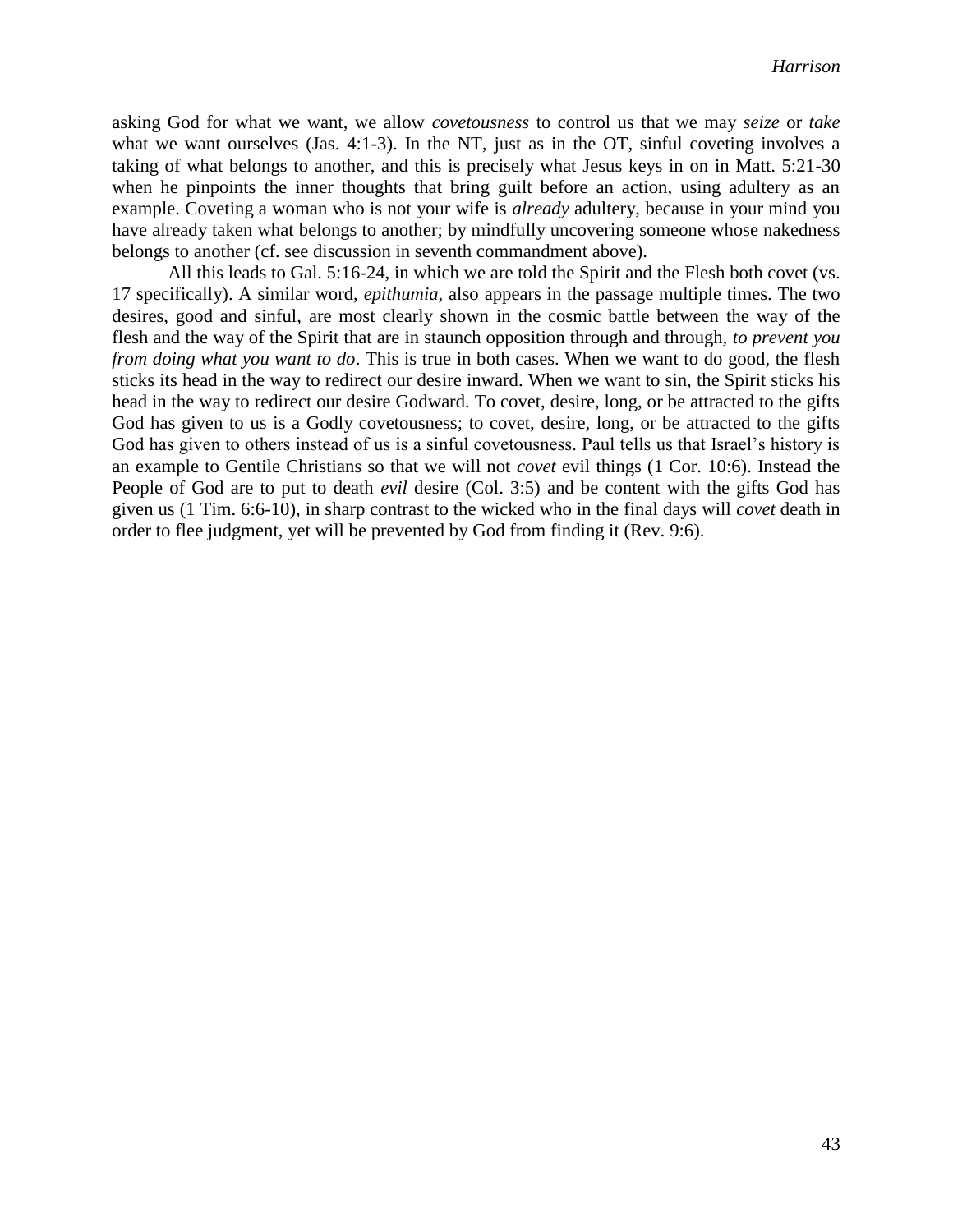asking God for what we want, we allow *covetousness* to control us that we may *seize* or *take* what we want ourselves (Jas. 4:1-3). In the NT, just as in the OT, sinful coveting involves a taking of what belongs to another, and this is precisely what Jesus keys in on in Matt. 5:21-30 when he pinpoints the inner thoughts that bring guilt before an action, using adultery as an example. Coveting a woman who is not your wife is *already* adultery, because in your mind you have already taken what belongs to another; by mindfully uncovering someone whose nakedness belongs to another (cf. see discussion in seventh commandment above).

All this leads to Gal. 5:16-24, in which we are told the Spirit and the Flesh both covet (vs. 17 specifically). A similar word, *epithumia*, also appears in the passage multiple times. The two desires, good and sinful, are most clearly shown in the cosmic battle between the way of the flesh and the way of the Spirit that are in staunch opposition through and through, *to prevent you from doing what you want to do*. This is true in both cases. When we want to do good, the flesh sticks its head in the way to redirect our desire inward. When we want to sin, the Spirit sticks his head in the way to redirect our desire Godward. To covet, desire, long, or be attracted to the gifts God has given to us is a Godly covetousness; to covet, desire, long, or be attracted to the gifts God has given to others instead of us is a sinful covetousness. Paul tells us that Israel's history is an example to Gentile Christians so that we will not *covet* evil things (1 Cor. 10:6). Instead the People of God are to put to death *evil* desire (Col. 3:5) and be content with the gifts God has given us (1 Tim. 6:6-10), in sharp contrast to the wicked who in the final days will *covet* death in order to flee judgment, yet will be prevented by God from finding it (Rev. 9:6).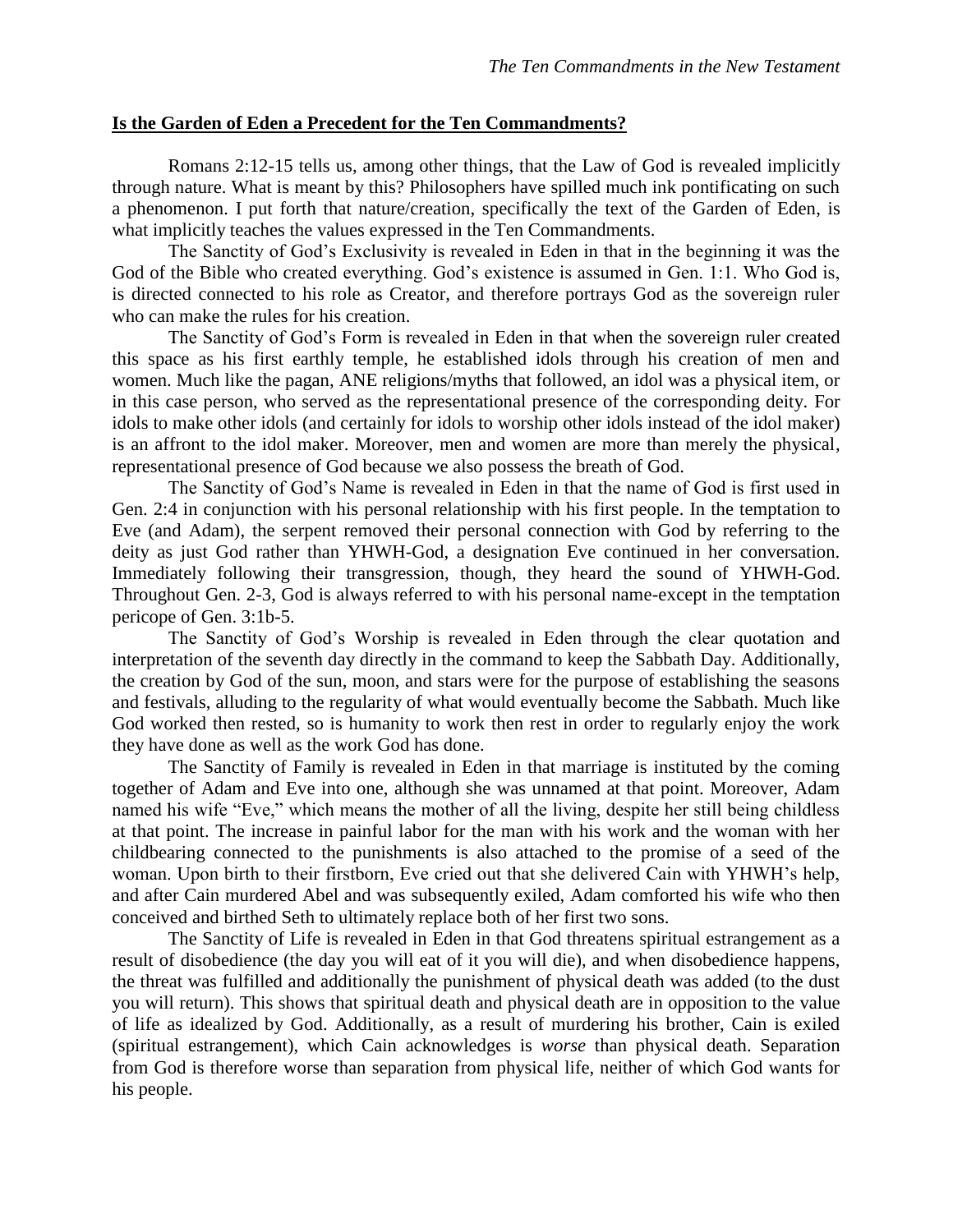**Is the Garden of Eden a Precedent for the Ten Commandments?**

Romans 2:12-15 tells us, among other things, that the Law of God is revealed implicitly through nature. What is meant by this? Philosophers have spilled much ink pontificating on such a phenomenon. I put forth that nature/creation, specifically the text of the Garden of Eden, is what implicitly teaches the values expressed in the Ten Commandments.

The Sanctity of God's Exclusivity is revealed in Eden in that in the beginning it was the God of the Bible who created everything. God's existence is assumed in Gen. 1:1. Who God is, is directed connected to his role as Creator, and therefore portrays God as the sovereign ruler who can make the rules for his creation.

The Sanctity of God's Form is revealed in Eden in that when the sovereign ruler created this space as his first earthly temple, he established idols through his creation of men and women. Much like the pagan, ANE religions/myths that followed, an idol was a physical item, or in this case person, who served as the representational presence of the corresponding deity. For idols to make other idols (and certainly for idols to worship other idols instead of the idol maker) is an affront to the idol maker. Moreover, men and women are more than merely the physical, representational presence of God because we also possess the breath of God.

The Sanctity of God's Name is revealed in Eden in that the name of God is first used in Gen. 2:4 in conjunction with his personal relationship with his first people. In the temptation to Eve (and Adam), the serpent removed their personal connection with God by referring to the deity as just God rather than YHWH-God, a designation Eve continued in her conversation. Immediately following their transgression, though, they heard the sound of YHWH-God. Throughout Gen. 2-3, God is always referred to with his personal name-except in the temptation pericope of Gen. 3:1b-5.

The Sanctity of God's Worship is revealed in Eden through the clear quotation and interpretation of the seventh day directly in the command to keep the Sabbath Day. Additionally, the creation by God of the sun, moon, and stars were for the purpose of establishing the seasons and festivals, alluding to the regularity of what would eventually become the Sabbath. Much like God worked then rested, so is humanity to work then rest in order to regularly enjoy the work they have done as well as the work God has done.

The Sanctity of Family is revealed in Eden in that marriage is instituted by the coming together of Adam and Eve into one, although she was unnamed at that point. Moreover, Adam named his wife "Eve," which means the mother of all the living, despite her still being childless at that point. The increase in painful labor for the man with his work and the woman with her childbearing connected to the punishments is also attached to the promise of a seed of the woman. Upon birth to their firstborn, Eve cried out that she delivered Cain with YHWH's help, and after Cain murdered Abel and was subsequently exiled, Adam comforted his wife who then conceived and birthed Seth to ultimately replace both of her first two sons.

The Sanctity of Life is revealed in Eden in that God threatens spiritual estrangement as a result of disobedience (the day you will eat of it you will die), and when disobedience happens, the threat was fulfilled and additionally the punishment of physical death was added (to the dust you will return). This shows that spiritual death and physical death are in opposition to the value of life as idealized by God. Additionally, as a result of murdering his brother, Cain is exiled (spiritual estrangement), which Cain acknowledges is *worse* than physical death. Separation from God is therefore worse than separation from physical life, neither of which God wants for his people.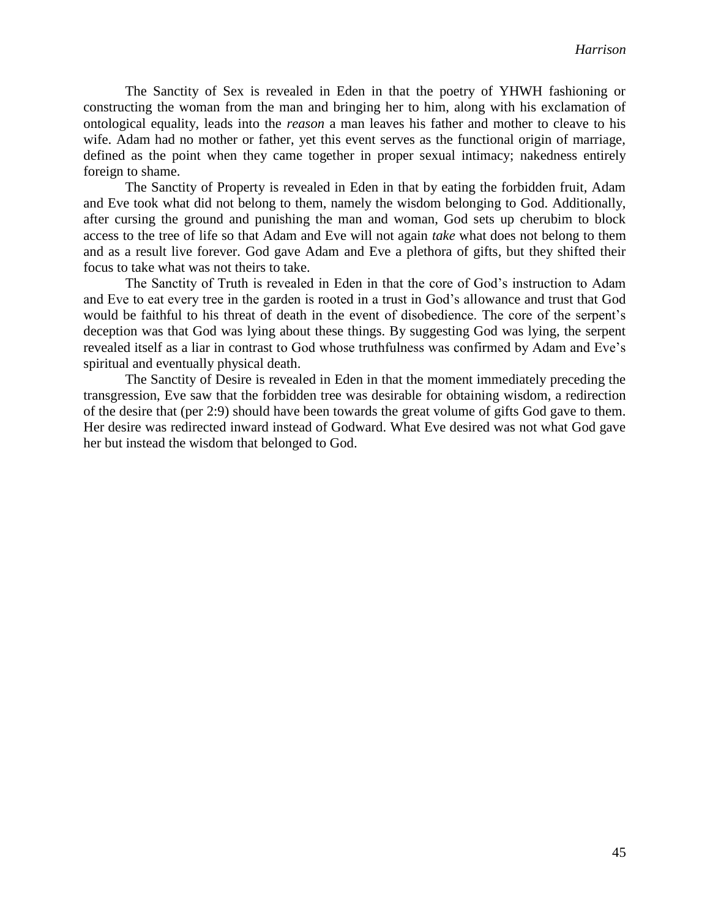The Sanctity of Sex is revealed in Eden in that the poetry of YHWH fashioning or constructing the woman from the man and bringing her to him, along with his exclamation of ontological equality, leads into the *reason* a man leaves his father and mother to cleave to his wife. Adam had no mother or father, yet this event serves as the functional origin of marriage, defined as the point when they came together in proper sexual intimacy; nakedness entirely foreign to shame.

The Sanctity of Property is revealed in Eden in that by eating the forbidden fruit, Adam and Eve took what did not belong to them, namely the wisdom belonging to God. Additionally, after cursing the ground and punishing the man and woman, God sets up cherubim to block access to the tree of life so that Adam and Eve will not again *take* what does not belong to them and as a result live forever. God gave Adam and Eve a plethora of gifts, but they shifted their focus to take what was not theirs to take.

The Sanctity of Truth is revealed in Eden in that the core of God's instruction to Adam and Eve to eat every tree in the garden is rooted in a trust in God's allowance and trust that God would be faithful to his threat of death in the event of disobedience. The core of the serpent's deception was that God was lying about these things. By suggesting God was lying, the serpent revealed itself as a liar in contrast to God whose truthfulness was confirmed by Adam and Eve's spiritual and eventually physical death.

The Sanctity of Desire is revealed in Eden in that the moment immediately preceding the transgression, Eve saw that the forbidden tree was desirable for obtaining wisdom, a redirection of the desire that (per 2:9) should have been towards the great volume of gifts God gave to them. Her desire was redirected inward instead of Godward. What Eve desired was not what God gave her but instead the wisdom that belonged to God.